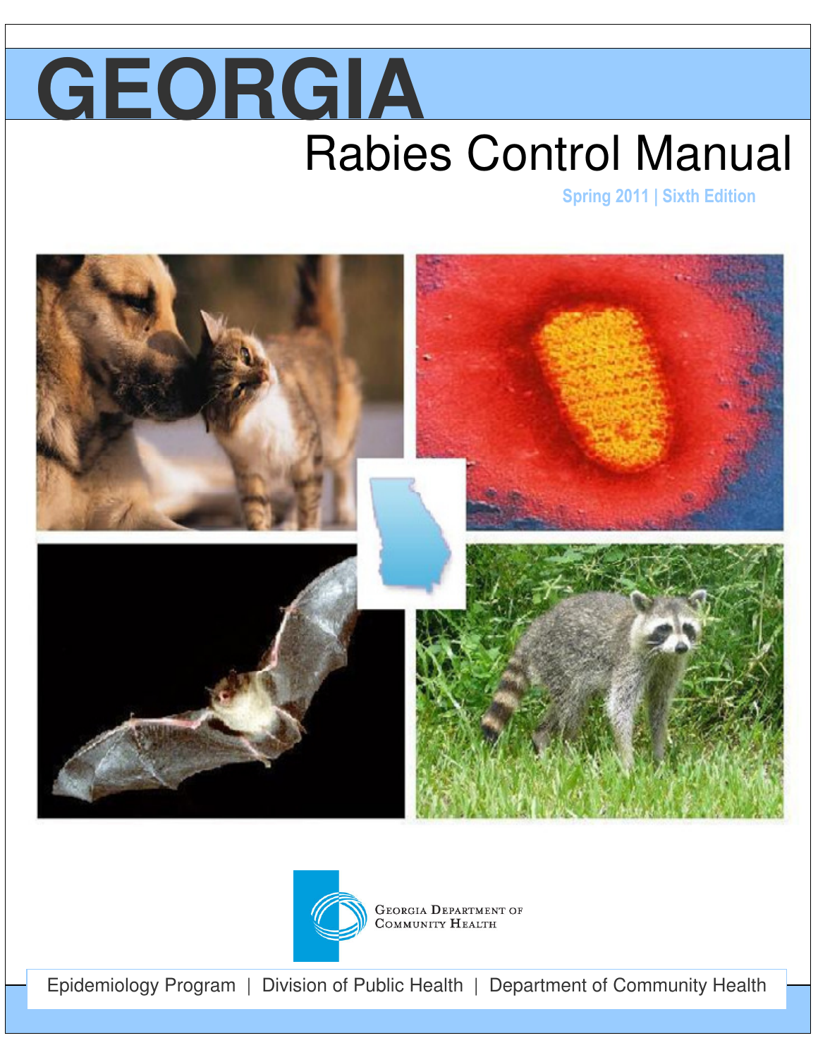# GEORGIA

## Rabies Control Manual

**Spring 2011 | Sixth Edition**

Georgia Department of Community Health

Epidemiology Program | Division of Public Health | Department of Community Health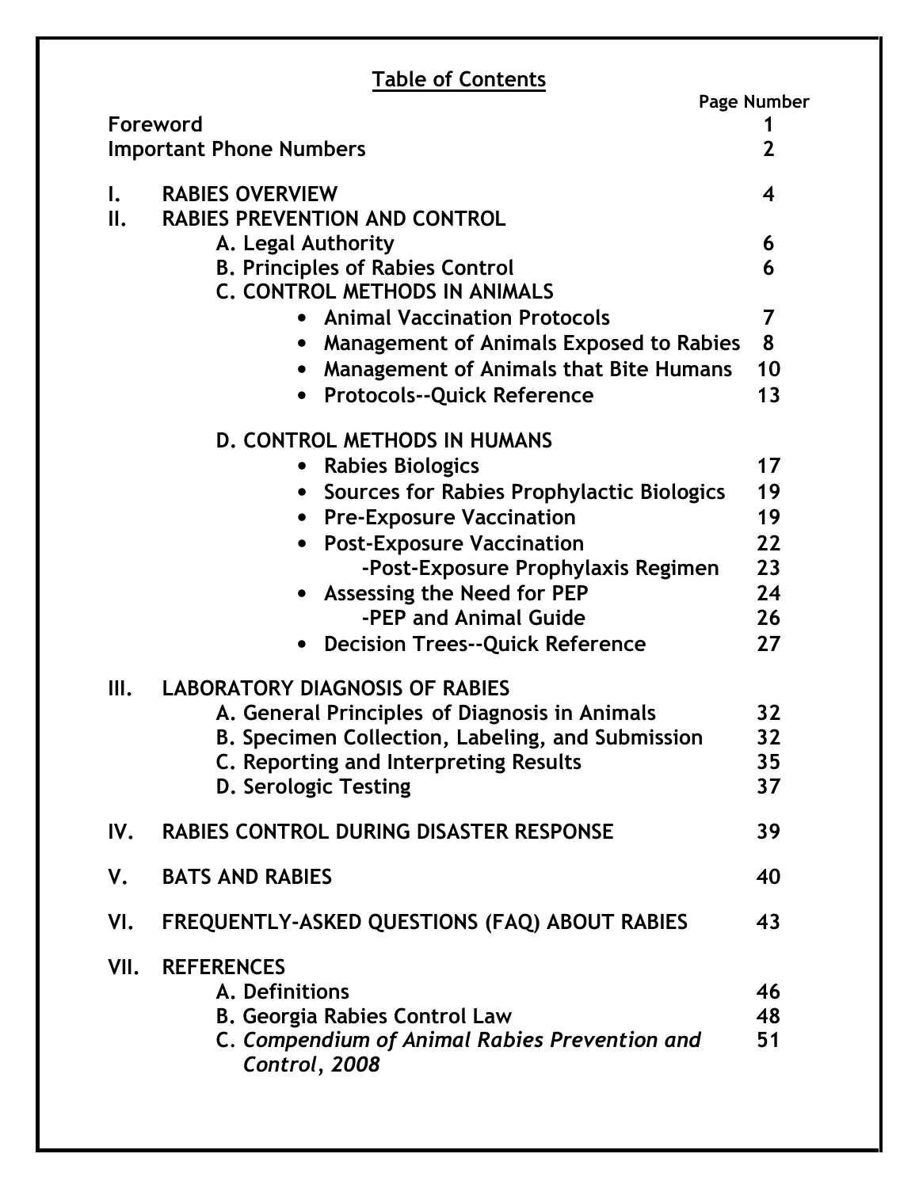# Table of Contents

| | Page Number |
|---|---|
| **Foreword** | **1** |
| **Important Phone Numbers** | **2** |
| **I. RABIES OVERVIEW** | **4** |
| **II. RABIES PREVENTION AND CONTROL** | |
| **A. Legal Authority** | **6** |
| **B. Principles of Rabies Control** | **6** |
| **C. CONTROL METHODS IN ANIMALS** | |
| • **Animal Vaccination Protocols** | **7** |
| • **Management of Animals Exposed to Rabies** | **8** |
| • **Management of Animals that Bite Humans** | **10** |
| • **Protocols--Quick Reference** | **13** |
| **D. CONTROL METHODS IN HUMANS** | |
| • **Rabies Biologics** | **17** |
| • **Sources for Rabies Prophylactic Biologics** | **19** |
| • **Pre-Exposure Vaccination** | **19** |
| • **Post-Exposure Vaccination** | **22** |
| **-Post-Exposure Prophylaxis Regimen** | **23** |
| • **Assessing the Need for PEP** | **24** |
| **-PEP and Animal Guide** | **26** |
| • **Decision Trees--Quick Reference** | **27** |
| **III. LABORATORY DIAGNOSIS OF RABIES** | |
| **A. General Principles of Diagnosis in Animals** | **32** |
| **B. Specimen Collection, Labeling, and Submission** | **32** |
| **C. Reporting and Interpreting Results** | **35** |
| **D. Serologic Testing** | **37** |
| **IV. RABIES CONTROL DURING DISASTER RESPONSE** | **39** |
| **V. BATS AND RABIES** | **40** |
| **VI. FREQUENTLY-ASKED QUESTIONS (FAQ) ABOUT RABIES** | **43** |
| **VII. REFERENCES** | |
| **A. Definitions** | **46** |
| **B. Georgia Rabies Control Law** | **48** |
| **C. *Compendium of Animal Rabies Prevention and Control*, *2008*** | **51** |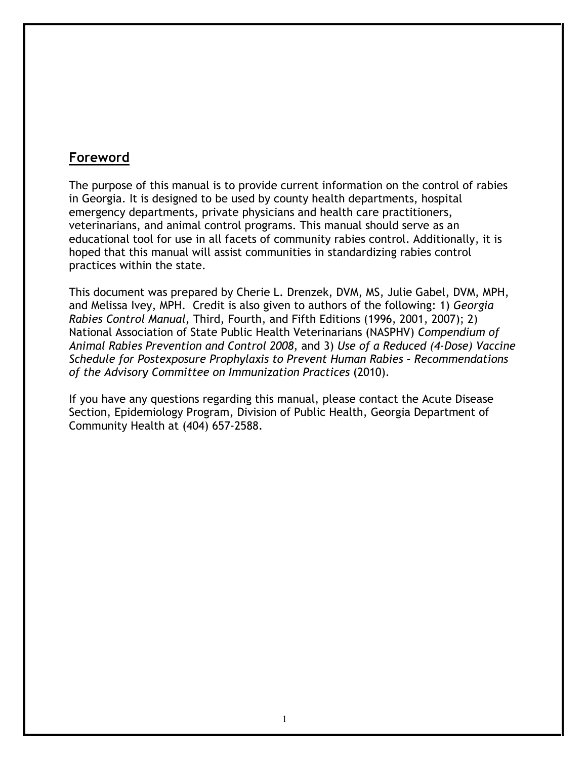## Foreword

The purpose of this manual is to provide current information on the control of rabies in Georgia. It is designed to be used by county health departments, hospital emergency departments, private physicians and health care practitioners, veterinarians, and animal control programs. This manual should serve as an educational tool for use in all facets of community rabies control. Additionally, it is hoped that this manual will assist communities in standardizing rabies control practices within the state.

This document was prepared by Cherie L. Drenzek, DVM, MS, Julie Gabel, DVM, MPH, and Melissa Ivey, MPH. Credit is also given to authors of the following: 1) *Georgia Rabies Control Manual*, Third, Fourth, and Fifth Editions (1996, 2001, 2007); 2) National Association of State Public Health Veterinarians (NASPHV) *Compendium of Animal Rabies Prevention and Control 2008*, and 3) *Use of a Reduced (4-Dose) Vaccine Schedule for Postexposure Prophylaxis to Prevent Human Rabies – Recommendations of the Advisory Committee on Immunization Practices* (2010).

If you have any questions regarding this manual, please contact the Acute Disease Section, Epidemiology Program, Division of Public Health, Georgia Department of Community Health at (404) 657-2588.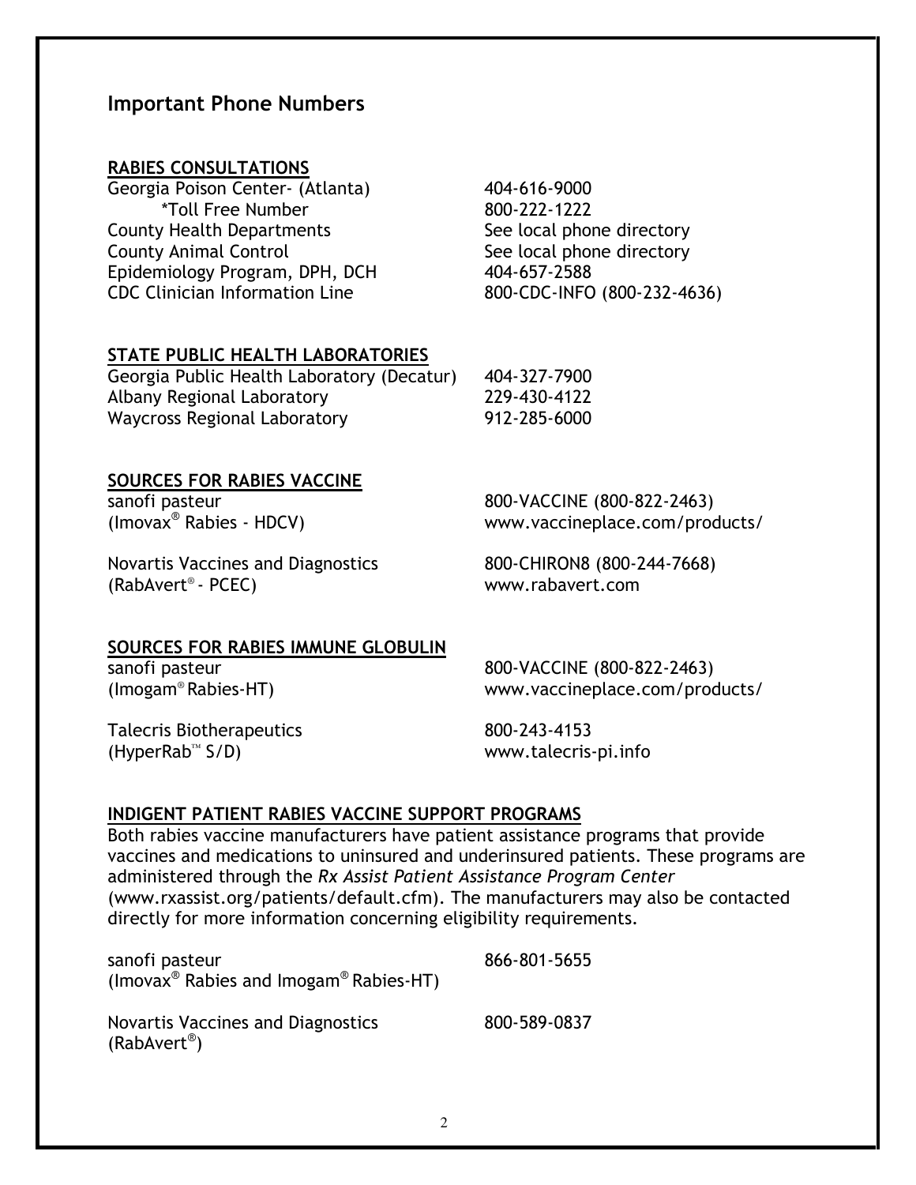## Important Phone Numbers

### RABIES CONSULTATIONS

| | |
|---|---|
| Georgia Poison Center- (Atlanta) | 404-616-9000 |
| *Toll Free Number | 800-222-1222 |
| County Health Departments | See local phone directory |
| County Animal Control | See local phone directory |
| Epidemiology Program, DPH, DCH | 404-657-2588 |
| CDC Clinician Information Line | 800-CDC-INFO (800-232-4636) |

### STATE PUBLIC HEALTH LABORATORIES

| | |
|---|---|
| Georgia Public Health Laboratory (Decatur) | 404-327-7900 |
| Albany Regional Laboratory | 229-430-4122 |
| Waycross Regional Laboratory | 912-285-6000 |

### SOURCES FOR RABIES VACCINE

sanofi pasteur
(Imovax® Rabies - HDCV)
800-VACCINE (800-822-2463)
www.vaccineplace.com/products/

Novartis Vaccines and Diagnostics
(RabAvert® - PCEC)
800-CHIRON8 (800-244-7668)
www.rabavert.com

### SOURCES FOR RABIES IMMUNE GLOBULIN

sanofi pasteur
(Imogam® Rabies-HT)
800-VACCINE (800-822-2463)
www.vaccineplace.com/products/

Talecris Biotherapeutics
(HyperRab™ S/D)
800-243-4153
www.talecris-pi.info

### INDIGENT PATIENT RABIES VACCINE SUPPORT PROGRAMS

Both rabies vaccine manufacturers have patient assistance programs that provide vaccines and medications to uninsured and underinsured patients. These programs are administered through the *Rx Assist Patient Assistance Program Center* (www.rxassist.org/patients/default.cfm). The manufacturers may also be contacted directly for more information concerning eligibility requirements.

sanofi pasteur
(Imovax® Rabies and Imogam® Rabies-HT)
866-801-5655

Novartis Vaccines and Diagnostics
(RabAvert®)
800-589-0837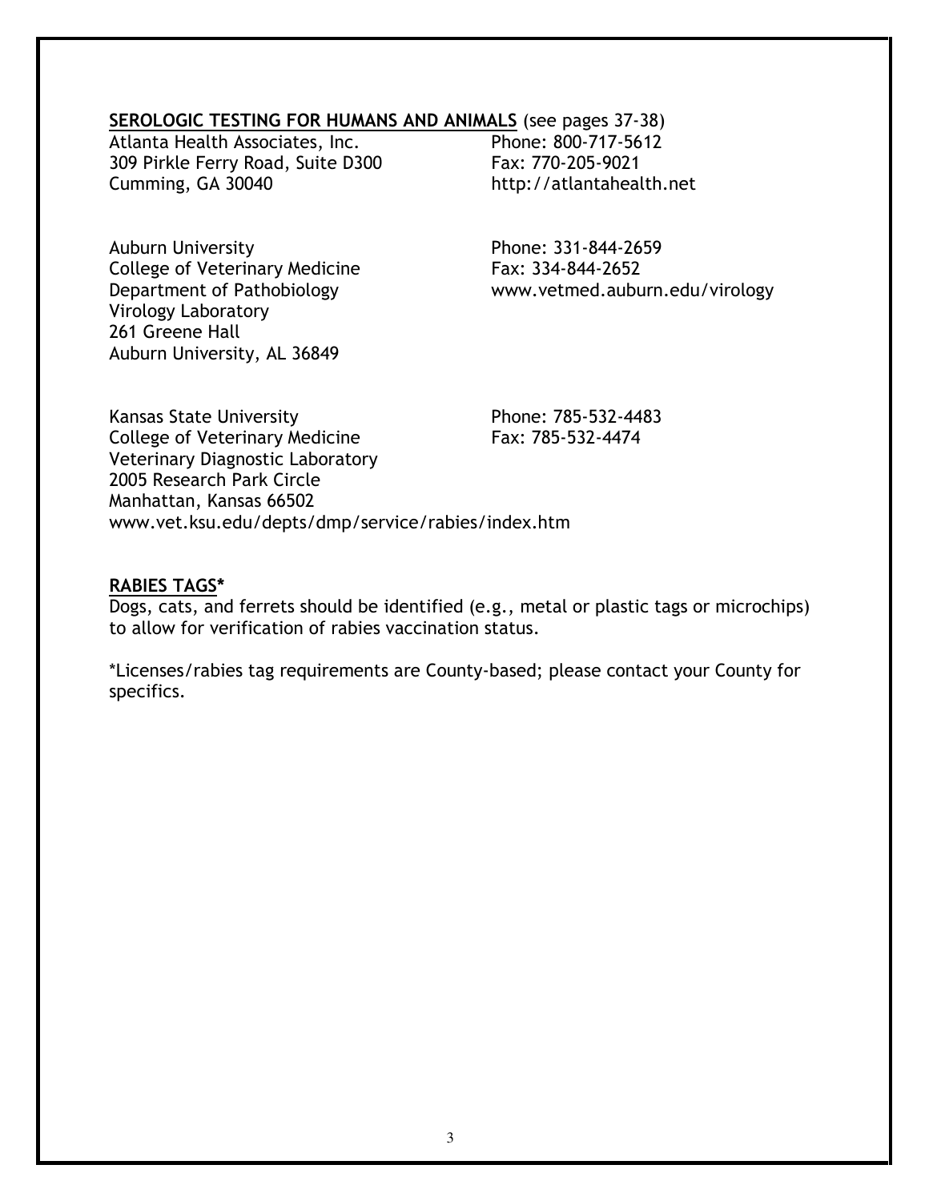**SEROLOGIC TESTING FOR HUMANS AND ANIMALS** (see pages 37-38)

Atlanta Health Associates, Inc.
309 Pirkle Ferry Road, Suite D300
Cumming, GA 30040
Phone: 800-717-5612
Fax: 770-205-9021
http://atlantahealth.net

Auburn University
College of Veterinary Medicine
Department of Pathobiology
Virology Laboratory
261 Greene Hall
Auburn University, AL 36849
Phone: 331-844-2659
Fax: 334-844-2652
www.vetmed.auburn.edu/virology

Kansas State University
College of Veterinary Medicine
Veterinary Diagnostic Laboratory
2005 Research Park Circle
Manhattan, Kansas 66502
www.vet.ksu.edu/depts/dmp/service/rabies/index.htm
Phone: 785-532-4483
Fax: 785-532-4474

**RABIES TAGS***

Dogs, cats, and ferrets should be identified (e.g., metal or plastic tags or microchips) to allow for verification of rabies vaccination status.

*Licenses/rabies tag requirements are County-based; please contact your County for specifics.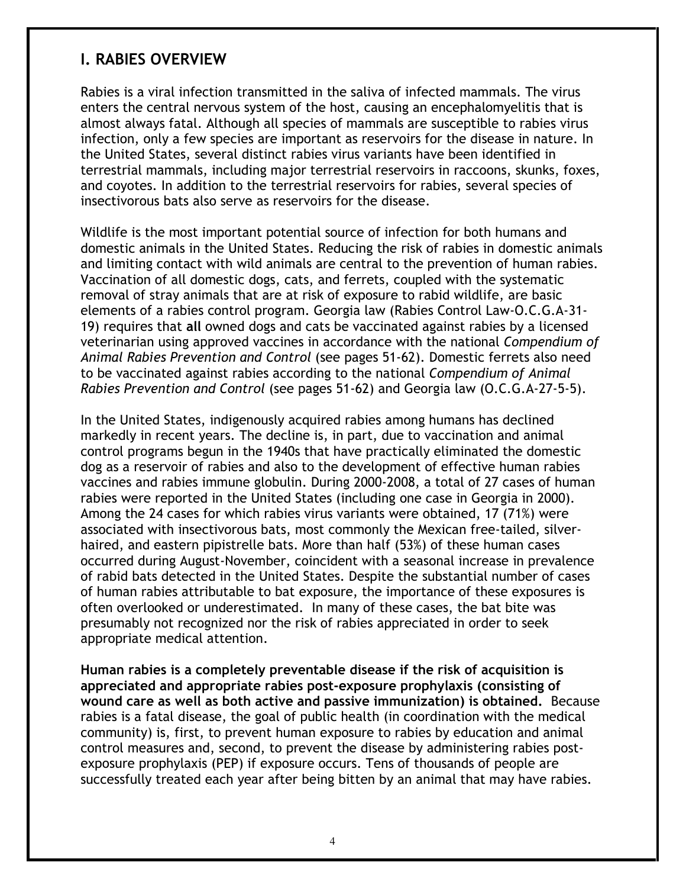## I. RABIES OVERVIEW

Rabies is a viral infection transmitted in the saliva of infected mammals. The virus enters the central nervous system of the host, causing an encephalomyelitis that is almost always fatal. Although all species of mammals are susceptible to rabies virus infection, only a few species are important as reservoirs for the disease in nature. In the United States, several distinct rabies virus variants have been identified in terrestrial mammals, including major terrestrial reservoirs in raccoons, skunks, foxes, and coyotes. In addition to the terrestrial reservoirs for rabies, several species of insectivorous bats also serve as reservoirs for the disease.

Wildlife is the most important potential source of infection for both humans and domestic animals in the United States. Reducing the risk of rabies in domestic animals and limiting contact with wild animals are central to the prevention of human rabies. Vaccination of all domestic dogs, cats, and ferrets, coupled with the systematic removal of stray animals that are at risk of exposure to rabid wildlife, are basic elements of a rabies control program. Georgia law (Rabies Control Law-O.C.G.A-31-19) requires that **all** owned dogs and cats be vaccinated against rabies by a licensed veterinarian using approved vaccines in accordance with the national *Compendium of Animal Rabies Prevention and Control* (see pages 51-62). Domestic ferrets also need to be vaccinated against rabies according to the national *Compendium of Animal Rabies Prevention and Control* (see pages 51-62) and Georgia law (O.C.G.A-27-5-5).

In the United States, indigenously acquired rabies among humans has declined markedly in recent years. The decline is, in part, due to vaccination and animal control programs begun in the 1940s that have practically eliminated the domestic dog as a reservoir of rabies and also to the development of effective human rabies vaccines and rabies immune globulin. During 2000-2008, a total of 27 cases of human rabies were reported in the United States (including one case in Georgia in 2000). Among the 24 cases for which rabies virus variants were obtained, 17 (71%) were associated with insectivorous bats, most commonly the Mexican free-tailed, silver-haired, and eastern pipistrelle bats. More than half (53%) of these human cases occurred during August-November, coincident with a seasonal increase in prevalence of rabid bats detected in the United States. Despite the substantial number of cases of human rabies attributable to bat exposure, the importance of these exposures is often overlooked or underestimated. In many of these cases, the bat bite was presumably not recognized nor the risk of rabies appreciated in order to seek appropriate medical attention.

**Human rabies is a completely preventable disease if the risk of acquisition is appreciated and appropriate rabies post-exposure prophylaxis (consisting of wound care as well as both active and passive immunization) is obtained.** Because rabies is a fatal disease, the goal of public health (in coordination with the medical community) is, first, to prevent human exposure to rabies by education and animal control measures and, second, to prevent the disease by administering rabies post-exposure prophylaxis (PEP) if exposure occurs. Tens of thousands of people are successfully treated each year after being bitten by an animal that may have rabies.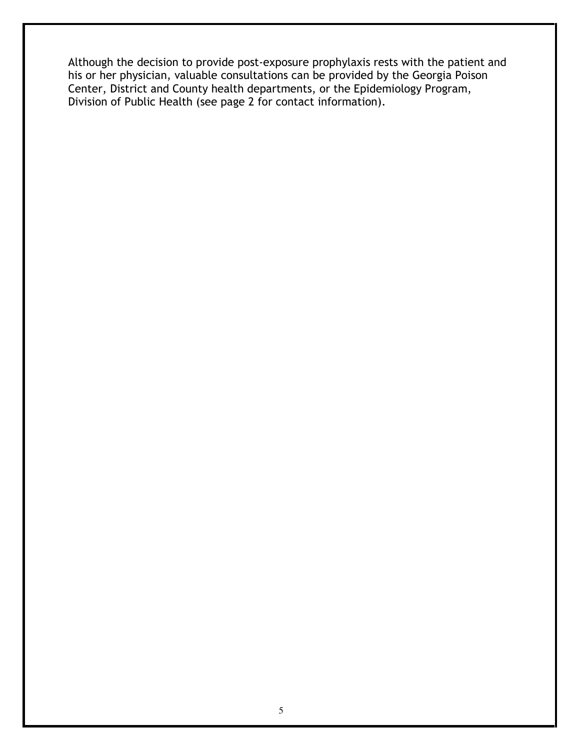Although the decision to provide post-exposure prophylaxis rests with the patient and his or her physician, valuable consultations can be provided by the Georgia Poison Center, District and County health departments, or the Epidemiology Program, Division of Public Health (see page 2 for contact information).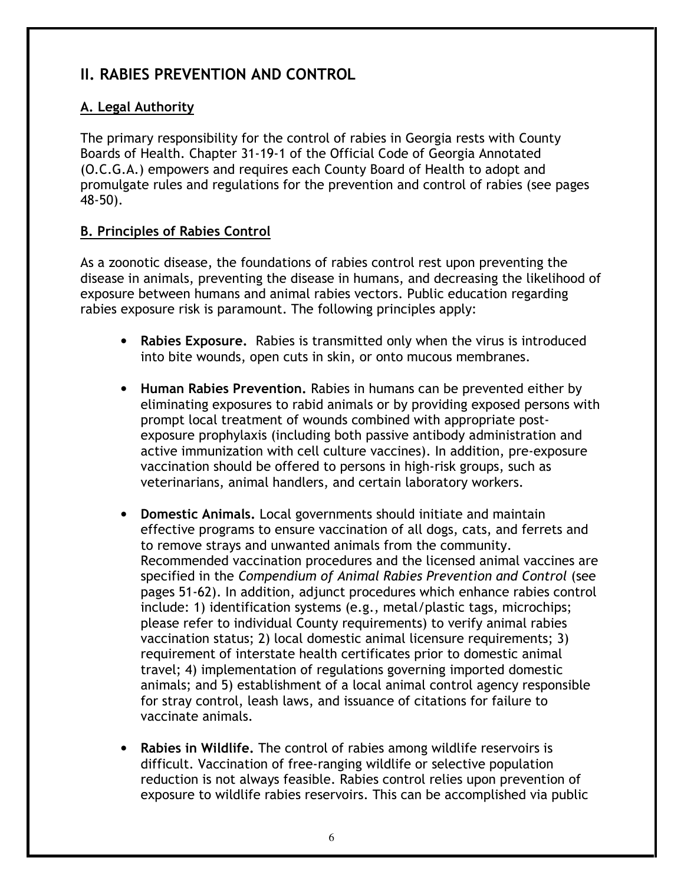## II. RABIES PREVENTION AND CONTROL

### A. Legal Authority

The primary responsibility for the control of rabies in Georgia rests with County Boards of Health. Chapter 31-19-1 of the Official Code of Georgia Annotated (O.C.G.A.) empowers and requires each County Board of Health to adopt and promulgate rules and regulations for the prevention and control of rabies (see pages 48-50).

### B. Principles of Rabies Control

As a zoonotic disease, the foundations of rabies control rest upon preventing the disease in animals, preventing the disease in humans, and decreasing the likelihood of exposure between humans and animal rabies vectors. Public education regarding rabies exposure risk is paramount. The following principles apply:

- **Rabies Exposure.** Rabies is transmitted only when the virus is introduced into bite wounds, open cuts in skin, or onto mucous membranes.

- **Human Rabies Prevention.** Rabies in humans can be prevented either by eliminating exposures to rabid animals or by providing exposed persons with prompt local treatment of wounds combined with appropriate post-exposure prophylaxis (including both passive antibody administration and active immunization with cell culture vaccines). In addition, pre-exposure vaccination should be offered to persons in high-risk groups, such as veterinarians, animal handlers, and certain laboratory workers.

- **Domestic Animals.** Local governments should initiate and maintain effective programs to ensure vaccination of all dogs, cats, and ferrets and to remove strays and unwanted animals from the community. Recommended vaccination procedures and the licensed animal vaccines are specified in the *Compendium of Animal Rabies Prevention and Control* (see pages 51-62). In addition, adjunct procedures which enhance rabies control include: 1) identification systems (e.g., metal/plastic tags, microchips; please refer to individual County requirements) to verify animal rabies vaccination status; 2) local domestic animal licensure requirements; 3) requirement of interstate health certificates prior to domestic animal travel; 4) implementation of regulations governing imported domestic animals; and 5) establishment of a local animal control agency responsible for stray control, leash laws, and issuance of citations for failure to vaccinate animals.

- **Rabies in Wildlife.** The control of rabies among wildlife reservoirs is difficult. Vaccination of free-ranging wildlife or selective population reduction is not always feasible. Rabies control relies upon prevention of exposure to wildlife rabies reservoirs. This can be accomplished via public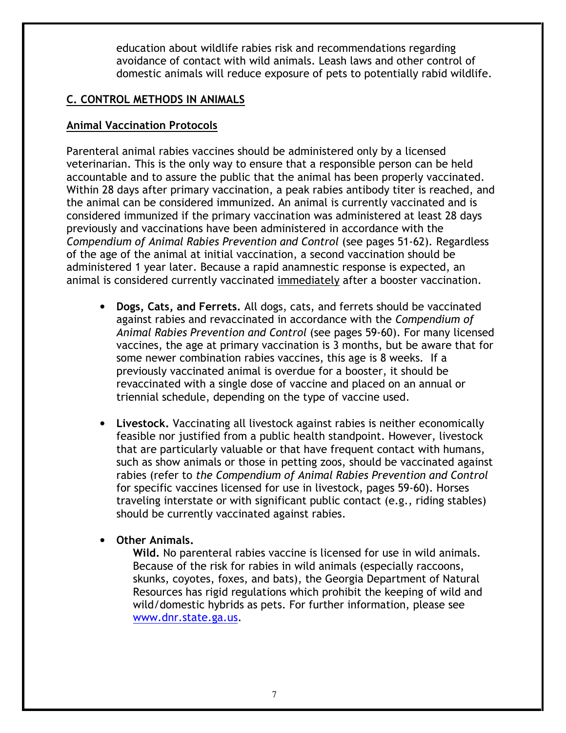education about wildlife rabies risk and recommendations regarding avoidance of contact with wild animals. Leash laws and other control of domestic animals will reduce exposure of pets to potentially rabid wildlife.

## C. CONTROL METHODS IN ANIMALS

### Animal Vaccination Protocols

Parenteral animal rabies vaccines should be administered only by a licensed veterinarian. This is the only way to ensure that a responsible person can be held accountable and to assure the public that the animal has been properly vaccinated. Within 28 days after primary vaccination, a peak rabies antibody titer is reached, and the animal can be considered immunized. An animal is currently vaccinated and is considered immunized if the primary vaccination was administered at least 28 days previously and vaccinations have been administered in accordance with the *Compendium of Animal Rabies Prevention and Control* (see pages 51-62). Regardless of the age of the animal at initial vaccination, a second vaccination should be administered 1 year later. Because a rapid anamnestic response is expected, an animal is considered currently vaccinated immediately after a booster vaccination.

- **Dogs, Cats, and Ferrets.** All dogs, cats, and ferrets should be vaccinated against rabies and revaccinated in accordance with the *Compendium of Animal Rabies Prevention and Control* (see pages 59-60). For many licensed vaccines, the age at primary vaccination is 3 months, but be aware that for some newer combination rabies vaccines, this age is 8 weeks. If a previously vaccinated animal is overdue for a booster, it should be revaccinated with a single dose of vaccine and placed on an annual or triennial schedule, depending on the type of vaccine used.

- **Livestock.** Vaccinating all livestock against rabies is neither economically feasible nor justified from a public health standpoint. However, livestock that are particularly valuable or that have frequent contact with humans, such as show animals or those in petting zoos, should be vaccinated against rabies (refer to *the Compendium of Animal Rabies Prevention and Control* for specific vaccines licensed for use in livestock, pages 59-60). Horses traveling interstate or with significant public contact (e.g., riding stables) should be currently vaccinated against rabies.

- **Other Animals.**

  **Wild.** No parenteral rabies vaccine is licensed for use in wild animals. Because of the risk for rabies in wild animals (especially raccoons, skunks, coyotes, foxes, and bats), the Georgia Department of Natural Resources has rigid regulations which prohibit the keeping of wild and wild/domestic hybrids as pets. For further information, please see www.dnr.state.ga.us.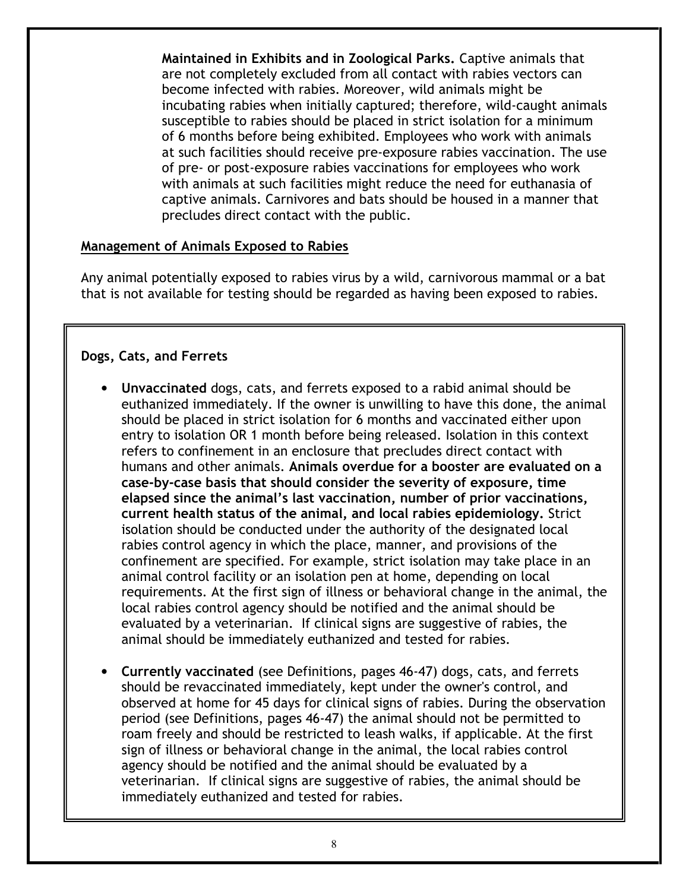**Maintained in Exhibits and in Zoological Parks.** Captive animals that are not completely excluded from all contact with rabies vectors can become infected with rabies. Moreover, wild animals might be incubating rabies when initially captured; therefore, wild-caught animals susceptible to rabies should be placed in strict isolation for a minimum of 6 months before being exhibited. Employees who work with animals at such facilities should receive pre-exposure rabies vaccination. The use of pre- or post-exposure rabies vaccinations for employees who work with animals at such facilities might reduce the need for euthanasia of captive animals. Carnivores and bats should be housed in a manner that precludes direct contact with the public.

## Management of Animals Exposed to Rabies

Any animal potentially exposed to rabies virus by a wild, carnivorous mammal or a bat that is not available for testing should be regarded as having been exposed to rabies.

### Dogs, Cats, and Ferrets

- **Unvaccinated** dogs, cats, and ferrets exposed to a rabid animal should be euthanized immediately. If the owner is unwilling to have this done, the animal should be placed in strict isolation for 6 months and vaccinated either upon entry to isolation OR 1 month before being released. Isolation in this context refers to confinement in an enclosure that precludes direct contact with humans and other animals. **Animals overdue for a booster are evaluated on a case-by-case basis that should consider the severity of exposure, time elapsed since the animal's last vaccination, number of prior vaccinations, current health status of the animal, and local rabies epidemiology.** Strict isolation should be conducted under the authority of the designated local rabies control agency in which the place, manner, and provisions of the confinement are specified. For example, strict isolation may take place in an animal control facility or an isolation pen at home, depending on local requirements. At the first sign of illness or behavioral change in the animal, the local rabies control agency should be notified and the animal should be evaluated by a veterinarian. If clinical signs are suggestive of rabies, the animal should be immediately euthanized and tested for rabies.

- **Currently vaccinated** (see Definitions, pages 46-47) dogs, cats, and ferrets should be revaccinated immediately, kept under the owner's control, and observed at home for 45 days for clinical signs of rabies. During the observation period (see Definitions, pages 46-47) the animal should not be permitted to roam freely and should be restricted to leash walks, if applicable. At the first sign of illness or behavioral change in the animal, the local rabies control agency should be notified and the animal should be evaluated by a veterinarian. If clinical signs are suggestive of rabies, the animal should be immediately euthanized and tested for rabies.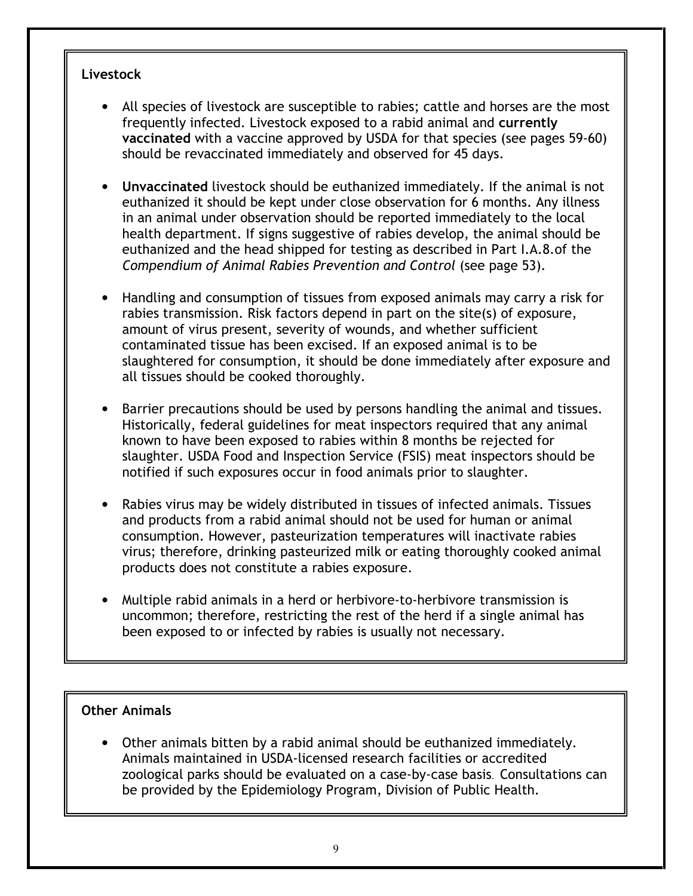### Livestock

- All species of livestock are susceptible to rabies; cattle and horses are the most frequently infected. Livestock exposed to a rabid animal and **currently vaccinated** with a vaccine approved by USDA for that species (see pages 59-60) should be revaccinated immediately and observed for 45 days.

- **Unvaccinated** livestock should be euthanized immediately. If the animal is not euthanized it should be kept under close observation for 6 months. Any illness in an animal under observation should be reported immediately to the local health department. If signs suggestive of rabies develop, the animal should be euthanized and the head shipped for testing as described in Part I.A.8.of the *Compendium of Animal Rabies Prevention and Control* (see page 53).

- Handling and consumption of tissues from exposed animals may carry a risk for rabies transmission. Risk factors depend in part on the site(s) of exposure, amount of virus present, severity of wounds, and whether sufficient contaminated tissue has been excised. If an exposed animal is to be slaughtered for consumption, it should be done immediately after exposure and all tissues should be cooked thoroughly.

- Barrier precautions should be used by persons handling the animal and tissues. Historically, federal guidelines for meat inspectors required that any animal known to have been exposed to rabies within 8 months be rejected for slaughter. USDA Food and Inspection Service (FSIS) meat inspectors should be notified if such exposures occur in food animals prior to slaughter.

- Rabies virus may be widely distributed in tissues of infected animals. Tissues and products from a rabid animal should not be used for human or animal consumption. However, pasteurization temperatures will inactivate rabies virus; therefore, drinking pasteurized milk or eating thoroughly cooked animal products does not constitute a rabies exposure.

- Multiple rabid animals in a herd or herbivore-to-herbivore transmission is uncommon; therefore, restricting the rest of the herd if a single animal has been exposed to or infected by rabies is usually not necessary.

### Other Animals

- Other animals bitten by a rabid animal should be euthanized immediately. Animals maintained in USDA-licensed research facilities or accredited zoological parks should be evaluated on a case-by-case basis. Consultations can be provided by the Epidemiology Program, Division of Public Health.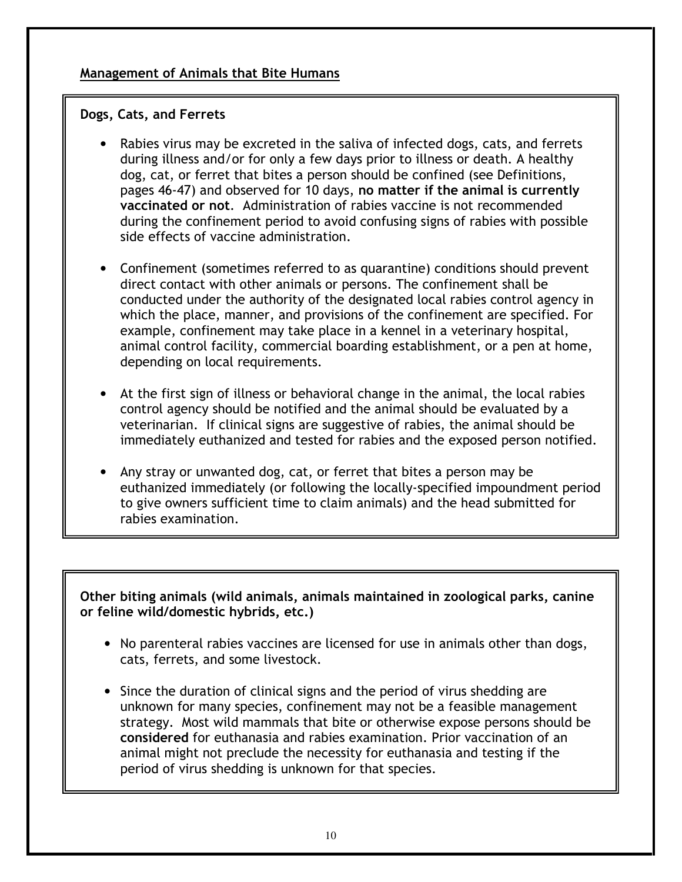## Management of Animals that Bite Humans

### Dogs, Cats, and Ferrets

- Rabies virus may be excreted in the saliva of infected dogs, cats, and ferrets during illness and/or for only a few days prior to illness or death. A healthy dog, cat, or ferret that bites a person should be confined (see Definitions, pages 46-47) and observed for 10 days, **no matter if the animal is currently vaccinated or not**. Administration of rabies vaccine is not recommended during the confinement period to avoid confusing signs of rabies with possible side effects of vaccine administration.

- Confinement (sometimes referred to as quarantine) conditions should prevent direct contact with other animals or persons. The confinement shall be conducted under the authority of the designated local rabies control agency in which the place, manner, and provisions of the confinement are specified. For example, confinement may take place in a kennel in a veterinary hospital, animal control facility, commercial boarding establishment, or a pen at home, depending on local requirements.

- At the first sign of illness or behavioral change in the animal, the local rabies control agency should be notified and the animal should be evaluated by a veterinarian. If clinical signs are suggestive of rabies, the animal should be immediately euthanized and tested for rabies and the exposed person notified.

- Any stray or unwanted dog, cat, or ferret that bites a person may be euthanized immediately (or following the locally-specified impoundment period to give owners sufficient time to claim animals) and the head submitted for rabies examination.

### Other biting animals (wild animals, animals maintained in zoological parks, canine or feline wild/domestic hybrids, etc.)

- No parenteral rabies vaccines are licensed for use in animals other than dogs, cats, ferrets, and some livestock.

- Since the duration of clinical signs and the period of virus shedding are unknown for many species, confinement may not be a feasible management strategy. Most wild mammals that bite or otherwise expose persons should be **considered** for euthanasia and rabies examination. Prior vaccination of an animal might not preclude the necessity for euthanasia and testing if the period of virus shedding is unknown for that species.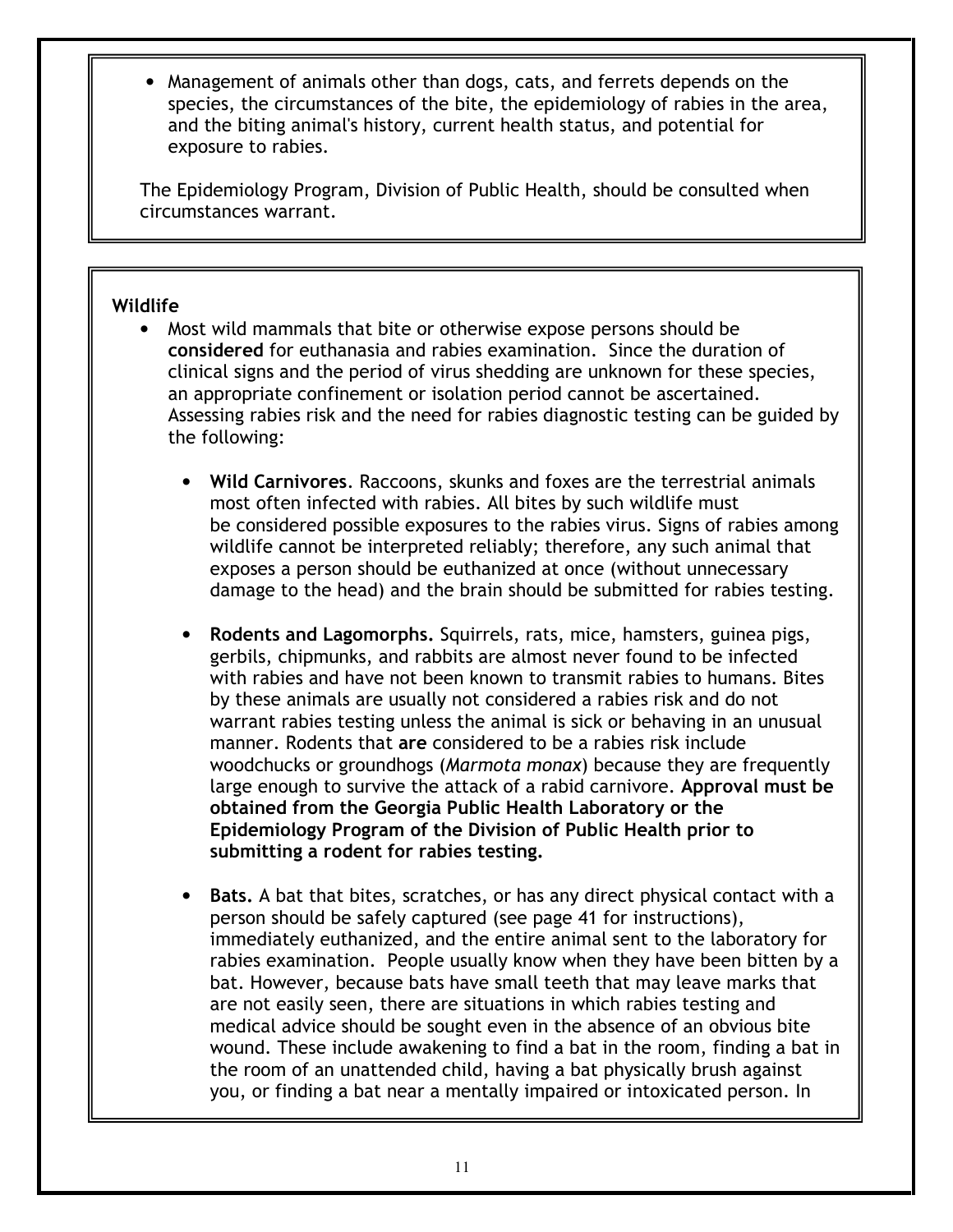- Management of animals other than dogs, cats, and ferrets depends on the species, the circumstances of the bite, the epidemiology of rabies in the area, and the biting animal's history, current health status, and potential for exposure to rabies.

The Epidemiology Program, Division of Public Health, should be consulted when circumstances warrant.

**Wildlife**

- Most wild mammals that bite or otherwise expose persons should be **considered** for euthanasia and rabies examination. Since the duration of clinical signs and the period of virus shedding are unknown for these species, an appropriate confinement or isolation period cannot be ascertained. Assessing rabies risk and the need for rabies diagnostic testing can be guided by the following:

  - **Wild Carnivores**. Raccoons, skunks and foxes are the terrestrial animals most often infected with rabies. All bites by such wildlife must be considered possible exposures to the rabies virus. Signs of rabies among wildlife cannot be interpreted reliably; therefore, any such animal that exposes a person should be euthanized at once (without unnecessary damage to the head) and the brain should be submitted for rabies testing.

  - **Rodents and Lagomorphs.** Squirrels, rats, mice, hamsters, guinea pigs, gerbils, chipmunks, and rabbits are almost never found to be infected with rabies and have not been known to transmit rabies to humans. Bites by these animals are usually not considered a rabies risk and do not warrant rabies testing unless the animal is sick or behaving in an unusual manner. Rodents that **are** considered to be a rabies risk include woodchucks or groundhogs (*Marmota monax*) because they are frequently large enough to survive the attack of a rabid carnivore. **Approval must be obtained from the Georgia Public Health Laboratory or the Epidemiology Program of the Division of Public Health prior to submitting a rodent for rabies testing.**

  - **Bats.** A bat that bites, scratches, or has any direct physical contact with a person should be safely captured (see page 41 for instructions), immediately euthanized, and the entire animal sent to the laboratory for rabies examination. People usually know when they have been bitten by a bat. However, because bats have small teeth that may leave marks that are not easily seen, there are situations in which rabies testing and medical advice should be sought even in the absence of an obvious bite wound. These include awakening to find a bat in the room, finding a bat in the room of an unattended child, having a bat physically brush against you, or finding a bat near a mentally impaired or intoxicated person. In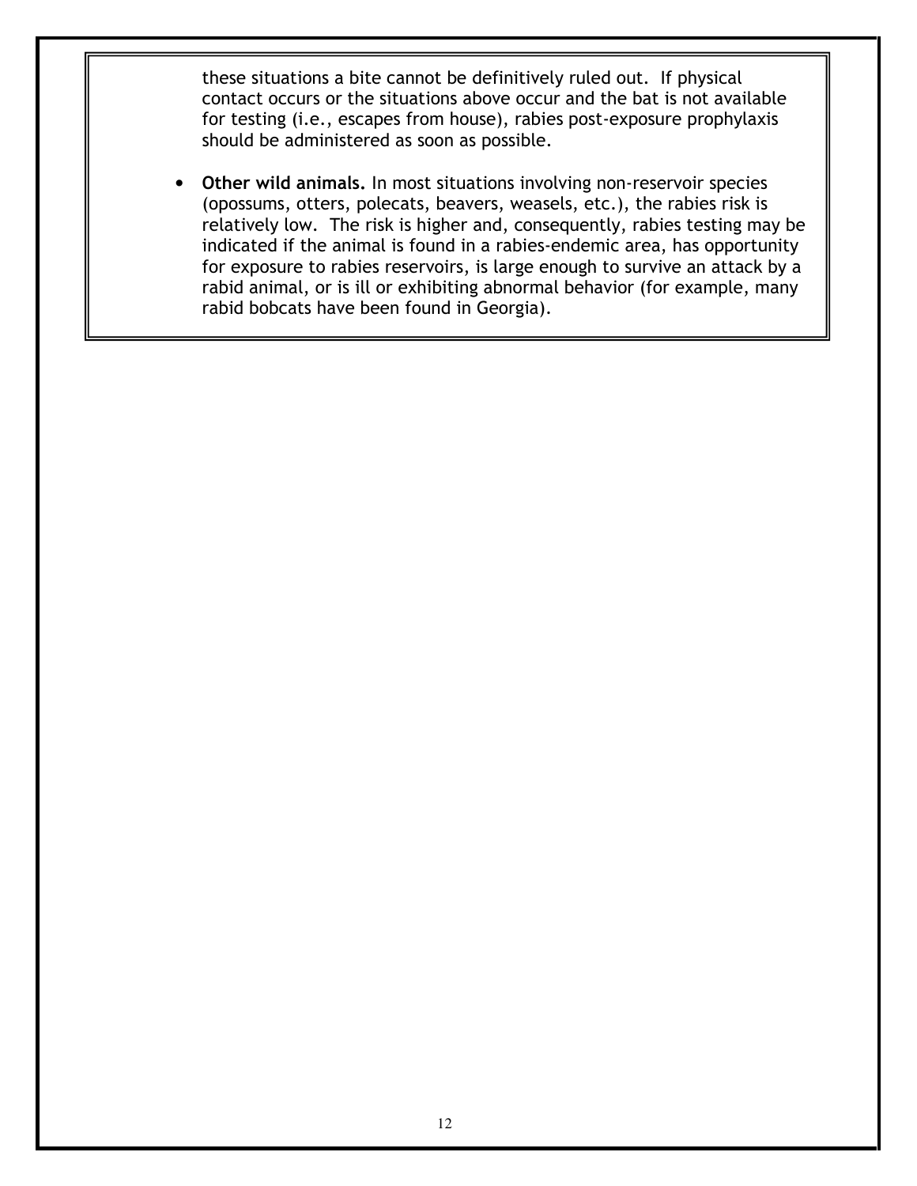these situations a bite cannot be definitively ruled out. If physical contact occurs or the situations above occur and the bat is not available for testing (i.e., escapes from house), rabies post-exposure prophylaxis should be administered as soon as possible.

- **Other wild animals.** In most situations involving non-reservoir species (opossums, otters, polecats, beavers, weasels, etc.), the rabies risk is relatively low. The risk is higher and, consequently, rabies testing may be indicated if the animal is found in a rabies-endemic area, has opportunity for exposure to rabies reservoirs, is large enough to survive an attack by a rabid animal, or is ill or exhibiting abnormal behavior (for example, many rabid bobcats have been found in Georgia).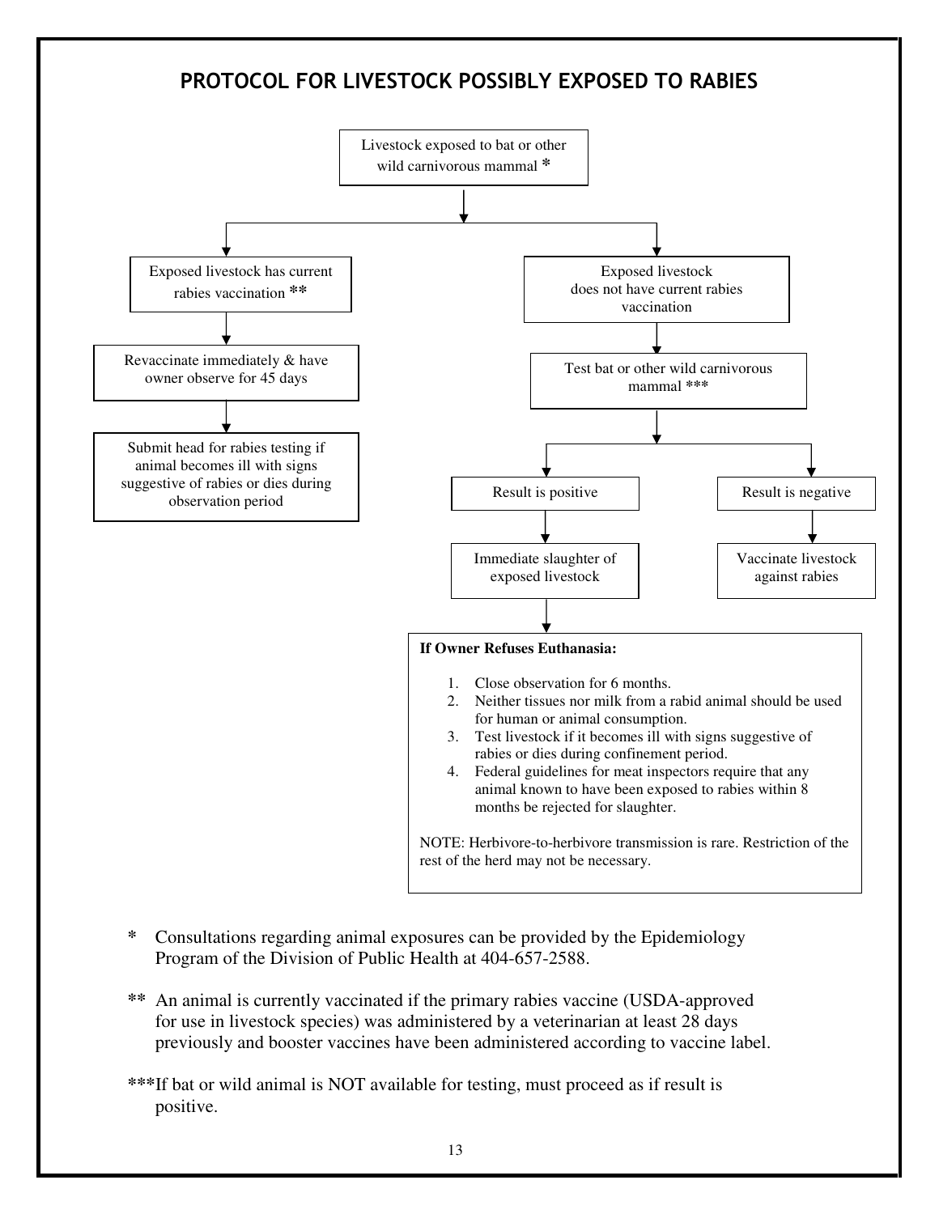## PROTOCOL FOR LIVESTOCK POSSIBLY EXPOSED TO RABIES

Livestock exposed to bat or other wild carnivorous mammal *

- Exposed livestock has current rabies vaccination **
  - Revaccinate immediately & have owner observe for 45 days
  - Submit head for rabies testing if animal becomes ill with signs suggestive of rabies or dies during observation period
- Exposed livestock does not have current rabies vaccination
  - Test bat or other wild carnivorous mammal ***
    - Result is positive
      - Immediate slaughter of exposed livestock
      - **If Owner Refuses Euthanasia:**
        1. Close observation for 6 months.
        2. Neither tissues nor milk from a rabid animal should be used for human or animal consumption.
        3. Test livestock if it becomes ill with signs suggestive of rabies or dies during confinement period.
        4. Federal guidelines for meat inspectors require that any animal known to have been exposed to rabies within 8 months be rejected for slaughter.

        NOTE: Herbivore-to-herbivore transmission is rare. Restriction of the rest of the herd may not be necessary.
    - Result is negative
      - Vaccinate livestock against rabies

\* Consultations regarding animal exposures can be provided by the Epidemiology Program of the Division of Public Health at 404-657-2588.

** An animal is currently vaccinated if the primary rabies vaccine (USDA-approved for use in livestock species) was administered by a veterinarian at least 28 days previously and booster vaccines have been administered according to vaccine label.

***If bat or wild animal is NOT available for testing, must proceed as if result is positive.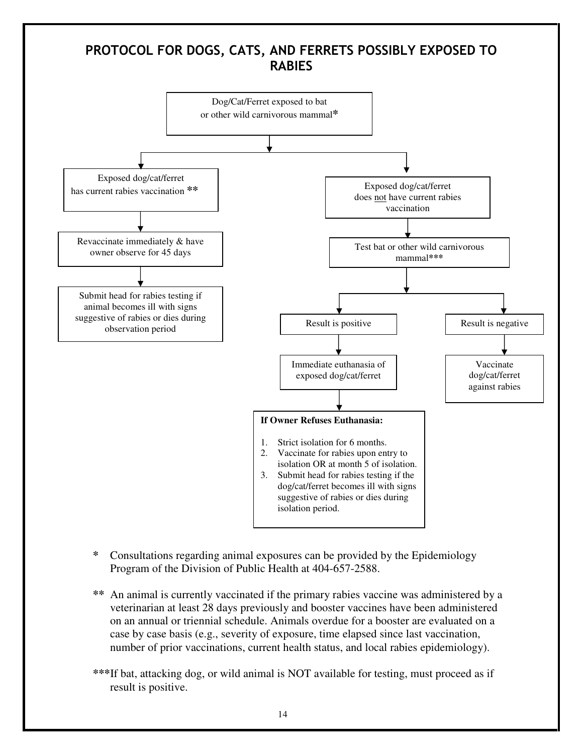## PROTOCOL FOR DOGS, CATS, AND FERRETS POSSIBLY EXPOSED TO RABIES

Dog/Cat/Ferret exposed to bat or other wild carnivorous mammal*

- Exposed dog/cat/ferret has current rabies vaccination **
  - Revaccinate immediately & have owner observe for 45 days
    - Submit head for rabies testing if animal becomes ill with signs suggestive of rabies or dies during observation period
- Exposed dog/cat/ferret does not have current rabies vaccination
  - Test bat or other wild carnivorous mammal***
    - Result is positive
      - Immediate euthanasia of exposed dog/cat/ferret
        - **If Owner Refuses Euthanasia:**
          1. Strict isolation for 6 months.
          2. Vaccinate for rabies upon entry to isolation OR at month 5 of isolation.
          3. Submit head for rabies testing if the dog/cat/ferret becomes ill with signs suggestive of rabies or dies during isolation period.
    - Result is negative
      - Vaccinate dog/cat/ferret against rabies

\* Consultations regarding animal exposures can be provided by the Epidemiology Program of the Division of Public Health at 404-657-2588.

\** An animal is currently vaccinated if the primary rabies vaccine was administered by a veterinarian at least 28 days previously and booster vaccines have been administered on an annual or triennial schedule. Animals overdue for a booster are evaluated on a case by case basis (e.g., severity of exposure, time elapsed since last vaccination, number of prior vaccinations, current health status, and local rabies epidemiology).

\***If bat, attacking dog, or wild animal is NOT available for testing, must proceed as if result is positive.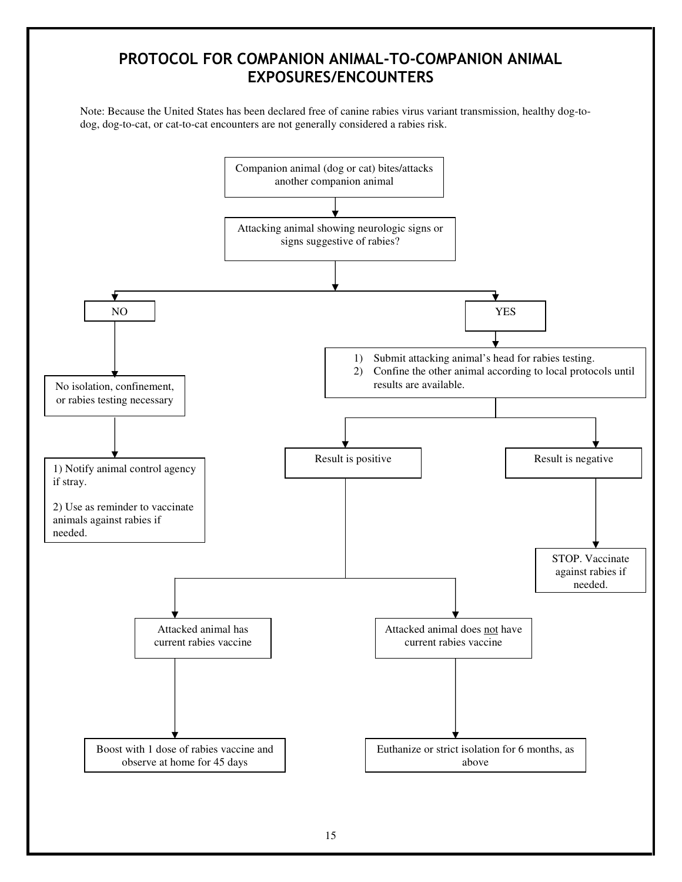## PROTOCOL FOR COMPANION ANIMAL-TO-COMPANION ANIMAL EXPOSURES/ENCOUNTERS

Note: Because the United States has been declared free of canine rabies virus variant transmission, healthy dog-to-dog, dog-to-cat, or cat-to-cat encounters are not generally considered a rabies risk.

Companion animal (dog or cat) bites/attacks another companion animal

↓

Attacking animal showing neurologic signs or signs suggestive of rabies?

- **NO**
  - No isolation, confinement, or rabies testing necessary
    - 1) Notify animal control agency if stray.
    - 2) Use as reminder to vaccinate animals against rabies if needed.
- **YES**
  1) Submit attacking animal's head for rabies testing.
  2) Confine the other animal according to local protocols until results are available.
  - Result is positive
    - Attacked animal has current rabies vaccine
      - Boost with 1 dose of rabies vaccine and observe at home for 45 days
    - Attacked animal does not have current rabies vaccine
      - Euthanize or strict isolation for 6 months, as above
  - Result is negative
    - STOP. Vaccinate against rabies if needed.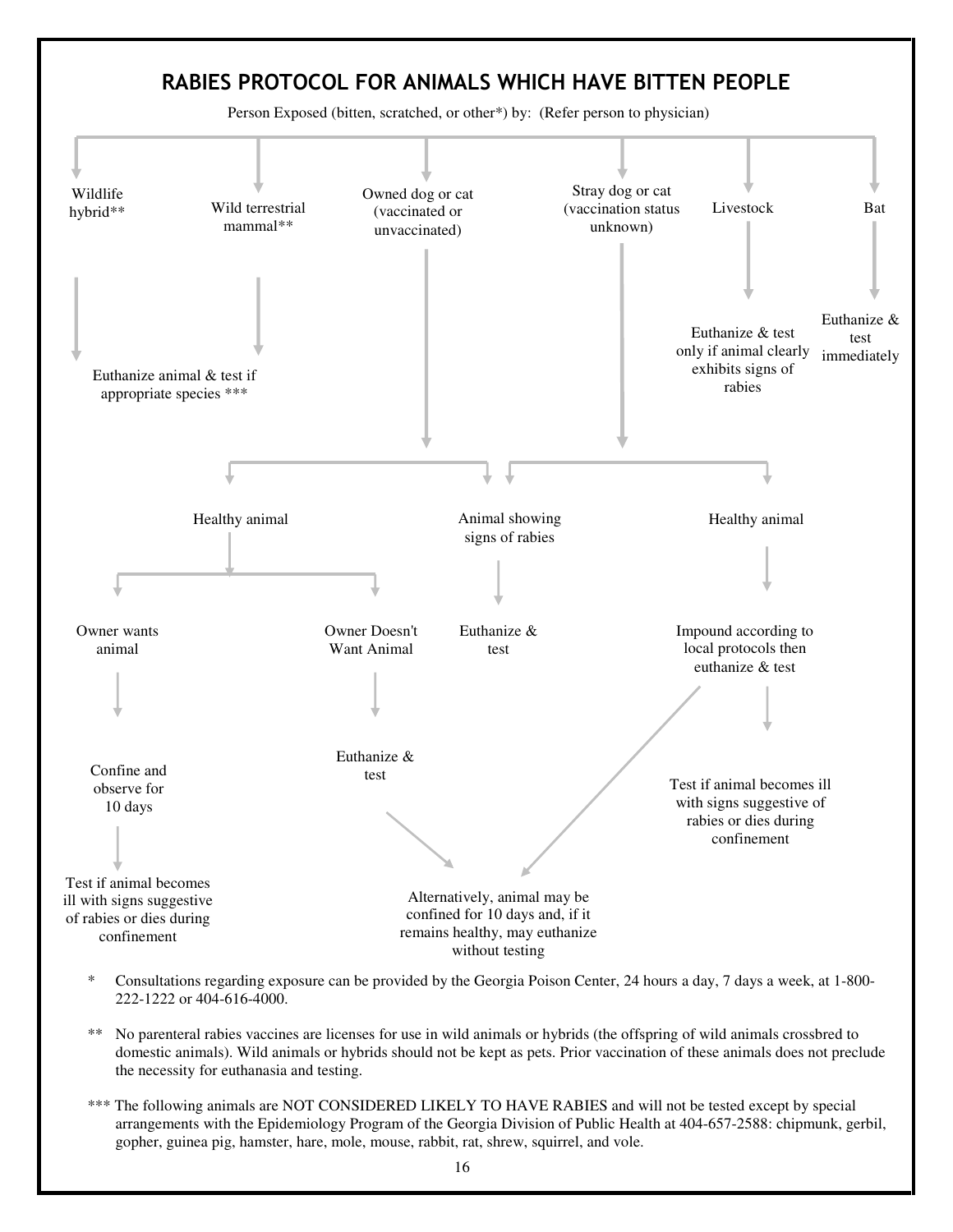# RABIES PROTOCOL FOR ANIMALS WHICH HAVE BITTEN PEOPLE

Person Exposed (bitten, scratched, or other*) by: (Refer person to physician)

**Wildlife hybrid**** / **Wild terrestrial mammal****

- Euthanize animal & test if appropriate species ***

**Owned dog or cat (vaccinated or unvaccinated)**

- Healthy animal
  - Owner wants animal
    - Confine and observe for 10 days
      - Test if animal becomes ill with signs suggestive of rabies or dies during confinement
  - Owner Doesn't Want Animal
    - Euthanize & test
      - Alternatively, animal may be confined for 10 days and, if it remains healthy, may euthanize without testing
- Animal showing signs of rabies
  - Euthanize & test

**Stray dog or cat (vaccination status unknown)**

- Animal showing signs of rabies
  - Euthanize & test
- Healthy animal
  - Impound according to local protocols then euthanize & test
    - Alternatively, animal may be confined for 10 days and, if it remains healthy, may euthanize without testing
    - Test if animal becomes ill with signs suggestive of rabies or dies during confinement

**Livestock**

- Euthanize & test only if animal clearly exhibits signs of rabies

**Bat**

- Euthanize & test immediately

\* Consultations regarding exposure can be provided by the Georgia Poison Center, 24 hours a day, 7 days a week, at 1-800-222-1222 or 404-616-4000.

\*\* No parenteral rabies vaccines are licenses for use in wild animals or hybrids (the offspring of wild animals crossbred to domestic animals). Wild animals or hybrids should not be kept as pets. Prior vaccination of these animals does not preclude the necessity for euthanasia and testing.

\*\*\* The following animals are NOT CONSIDERED LIKELY TO HAVE RABIES and will not be tested except by special arrangements with the Epidemiology Program of the Georgia Division of Public Health at 404-657-2588: chipmunk, gerbil, gopher, guinea pig, hamster, hare, mole, mouse, rabbit, rat, shrew, squirrel, and vole.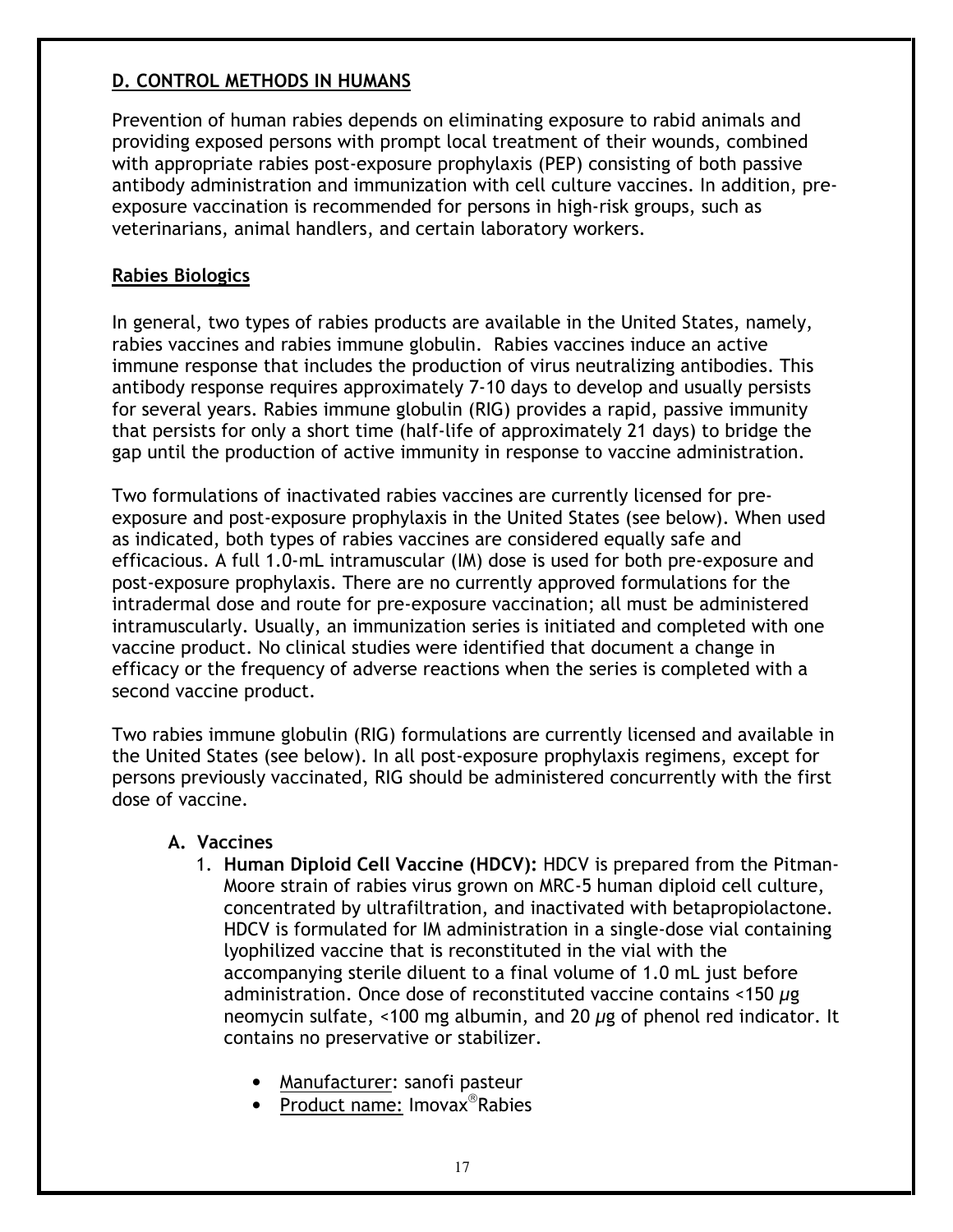## D. CONTROL METHODS IN HUMANS

Prevention of human rabies depends on eliminating exposure to rabid animals and providing exposed persons with prompt local treatment of their wounds, combined with appropriate rabies post-exposure prophylaxis (PEP) consisting of both passive antibody administration and immunization with cell culture vaccines. In addition, pre-exposure vaccination is recommended for persons in high-risk groups, such as veterinarians, animal handlers, and certain laboratory workers.

### Rabies Biologics

In general, two types of rabies products are available in the United States, namely, rabies vaccines and rabies immune globulin. Rabies vaccines induce an active immune response that includes the production of virus neutralizing antibodies. This antibody response requires approximately 7-10 days to develop and usually persists for several years. Rabies immune globulin (RIG) provides a rapid, passive immunity that persists for only a short time (half-life of approximately 21 days) to bridge the gap until the production of active immunity in response to vaccine administration.

Two formulations of inactivated rabies vaccines are currently licensed for pre-exposure and post-exposure prophylaxis in the United States (see below). When used as indicated, both types of rabies vaccines are considered equally safe and efficacious. A full 1.0-mL intramuscular (IM) dose is used for both pre-exposure and post-exposure prophylaxis. There are no currently approved formulations for the intradermal dose and route for pre-exposure vaccination; all must be administered intramuscularly. Usually, an immunization series is initiated and completed with one vaccine product. No clinical studies were identified that document a change in efficacy or the frequency of adverse reactions when the series is completed with a second vaccine product.

Two rabies immune globulin (RIG) formulations are currently licensed and available in the United States (see below). In all post-exposure prophylaxis regimens, except for persons previously vaccinated, RIG should be administered concurrently with the first dose of vaccine.

**A. Vaccines**

1. **Human Diploid Cell Vaccine (HDCV):** HDCV is prepared from the Pitman-Moore strain of rabies virus grown on MRC-5 human diploid cell culture, concentrated by ultrafiltration, and inactivated with betapropiolactone. HDCV is formulated for IM administration in a single-dose vial containing lyophilized vaccine that is reconstituted in the vial with the accompanying sterile diluent to a final volume of 1.0 mL just before administration. Once dose of reconstituted vaccine contains <150 μg neomycin sulfate, <100 mg albumin, and 20 μg of phenol red indicator. It contains no preservative or stabilizer.

   - Manufacturer: sanofi pasteur
   - Product name: Imovax® Rabies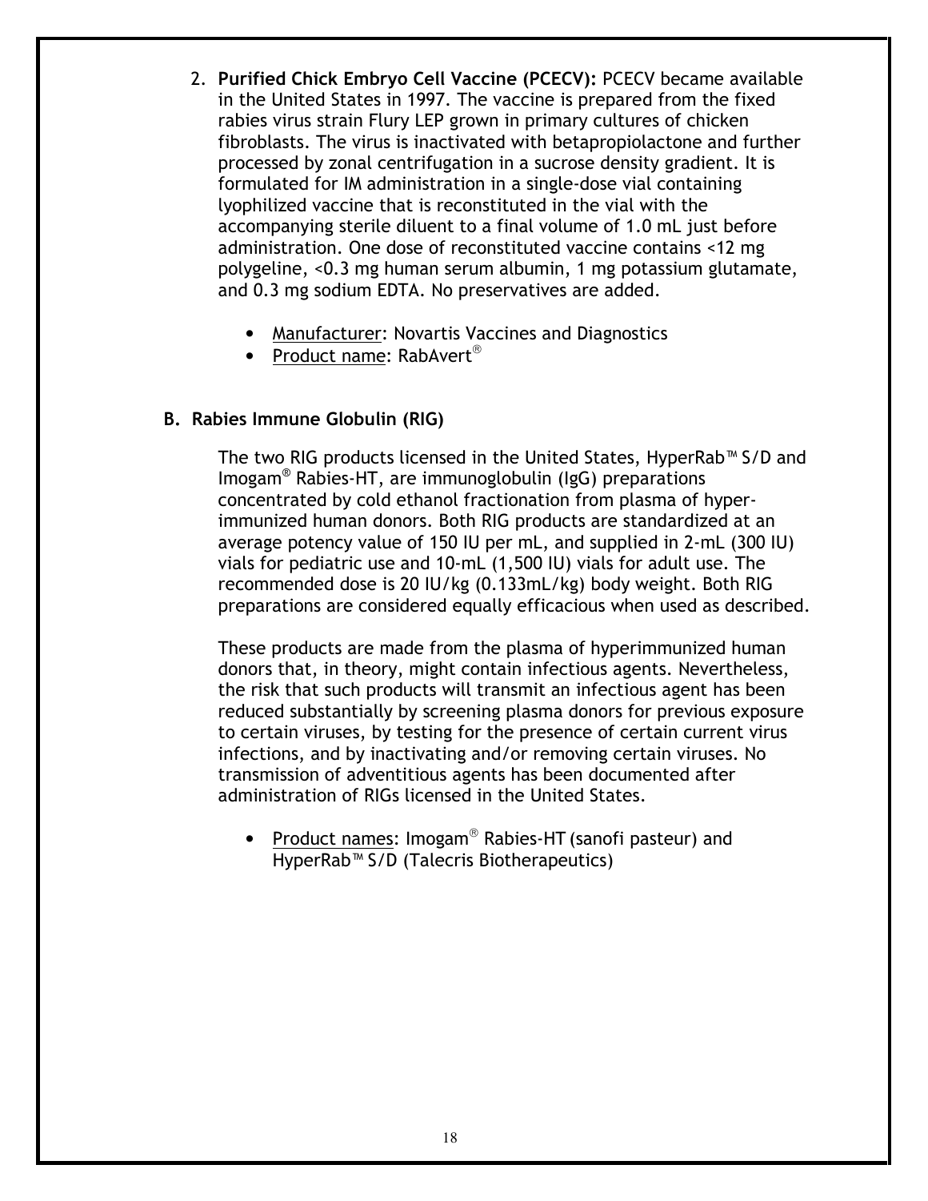2. **Purified Chick Embryo Cell Vaccine (PCECV):** PCECV became available in the United States in 1997. The vaccine is prepared from the fixed rabies virus strain Flury LEP grown in primary cultures of chicken fibroblasts. The virus is inactivated with betapropiolactone and further processed by zonal centrifugation in a sucrose density gradient. It is formulated for IM administration in a single-dose vial containing lyophilized vaccine that is reconstituted in the vial with the accompanying sterile diluent to a final volume of 1.0 mL just before administration. One dose of reconstituted vaccine contains <12 mg polygeline, <0.3 mg human serum albumin, 1 mg potassium glutamate, and 0.3 mg sodium EDTA. No preservatives are added.

   - Manufacturer: Novartis Vaccines and Diagnostics
   - Product name: RabAvert®

## B. Rabies Immune Globulin (RIG)

The two RIG products licensed in the United States, HyperRab™ S/D and Imogam® Rabies-HT, are immunoglobulin (IgG) preparations concentrated by cold ethanol fractionation from plasma of hyper-immunized human donors. Both RIG products are standardized at an average potency value of 150 IU per mL, and supplied in 2-mL (300 IU) vials for pediatric use and 10-mL (1,500 IU) vials for adult use. The recommended dose is 20 IU/kg (0.133mL/kg) body weight. Both RIG preparations are considered equally efficacious when used as described.

These products are made from the plasma of hyperimmunized human donors that, in theory, might contain infectious agents. Nevertheless, the risk that such products will transmit an infectious agent has been reduced substantially by screening plasma donors for previous exposure to certain viruses, by testing for the presence of certain current virus infections, and by inactivating and/or removing certain viruses. No transmission of adventitious agents has been documented after administration of RIGs licensed in the United States.

- Product names: Imogam® Rabies-HT (sanofi pasteur) and HyperRab™ S/D (Talecris Biotherapeutics)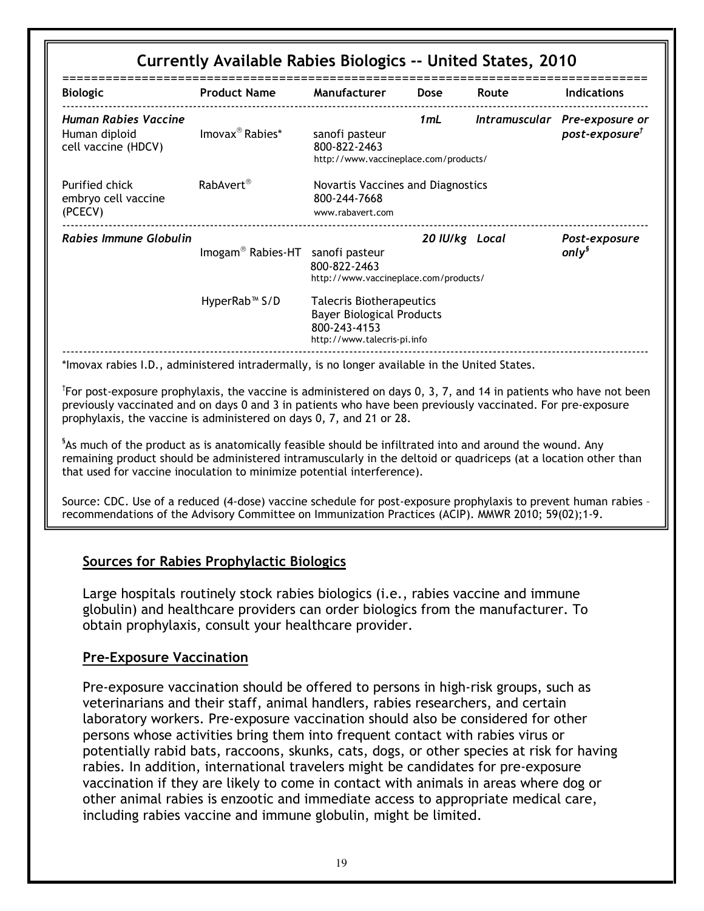## Currently Available Rabies Biologics -- United States, 2010

| Biologic | Product Name | Manufacturer | Dose | Route | Indications |
|---|---|---|---|---|---|
| ***Human Rabies Vaccine*** | | | *1mL* | *Intramuscular* | *Pre-exposure or post-exposure*[†] |
| Human diploid cell vaccine (HDCV) | Imovax® Rabies* | sanofi pasteur 800-822-2463 http://www.vaccineplace.com/products/ | | | |
| Purified chick embryo cell vaccine (PCECV) | RabAvert® | Novartis Vaccines and Diagnostics 800-244-7668 www.rabavert.com | | | |
| ***Rabies Immune Globulin*** | Imogam® Rabies-HT | sanofi pasteur 800-822-2463 http://www.vaccineplace.com/products/ | *20 IU/kg* | *Local* | *Post-exposure only*[§] |
| | HyperRab™ S/D | Talecris Biotherapeutics Bayer Biological Products 800-243-4153 http://www.talecris-pi.info | | | |

*Imovax rabies I.D., administered intradermally, is no longer available in the United States.

[†]For post-exposure prophylaxis, the vaccine is administered on days 0, 3, 7, and 14 in patients who have not been previously vaccinated and on days 0 and 3 in patients who have been previously vaccinated. For pre-exposure prophylaxis, the vaccine is administered on days 0, 7, and 21 or 28.

[§]As much of the product as is anatomically feasible should be infiltrated into and around the wound. Any remaining product should be administered intramuscularly in the deltoid or quadriceps (at a location other than that used for vaccine inoculation to minimize potential interference).

Source: CDC. Use of a reduced (4-dose) vaccine schedule for post-exposure prophylaxis to prevent human rabies – recommendations of the Advisory Committee on Immunization Practices (ACIP). MMWR 2010; 59(02);1-9.

### Sources for Rabies Prophylactic Biologics

Large hospitals routinely stock rabies biologics (i.e., rabies vaccine and immune globulin) and healthcare providers can order biologics from the manufacturer. To obtain prophylaxis, consult your healthcare provider.

### Pre-Exposure Vaccination

Pre-exposure vaccination should be offered to persons in high-risk groups, such as veterinarians and their staff, animal handlers, rabies researchers, and certain laboratory workers. Pre-exposure vaccination should also be considered for other persons whose activities bring them into frequent contact with rabies virus or potentially rabid bats, raccoons, skunks, cats, dogs, or other species at risk for having rabies. In addition, international travelers might be candidates for pre-exposure vaccination if they are likely to come in contact with animals in areas where dog or other animal rabies is enzootic and immediate access to appropriate medical care, including rabies vaccine and immune globulin, might be limited.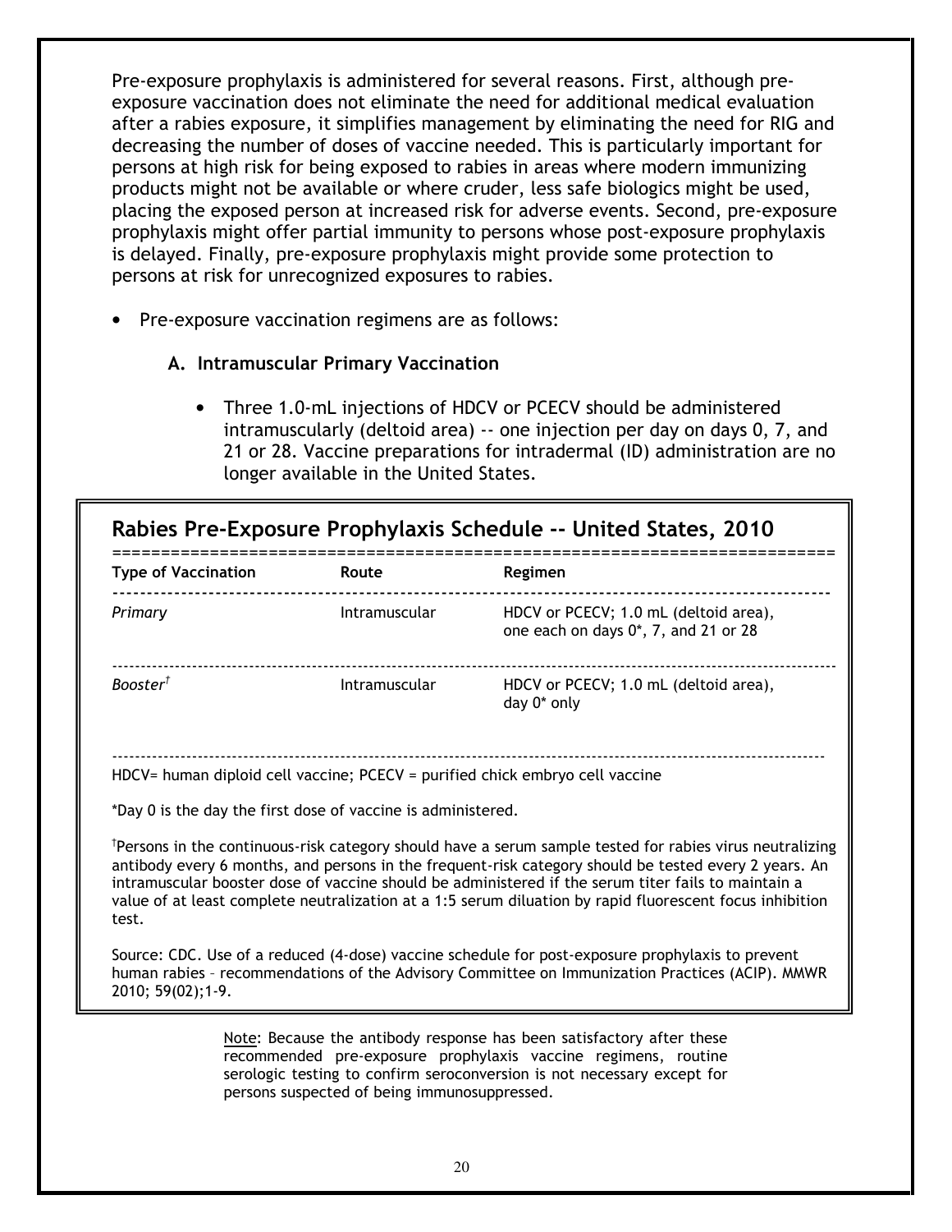Pre-exposure prophylaxis is administered for several reasons. First, although pre-exposure vaccination does not eliminate the need for additional medical evaluation after a rabies exposure, it simplifies management by eliminating the need for RIG and decreasing the number of doses of vaccine needed. This is particularly important for persons at high risk for being exposed to rabies in areas where modern immunizing products might not be available or where cruder, less safe biologics might be used, placing the exposed person at increased risk for adverse events. Second, pre-exposure prophylaxis might offer partial immunity to persons whose post-exposure prophylaxis is delayed. Finally, pre-exposure prophylaxis might provide some protection to persons at risk for unrecognized exposures to rabies.

- Pre-exposure vaccination regimens are as follows:

    **A. Intramuscular Primary Vaccination**

    - Three 1.0-mL injections of HDCV or PCECV should be administered intramuscularly (deltoid area) -- one injection per day on days 0, 7, and 21 or 28. Vaccine preparations for intradermal (ID) administration are no longer available in the United States.

### Rabies Pre-Exposure Prophylaxis Schedule -- United States, 2010

| Type of Vaccination | Route | Regimen |
|---|---|---|
| *Primary* | Intramuscular | HDCV or PCECV; 1.0 mL (deltoid area), one each on days 0*, 7, and 21 or 28 |
| *Booster*† | Intramuscular | HDCV or PCECV; 1.0 mL (deltoid area), day 0* only |

HDCV= human diploid cell vaccine; PCECV = purified chick embryo cell vaccine

*Day 0 is the day the first dose of vaccine is administered.

†Persons in the continuous-risk category should have a serum sample tested for rabies virus neutralizing antibody every 6 months, and persons in the frequent-risk category should be tested every 2 years. An intramuscular booster dose of vaccine should be administered if the serum titer fails to maintain a value of at least complete neutralization at a 1:5 serum dilution by rapid fluorescent focus inhibition test.

Source: CDC. Use of a reduced (4-dose) vaccine schedule for post-exposure prophylaxis to prevent human rabies – recommendations of the Advisory Committee on Immunization Practices (ACIP). MMWR 2010; 59(02);1-9.

Note: Because the antibody response has been satisfactory after these recommended pre-exposure prophylaxis vaccine regimens, routine serologic testing to confirm seroconversion is not necessary except for persons suspected of being immunosuppressed.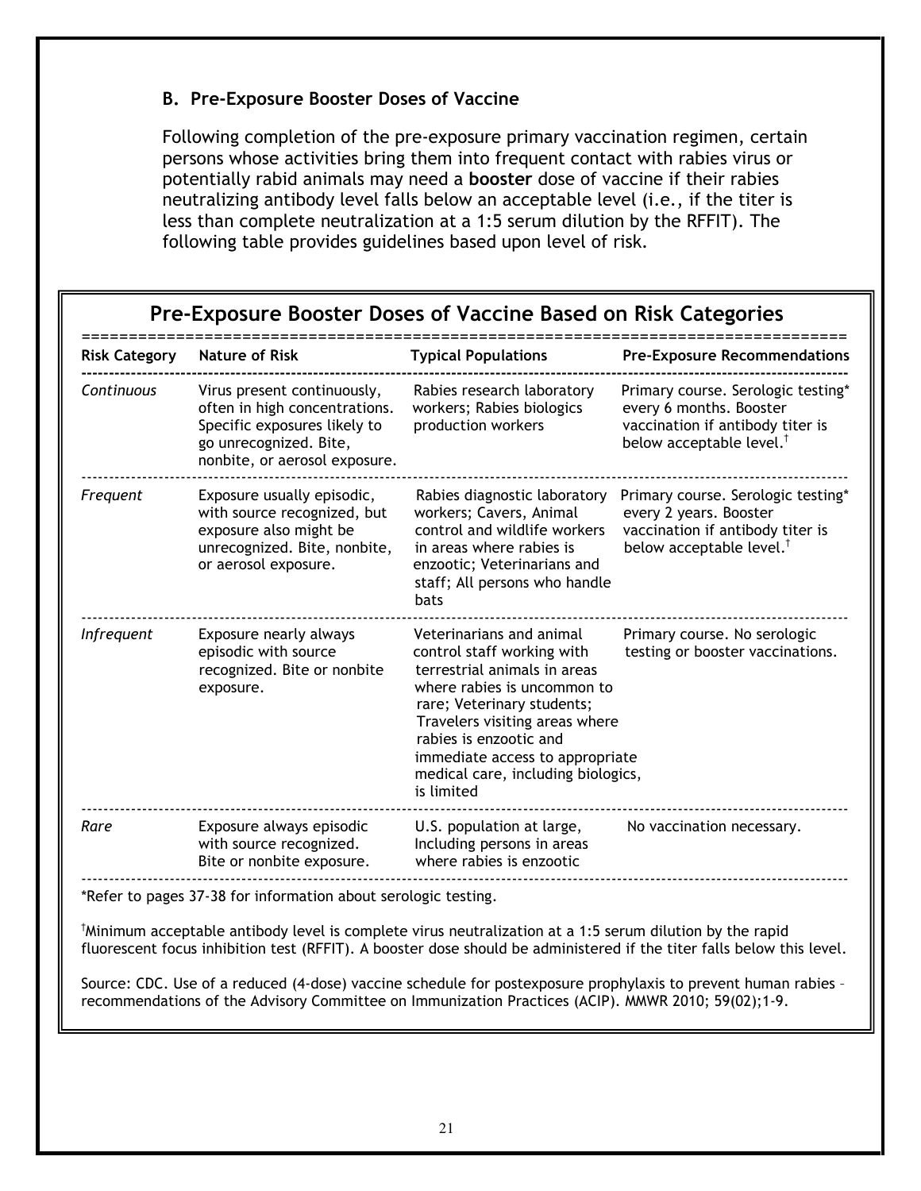### B. Pre-Exposure Booster Doses of Vaccine

Following completion of the pre-exposure primary vaccination regimen, certain persons whose activities bring them into frequent contact with rabies virus or potentially rabid animals may need a **booster** dose of vaccine if their rabies neutralizing antibody level falls below an acceptable level (i.e., if the titer is less than complete neutralization at a 1:5 serum dilution by the RFFIT). The following table provides guidelines based upon level of risk.

## Pre-Exposure Booster Doses of Vaccine Based on Risk Categories

| Risk Category | Nature of Risk | Typical Populations | Pre-Exposure Recommendations |
|---|---|---|---|
| *Continuous* | Virus present continuously, often in high concentrations. Specific exposures likely to go unrecognized. Bite, nonbite, or aerosol exposure. | Rabies research laboratory workers; Rabies biologics production workers | Primary course. Serologic testing* every 6 months. Booster vaccination if antibody titer is below acceptable level.† |
| *Frequent* | Exposure usually episodic, with source recognized, but exposure also might be unrecognized. Bite, nonbite, or aerosol exposure. | Rabies diagnostic laboratory workers; Cavers, Animal control and wildlife workers in areas where rabies is enzootic; Veterinarians and staff; All persons who handle bats | Primary course. Serologic testing* every 2 years. Booster vaccination if antibody titer is below acceptable level.† |
| *Infrequent* | Exposure nearly always episodic with source recognized. Bite or nonbite exposure. | Veterinarians and animal control staff working with terrestrial animals in areas where rabies is uncommon to rare; Veterinary students; Travelers visiting areas where rabies is enzootic and immediate access to appropriate medical care, including biologics, is limited | Primary course. No serologic testing or booster vaccinations. |
| *Rare* | Exposure always episodic with source recognized. Bite or nonbite exposure. | U.S. population at large, Including persons in areas where rabies is enzootic | No vaccination necessary. |

*Refer to pages 37-38 for information about serologic testing.

†Minimum acceptable antibody level is complete virus neutralization at a 1:5 serum dilution by the rapid fluorescent focus inhibition test (RFFIT). A booster dose should be administered if the titer falls below this level.

Source: CDC. Use of a reduced (4-dose) vaccine schedule for postexposure prophylaxis to prevent human rabies – recommendations of the Advisory Committee on Immunization Practices (ACIP). MMWR 2010; 59(02);1-9.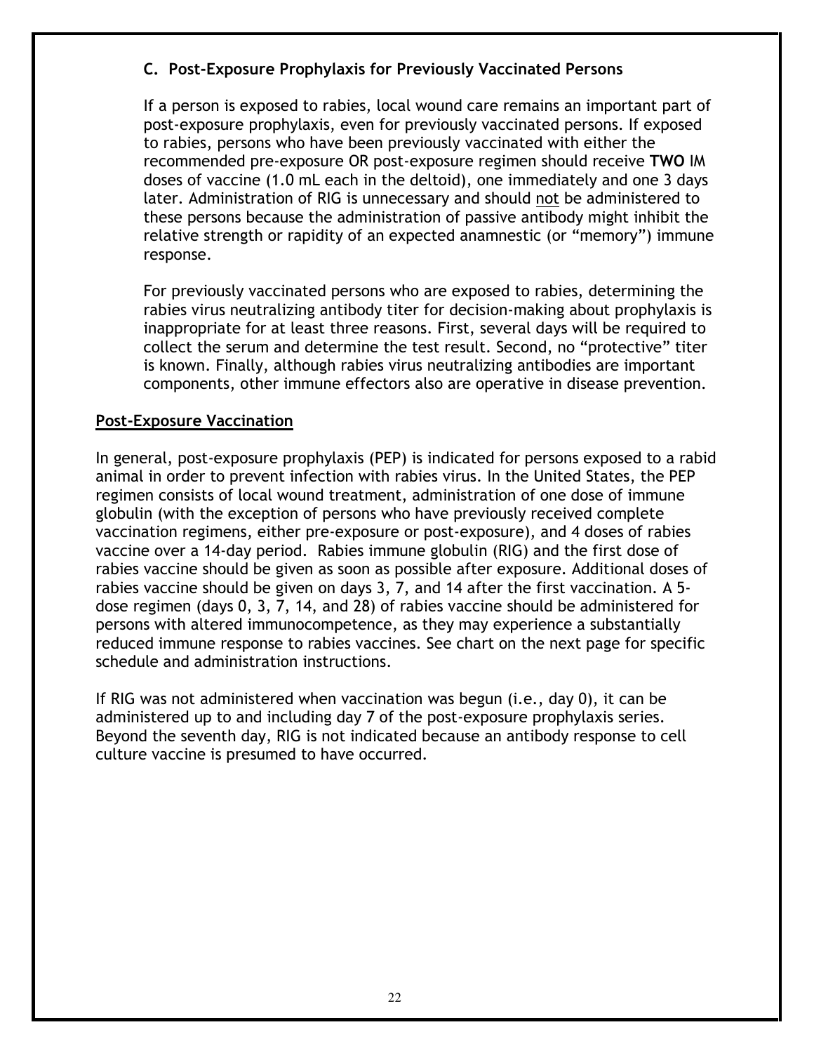### C. Post-Exposure Prophylaxis for Previously Vaccinated Persons

If a person is exposed to rabies, local wound care remains an important part of post-exposure prophylaxis, even for previously vaccinated persons. If exposed to rabies, persons who have been previously vaccinated with either the recommended pre-exposure OR post-exposure regimen should receive **TWO** IM doses of vaccine (1.0 mL each in the deltoid), one immediately and one 3 days later. Administration of RIG is unnecessary and should <u>not</u> be administered to these persons because the administration of passive antibody might inhibit the relative strength or rapidity of an expected anamnestic (or "memory") immune response.

For previously vaccinated persons who are exposed to rabies, determining the rabies virus neutralizing antibody titer for decision-making about prophylaxis is inappropriate for at least three reasons. First, several days will be required to collect the serum and determine the test result. Second, no "protective" titer is known. Finally, although rabies virus neutralizing antibodies are important components, other immune effectors also are operative in disease prevention.

## Post-Exposure Vaccination

In general, post-exposure prophylaxis (PEP) is indicated for persons exposed to a rabid animal in order to prevent infection with rabies virus. In the United States, the PEP regimen consists of local wound treatment, administration of one dose of immune globulin (with the exception of persons who have previously received complete vaccination regimens, either pre-exposure or post-exposure), and 4 doses of rabies vaccine over a 14-day period. Rabies immune globulin (RIG) and the first dose of rabies vaccine should be given as soon as possible after exposure. Additional doses of rabies vaccine should be given on days 3, 7, and 14 after the first vaccination. A 5-dose regimen (days 0, 3, 7, 14, and 28) of rabies vaccine should be administered for persons with altered immunocompetence, as they may experience a substantially reduced immune response to rabies vaccines. See chart on the next page for specific schedule and administration instructions.

If RIG was not administered when vaccination was begun (i.e., day 0), it can be administered up to and including day 7 of the post-exposure prophylaxis series. Beyond the seventh day, RIG is not indicated because an antibody response to cell culture vaccine is presumed to have occurred.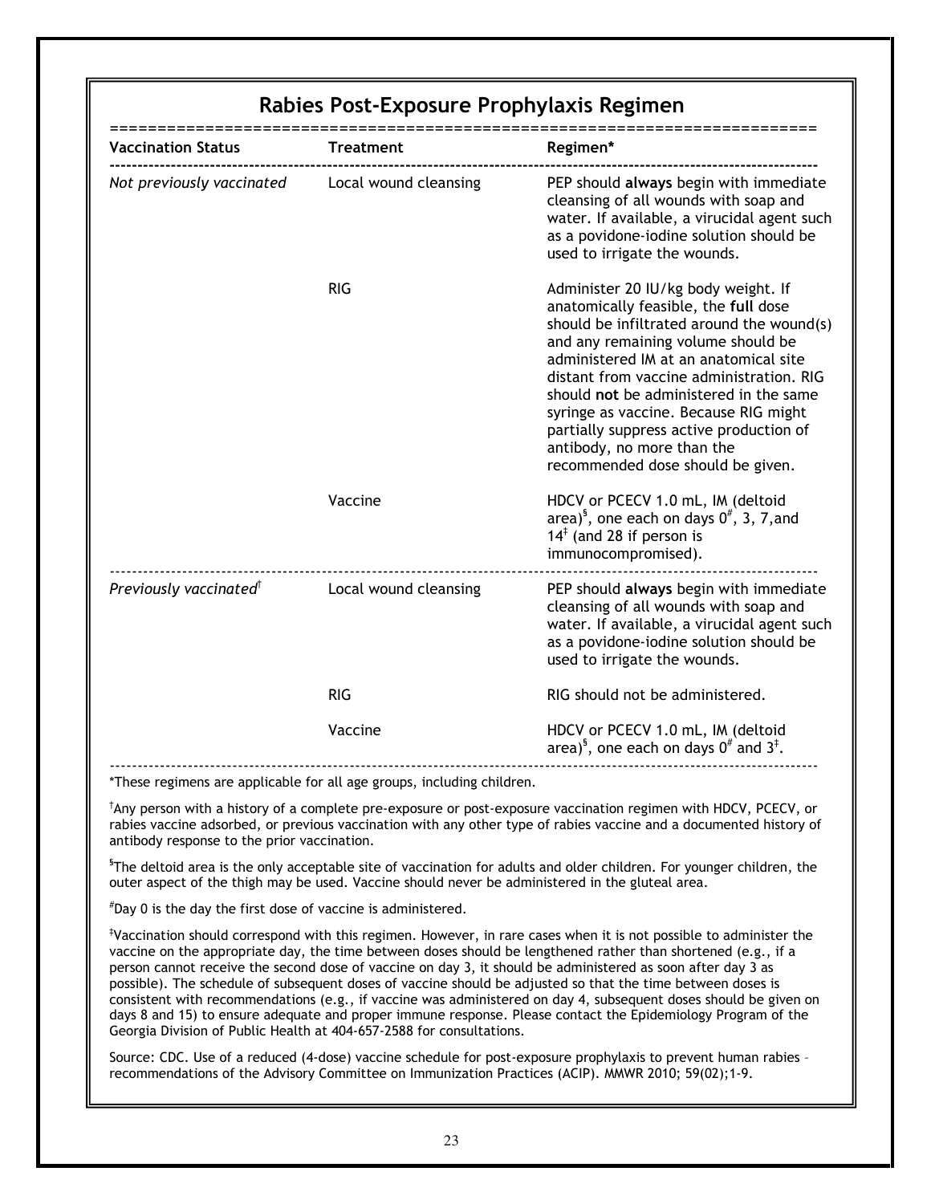## Rabies Post-Exposure Prophylaxis Regimen

| Vaccination Status | Treatment | Regimen* |
|---|---|---|
| *Not previously vaccinated* | Local wound cleansing | PEP should **always** begin with immediate cleansing of all wounds with soap and water. If available, a virucidal agent such as a povidone-iodine solution should be used to irrigate the wounds. |
| | RIG | Administer 20 IU/kg body weight. If anatomically feasible, the **full** dose should be infiltrated around the wound(s) and any remaining volume should be administered IM at an anatomical site distant from vaccine administration. RIG should **not** be administered in the same syringe as vaccine. Because RIG might partially suppress active production of antibody, no more than the recommended dose should be given. |
| | Vaccine | HDCV or PCECV 1.0 mL, IM (deltoid area)[§], one each on days 0[#], 3, 7,and 14[‡] (and 28 if person is immunocompromised). |
| *Previously vaccinated*[†] | Local wound cleansing | PEP should **always** begin with immediate cleansing of all wounds with soap and water. If available, a virucidal agent such as a povidone-iodine solution should be used to irrigate the wounds. |
| | RIG | RIG should not be administered. |
| | Vaccine | HDCV or PCECV 1.0 mL, IM (deltoid area)[§], one each on days 0[#] and 3[‡]. |

*These regimens are applicable for all age groups, including children.

[†]Any person with a history of a complete pre-exposure or post-exposure vaccination regimen with HDCV, PCECV, or rabies vaccine adsorbed, or previous vaccination with any other type of rabies vaccine and a documented history of antibody response to the prior vaccination.

[§]The deltoid area is the only acceptable site of vaccination for adults and older children. For younger children, the outer aspect of the thigh may be used. Vaccine should never be administered in the gluteal area.

[#]Day 0 is the day the first dose of vaccine is administered.

[‡]Vaccination should correspond with this regimen. However, in rare cases when it is not possible to administer the vaccine on the appropriate day, the time between doses should be lengthened rather than shortened (e.g., if a person cannot receive the second dose of vaccine on day 3, it should be administered as soon after day 3 as possible). The schedule of subsequent doses of vaccine should be adjusted so that the time between doses is consistent with recommendations (e.g., if vaccine was administered on day 4, subsequent doses should be given on days 8 and 15) to ensure adequate and proper immune response. Please contact the Epidemiology Program of the Georgia Division of Public Health at 404-657-2588 for consultations.

Source: CDC. Use of a reduced (4-dose) vaccine schedule for post-exposure prophylaxis to prevent human rabies – recommendations of the Advisory Committee on Immunization Practices (ACIP). MMWR 2010; 59(02);1-9.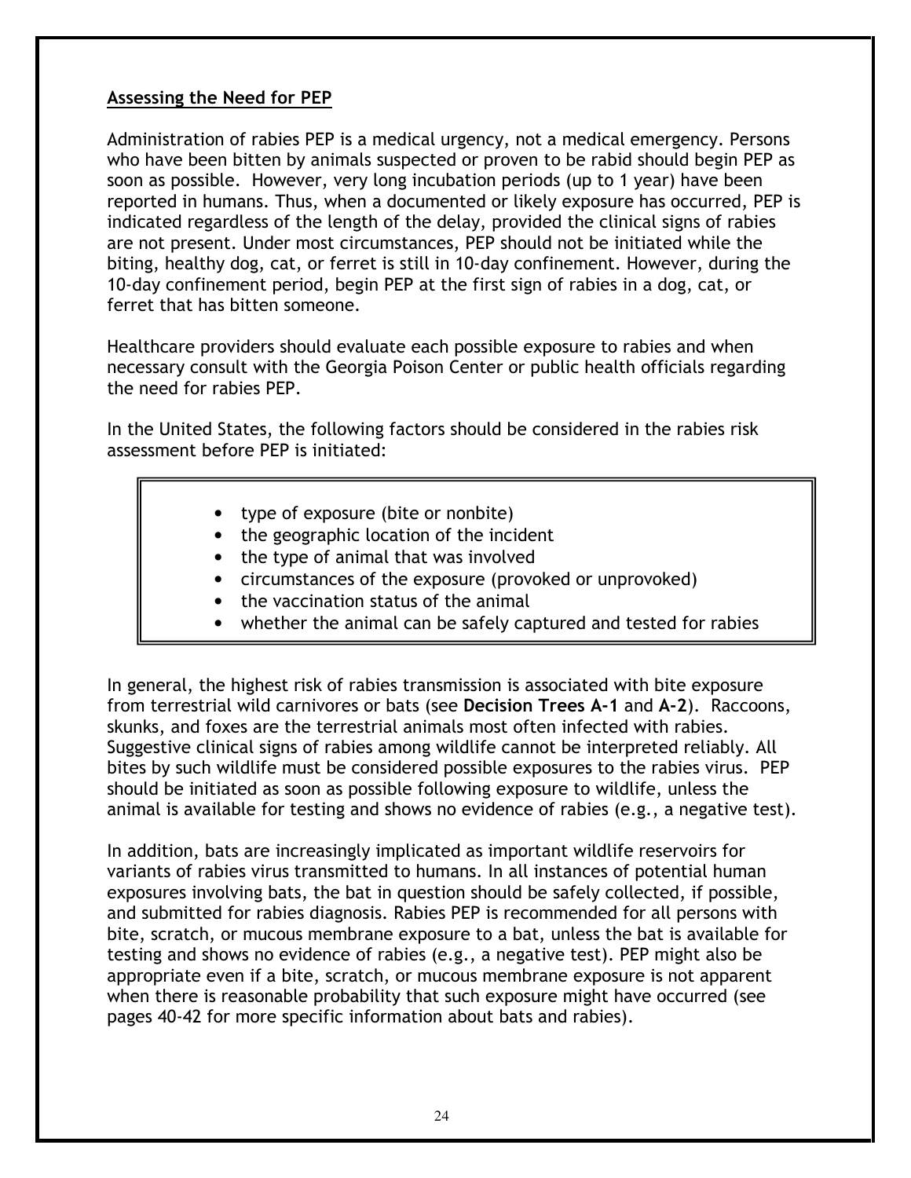## Assessing the Need for PEP

Administration of rabies PEP is a medical urgency, not a medical emergency. Persons who have been bitten by animals suspected or proven to be rabid should begin PEP as soon as possible. However, very long incubation periods (up to 1 year) have been reported in humans. Thus, when a documented or likely exposure has occurred, PEP is indicated regardless of the length of the delay, provided the clinical signs of rabies are not present. Under most circumstances, PEP should not be initiated while the biting, healthy dog, cat, or ferret is still in 10-day confinement. However, during the 10-day confinement period, begin PEP at the first sign of rabies in a dog, cat, or ferret that has bitten someone.

Healthcare providers should evaluate each possible exposure to rabies and when necessary consult with the Georgia Poison Center or public health officials regarding the need for rabies PEP.

In the United States, the following factors should be considered in the rabies risk assessment before PEP is initiated:

- type of exposure (bite or nonbite)
- the geographic location of the incident
- the type of animal that was involved
- circumstances of the exposure (provoked or unprovoked)
- the vaccination status of the animal
- whether the animal can be safely captured and tested for rabies

In general, the highest risk of rabies transmission is associated with bite exposure from terrestrial wild carnivores or bats (see **Decision Trees A-1** and **A-2**). Raccoons, skunks, and foxes are the terrestrial animals most often infected with rabies. Suggestive clinical signs of rabies among wildlife cannot be interpreted reliably. All bites by such wildlife must be considered possible exposures to the rabies virus. PEP should be initiated as soon as possible following exposure to wildlife, unless the animal is available for testing and shows no evidence of rabies (e.g., a negative test).

In addition, bats are increasingly implicated as important wildlife reservoirs for variants of rabies virus transmitted to humans. In all instances of potential human exposures involving bats, the bat in question should be safely collected, if possible, and submitted for rabies diagnosis. Rabies PEP is recommended for all persons with bite, scratch, or mucous membrane exposure to a bat, unless the bat is available for testing and shows no evidence of rabies (e.g., a negative test). PEP might also be appropriate even if a bite, scratch, or mucous membrane exposure is not apparent when there is reasonable probability that such exposure might have occurred (see pages 40-42 for more specific information about bats and rabies).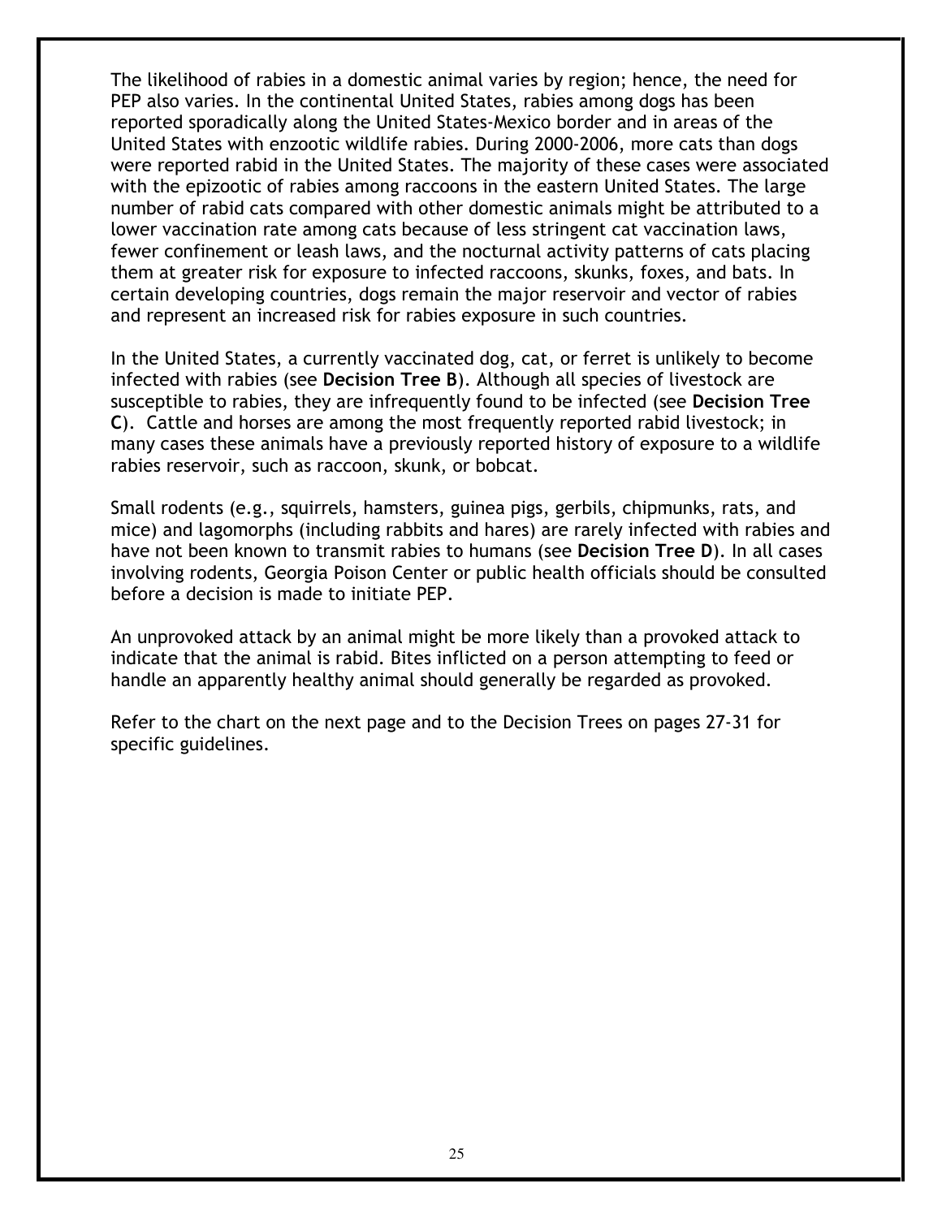The likelihood of rabies in a domestic animal varies by region; hence, the need for PEP also varies. In the continental United States, rabies among dogs has been reported sporadically along the United States-Mexico border and in areas of the United States with enzootic wildlife rabies. During 2000-2006, more cats than dogs were reported rabid in the United States. The majority of these cases were associated with the epizootic of rabies among raccoons in the eastern United States. The large number of rabid cats compared with other domestic animals might be attributed to a lower vaccination rate among cats because of less stringent cat vaccination laws, fewer confinement or leash laws, and the nocturnal activity patterns of cats placing them at greater risk for exposure to infected raccoons, skunks, foxes, and bats. In certain developing countries, dogs remain the major reservoir and vector of rabies and represent an increased risk for rabies exposure in such countries.

In the United States, a currently vaccinated dog, cat, or ferret is unlikely to become infected with rabies (see **Decision Tree B**). Although all species of livestock are susceptible to rabies, they are infrequently found to be infected (see **Decision Tree C**). Cattle and horses are among the most frequently reported rabid livestock; in many cases these animals have a previously reported history of exposure to a wildlife rabies reservoir, such as raccoon, skunk, or bobcat.

Small rodents (e.g., squirrels, hamsters, guinea pigs, gerbils, chipmunks, rats, and mice) and lagomorphs (including rabbits and hares) are rarely infected with rabies and have not been known to transmit rabies to humans (see **Decision Tree D**). In all cases involving rodents, Georgia Poison Center or public health officials should be consulted before a decision is made to initiate PEP.

An unprovoked attack by an animal might be more likely than a provoked attack to indicate that the animal is rabid. Bites inflicted on a person attempting to feed or handle an apparently healthy animal should generally be regarded as provoked.

Refer to the chart on the next page and to the Decision Trees on pages 27-31 for specific guidelines.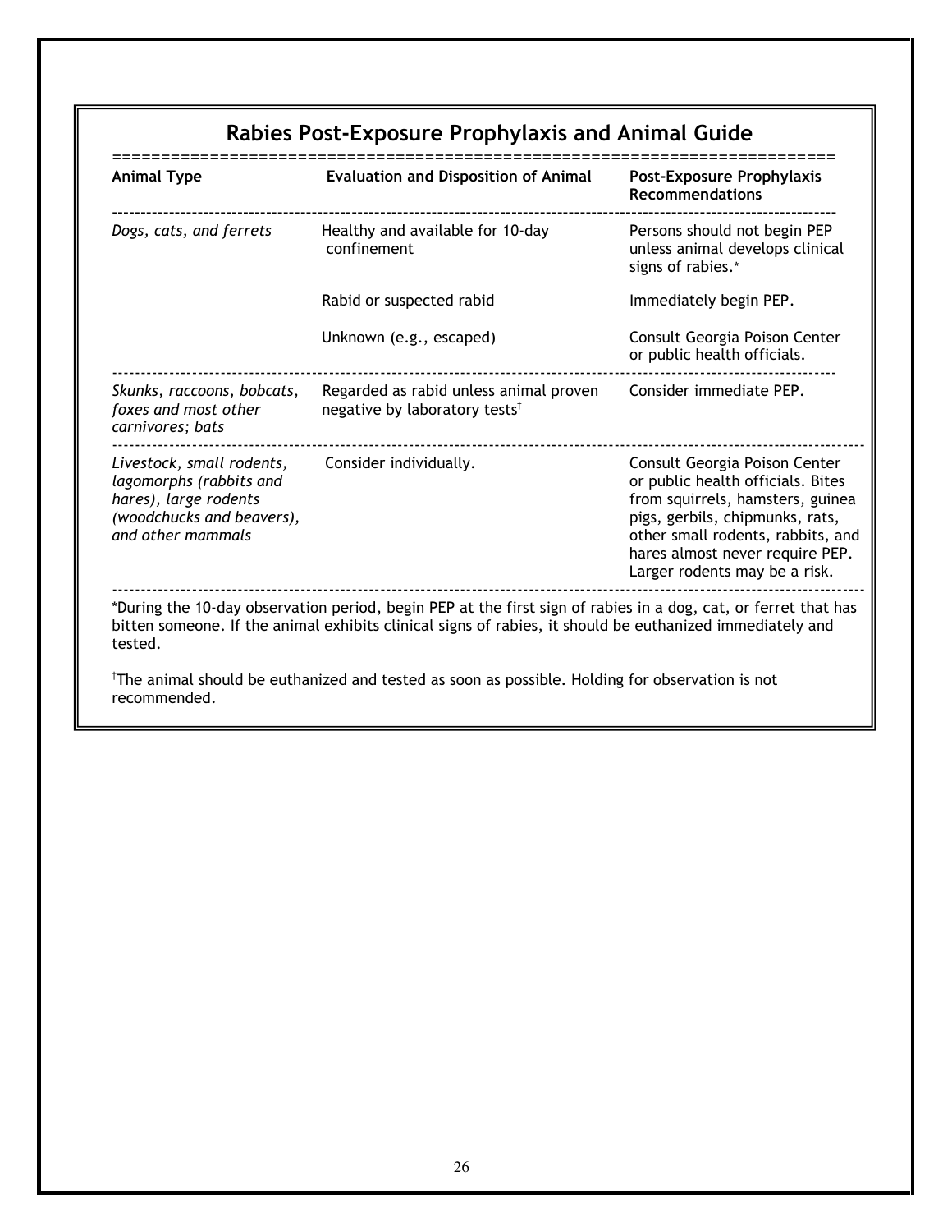## Rabies Post-Exposure Prophylaxis and Animal Guide

| Animal Type | Evaluation and Disposition of Animal | Post-Exposure Prophylaxis Recommendations |
|---|---|---|
| *Dogs, cats, and ferrets* | Healthy and available for 10-day confinement | Persons should not begin PEP unless animal develops clinical signs of rabies.* |
| | Rabid or suspected rabid | Immediately begin PEP. |
| | Unknown (e.g., escaped) | Consult Georgia Poison Center or public health officials. |
| *Skunks, raccoons, bobcats, foxes and most other carnivores; bats* | Regarded as rabid unless animal proven negative by laboratory tests† | Consider immediate PEP. |
| *Livestock, small rodents, lagomorphs (rabbits and hares), large rodents (woodchucks and beavers), and other mammals* | Consider individually. | Consult Georgia Poison Center or public health officials. Bites from squirrels, hamsters, guinea pigs, gerbils, chipmunks, rats, other small rodents, rabbits, and hares almost never require PEP. Larger rodents may be a risk. |

*During the 10-day observation period, begin PEP at the first sign of rabies in a dog, cat, or ferret that has bitten someone. If the animal exhibits clinical signs of rabies, it should be euthanized immediately and tested.

†The animal should be euthanized and tested as soon as possible. Holding for observation is not recommended.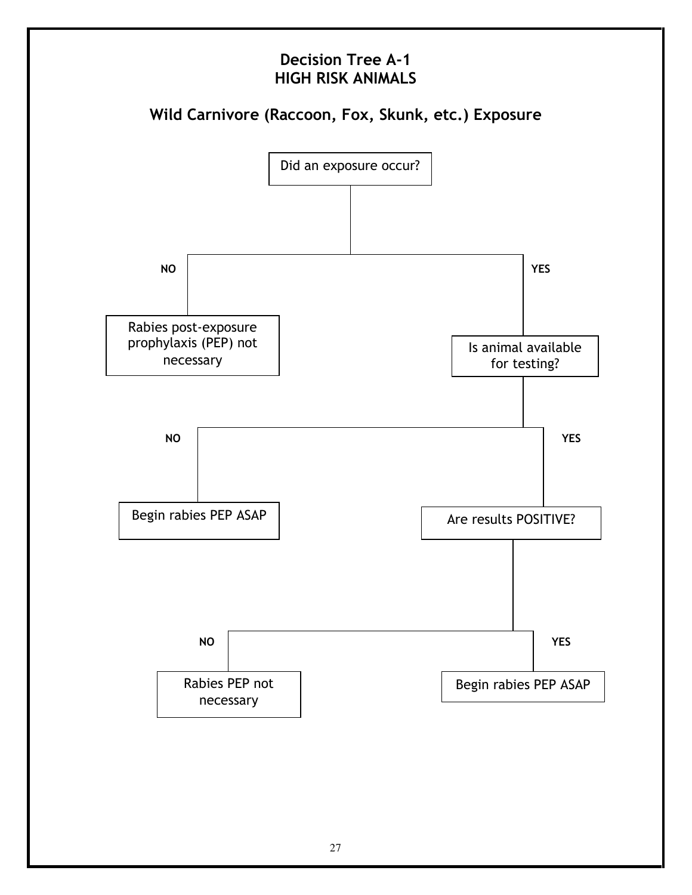# Decision Tree A-1
# HIGH RISK ANIMALS

## Wild Carnivore (Raccoon, Fox, Skunk, etc.) Exposure

- **Did an exposure occur?**
  - **NO** → Rabies post-exposure prophylaxis (PEP) not necessary
  - **YES** → **Is animal available for testing?**
    - **NO** → Begin rabies PEP ASAP
    - **YES** → **Are results POSITIVE?**
      - **NO** → Rabies PEP not necessary
      - **YES** → Begin rabies PEP ASAP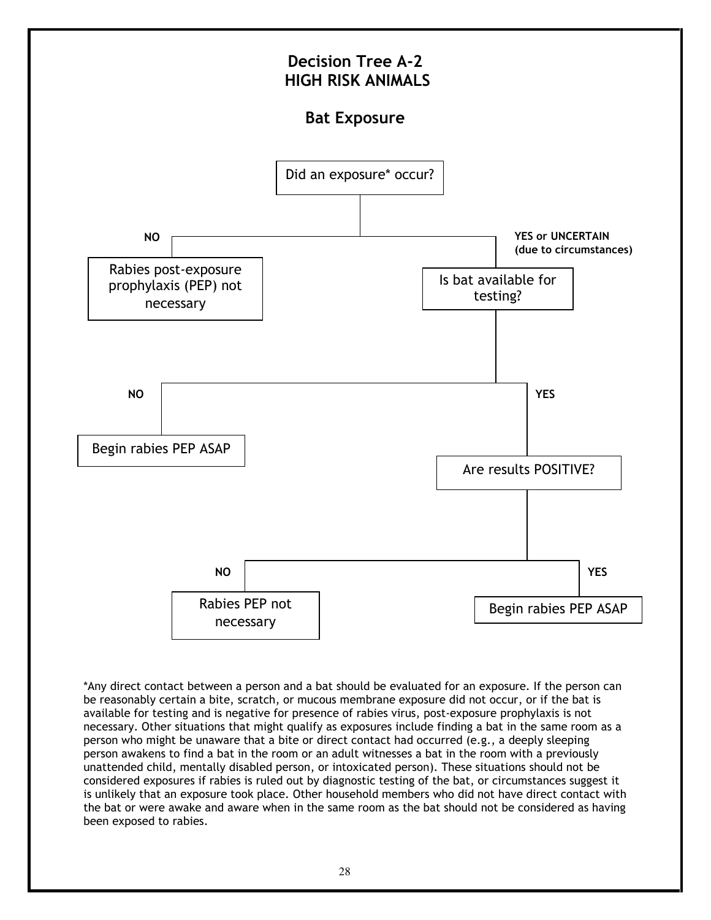# Decision Tree A-2
# HIGH RISK ANIMALS

## Bat Exposure

**Did an exposure* occur?**

- **NO** → Rabies post-exposure prophylaxis (PEP) not necessary
- **YES or UNCERTAIN (due to circumstances)** → **Is bat available for testing?**
  - **NO** → Begin rabies PEP ASAP
  - **YES** → **Are results POSITIVE?**
    - **NO** → Rabies PEP not necessary
    - **YES** → Begin rabies PEP ASAP

*Any direct contact between a person and a bat should be evaluated for an exposure. If the person can be reasonably certain a bite, scratch, or mucous membrane exposure did not occur, or if the bat is available for testing and is negative for presence of rabies virus, post-exposure prophylaxis is not necessary. Other situations that might qualify as exposures include finding a bat in the same room as a person who might be unaware that a bite or direct contact had occurred (e.g., a deeply sleeping person awakens to find a bat in the room or an adult witnesses a bat in the room with a previously unattended child, mentally disabled person, or intoxicated person). These situations should not be considered exposures if rabies is ruled out by diagnostic testing of the bat, or circumstances suggest it is unlikely that an exposure took place. Other household members who did not have direct contact with the bat or were awake and aware when in the same room as the bat should not be considered as having been exposed to rabies.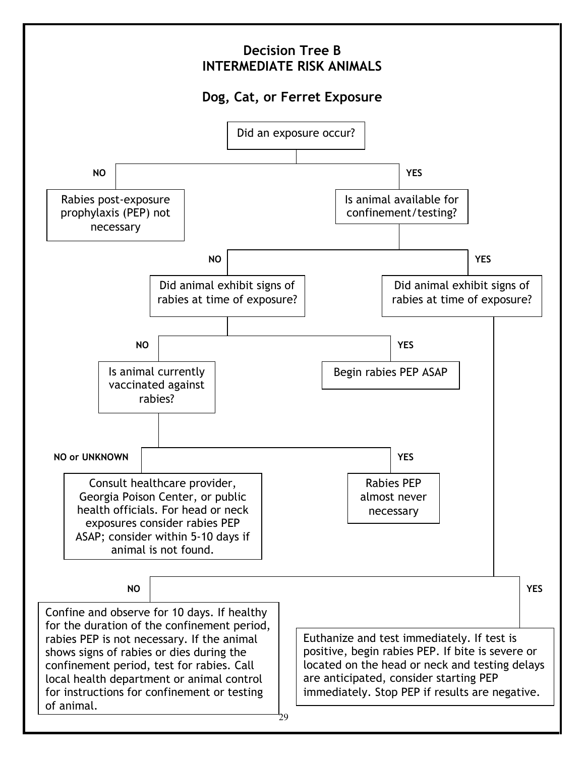# Decision Tree B
# INTERMEDIATE RISK ANIMALS

## Dog, Cat, or Ferret Exposure

- **Did an exposure occur?**
  - **NO** → Rabies post-exposure prophylaxis (PEP) not necessary
  - **YES** → **Is animal available for confinement/testing?**
    - **NO** → **Did animal exhibit signs of rabies at time of exposure?**
      - **NO** → **Is animal currently vaccinated against rabies?**
        - **NO or UNKNOWN** → Consult healthcare provider, Georgia Poison Center, or public health officials. For head or neck exposures consider rabies PEP ASAP; consider within 5-10 days if animal is not found.
        - **YES** → Rabies PEP almost never necessary
      - **YES** → Begin rabies PEP ASAP
    - **YES** → **Did animal exhibit signs of rabies at time of exposure?**
      - **NO** → Confine and observe for 10 days. If healthy for the duration of the confinement period, rabies PEP is not necessary. If the animal shows signs of rabies or dies during the confinement period, test for rabies. Call local health department or animal control for instructions for confinement or testing of animal.
      - **YES** → Euthanize and test immediately. If test is positive, begin rabies PEP. If bite is severe or located on the head or neck and testing delays are anticipated, consider starting PEP immediately. Stop PEP if results are negative.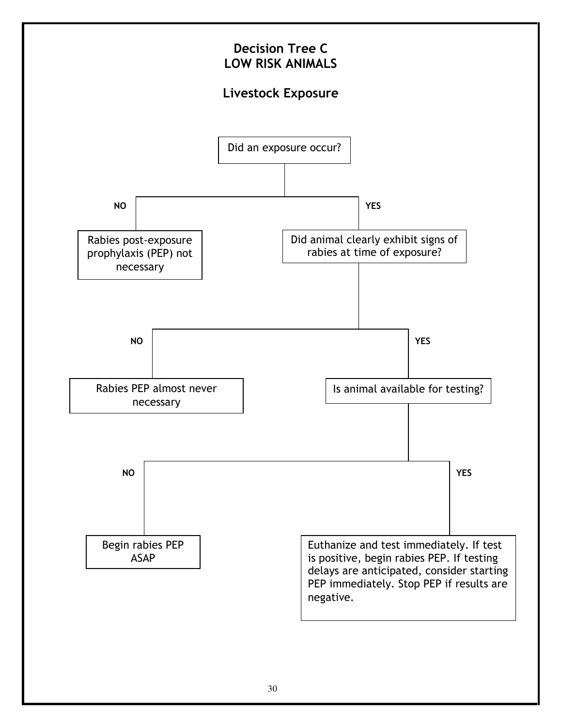# Decision Tree C
# LOW RISK ANIMALS

## Livestock Exposure

Did an exposure occur?

- **NO**: Rabies post-exposure prophylaxis (PEP) not necessary
- **YES**: Did animal clearly exhibit signs of rabies at time of exposure?
  - **NO**: Rabies PEP almost never necessary
  - **YES**: Is animal available for testing?
    - **NO**: Begin rabies PEP ASAP
    - **YES**: Euthanize and test immediately. If test is positive, begin rabies PEP. If testing delays are anticipated, consider starting PEP immediately. Stop PEP if results are negative.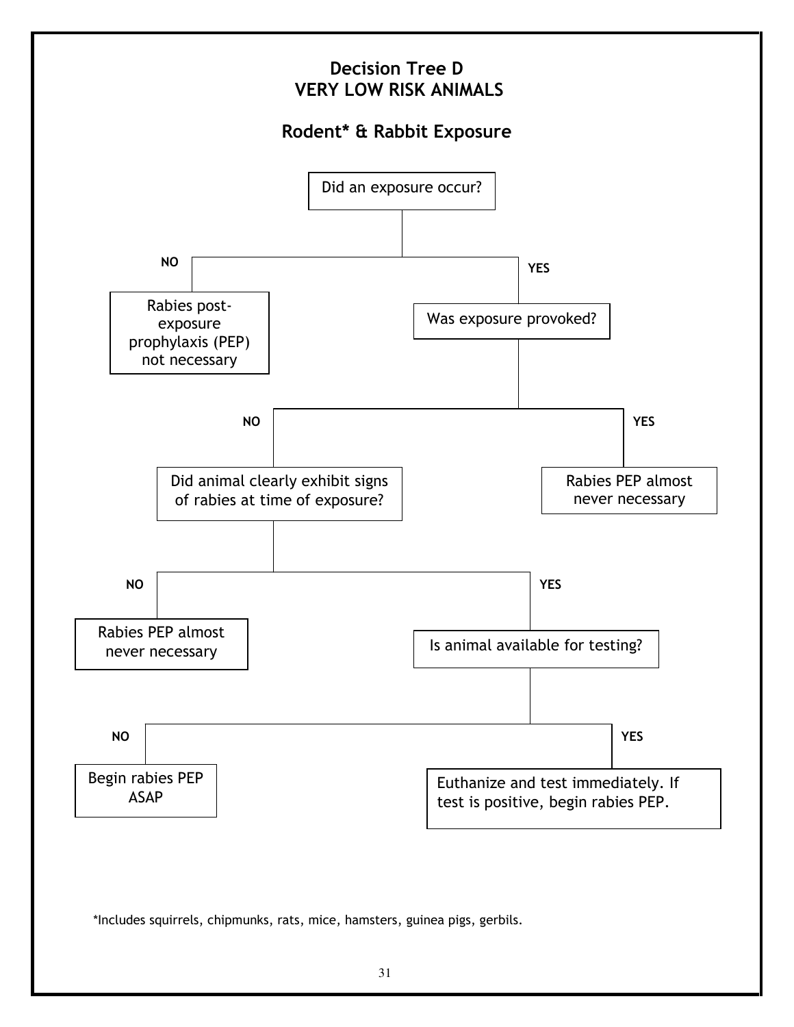# Decision Tree D
# VERY LOW RISK ANIMALS

## Rodent* & Rabbit Exposure

- Did an exposure occur?
  - **NO** → Rabies post-exposure prophylaxis (PEP) not necessary
  - **YES** → Was exposure provoked?
    - **YES** → Rabies PEP almost never necessary
    - **NO** → Did animal clearly exhibit signs of rabies at time of exposure?
      - **NO** → Rabies PEP almost never necessary
      - **YES** → Is animal available for testing?
        - **NO** → Begin rabies PEP ASAP
        - **YES** → Euthanize and test immediately. If test is positive, begin rabies PEP.

*Includes squirrels, chipmunks, rats, mice, hamsters, guinea pigs, gerbils.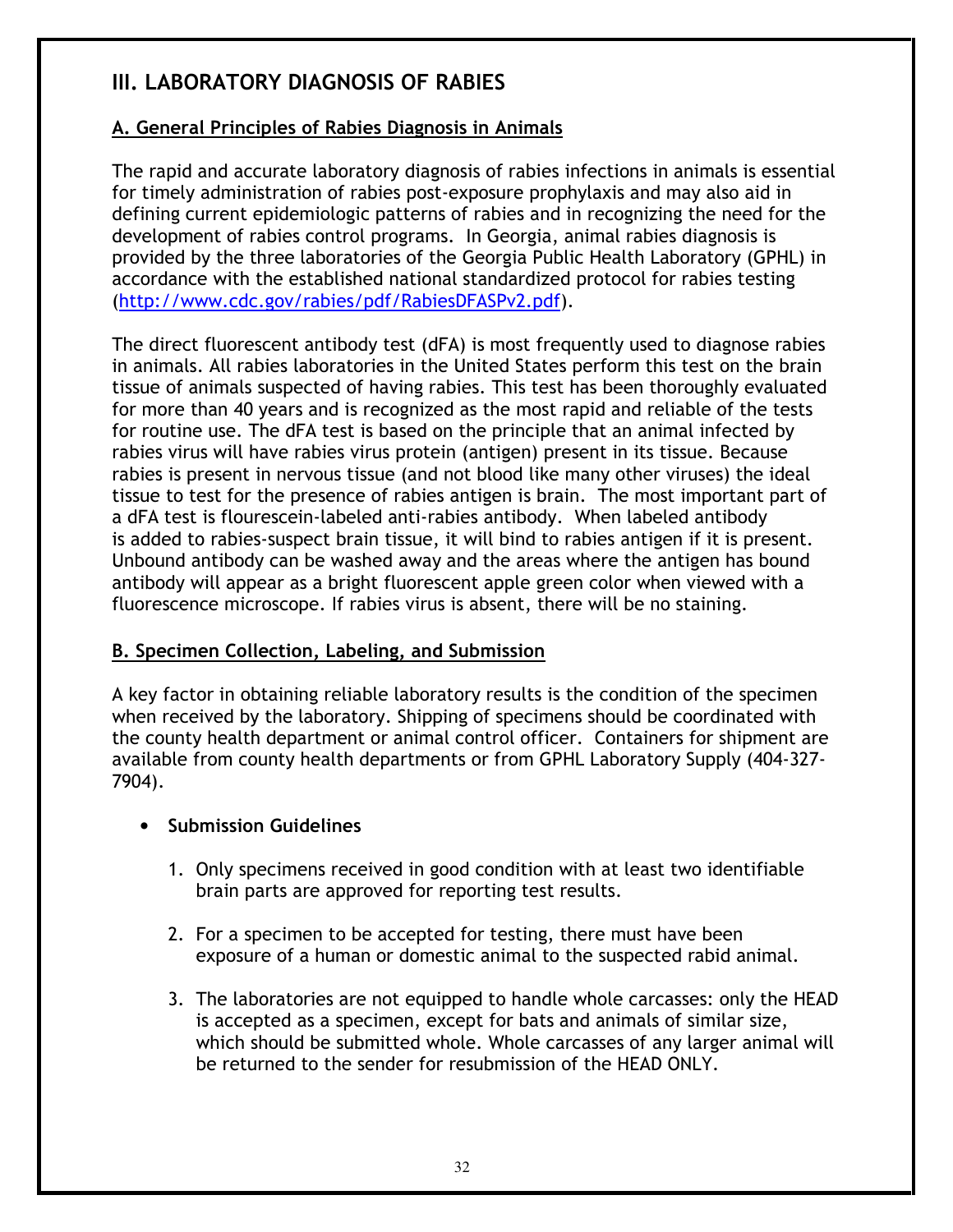## III. LABORATORY DIAGNOSIS OF RABIES

### A. General Principles of Rabies Diagnosis in Animals

The rapid and accurate laboratory diagnosis of rabies infections in animals is essential for timely administration of rabies post-exposure prophylaxis and may also aid in defining current epidemiologic patterns of rabies and in recognizing the need for the development of rabies control programs. In Georgia, animal rabies diagnosis is provided by the three laboratories of the Georgia Public Health Laboratory (GPHL) in accordance with the established national standardized protocol for rabies testing (http://www.cdc.gov/rabies/pdf/RabiesDFASPv2.pdf).

The direct fluorescent antibody test (dFA) is most frequently used to diagnose rabies in animals. All rabies laboratories in the United States perform this test on the brain tissue of animals suspected of having rabies. This test has been thoroughly evaluated for more than 40 years and is recognized as the most rapid and reliable of the tests for routine use. The dFA test is based on the principle that an animal infected by rabies virus will have rabies virus protein (antigen) present in its tissue. Because rabies is present in nervous tissue (and not blood like many other viruses) the ideal tissue to test for the presence of rabies antigen is brain. The most important part of a dFA test is flourescein-labeled anti-rabies antibody. When labeled antibody is added to rabies-suspect brain tissue, it will bind to rabies antigen if it is present. Unbound antibody can be washed away and the areas where the antigen has bound antibody will appear as a bright fluorescent apple green color when viewed with a fluorescence microscope. If rabies virus is absent, there will be no staining.

### B. Specimen Collection, Labeling, and Submission

A key factor in obtaining reliable laboratory results is the condition of the specimen when received by the laboratory. Shipping of specimens should be coordinated with the county health department or animal control officer. Containers for shipment are available from county health departments or from GPHL Laboratory Supply (404-327-7904).

- **Submission Guidelines**

  1. Only specimens received in good condition with at least two identifiable brain parts are approved for reporting test results.

  2. For a specimen to be accepted for testing, there must have been exposure of a human or domestic animal to the suspected rabid animal.

  3. The laboratories are not equipped to handle whole carcasses: only the HEAD is accepted as a specimen, except for bats and animals of similar size, which should be submitted whole. Whole carcasses of any larger animal will be returned to the sender for resubmission of the HEAD ONLY.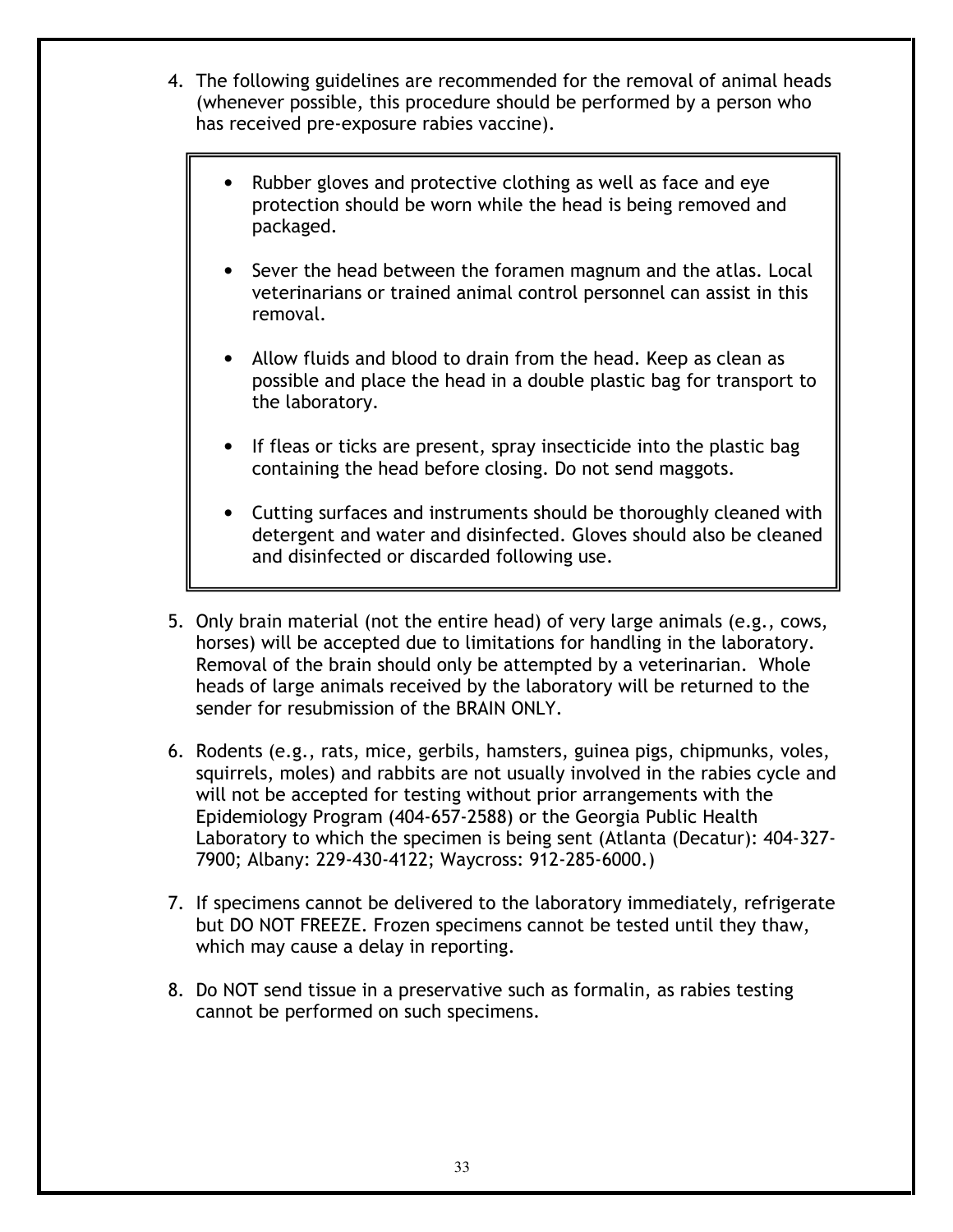4. The following guidelines are recommended for the removal of animal heads (whenever possible, this procedure should be performed by a person who has received pre-exposure rabies vaccine).

   - Rubber gloves and protective clothing as well as face and eye protection should be worn while the head is being removed and packaged.
   - Sever the head between the foramen magnum and the atlas. Local veterinarians or trained animal control personnel can assist in this removal.
   - Allow fluids and blood to drain from the head. Keep as clean as possible and place the head in a double plastic bag for transport to the laboratory.
   - If fleas or ticks are present, spray insecticide into the plastic bag containing the head before closing. Do not send maggots.
   - Cutting surfaces and instruments should be thoroughly cleaned with detergent and water and disinfected. Gloves should also be cleaned and disinfected or discarded following use.

5. Only brain material (not the entire head) of very large animals (e.g., cows, horses) will be accepted due to limitations for handling in the laboratory. Removal of the brain should only be attempted by a veterinarian. Whole heads of large animals received by the laboratory will be returned to the sender for resubmission of the BRAIN ONLY.

6. Rodents (e.g., rats, mice, gerbils, hamsters, guinea pigs, chipmunks, voles, squirrels, moles) and rabbits are not usually involved in the rabies cycle and will not be accepted for testing without prior arrangements with the Epidemiology Program (404-657-2588) or the Georgia Public Health Laboratory to which the specimen is being sent (Atlanta (Decatur): 404-327-7900; Albany: 229-430-4122; Waycross: 912-285-6000.)

7. If specimens cannot be delivered to the laboratory immediately, refrigerate but DO NOT FREEZE. Frozen specimens cannot be tested until they thaw, which may cause a delay in reporting.

8. Do NOT send tissue in a preservative such as formalin, as rabies testing cannot be performed on such specimens.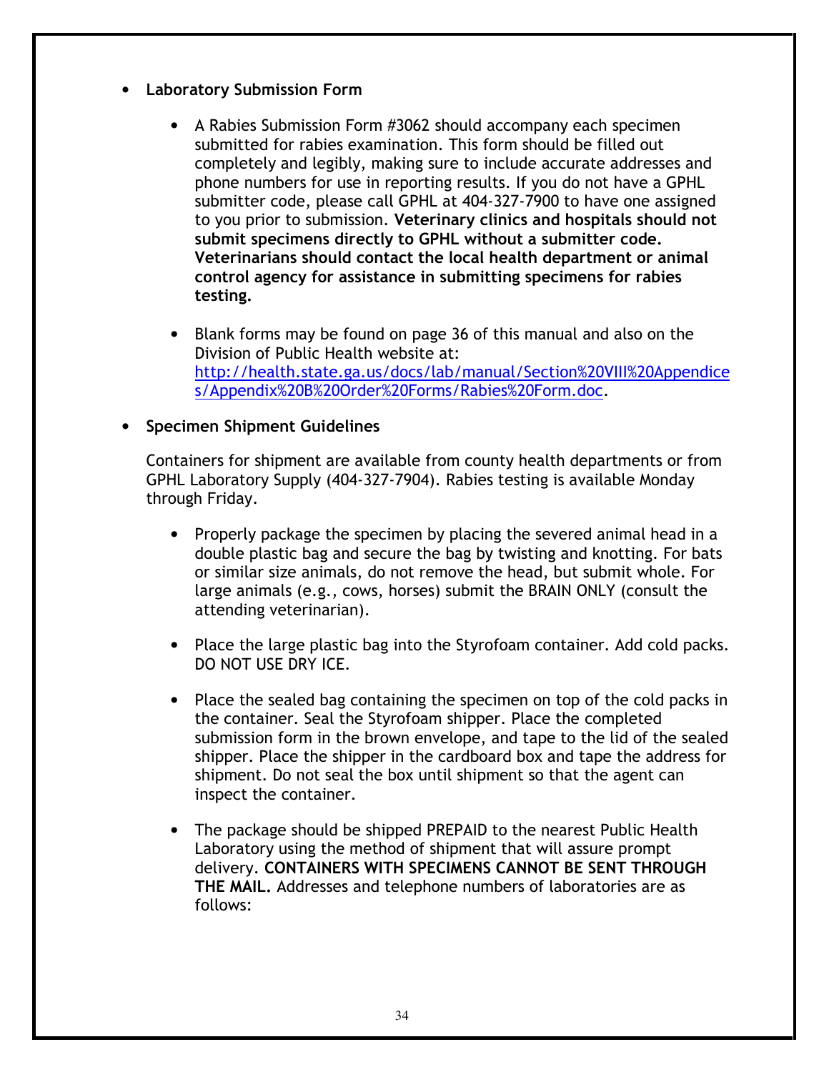- **Laboratory Submission Form**

    - A Rabies Submission Form #3062 should accompany each specimen submitted for rabies examination. This form should be filled out completely and legibly, making sure to include accurate addresses and phone numbers for use in reporting results. If you do not have a GPHL submitter code, please call GPHL at 404-327-7900 to have one assigned to you prior to submission. **Veterinary clinics and hospitals should not submit specimens directly to GPHL without a submitter code. Veterinarians should contact the local health department or animal control agency for assistance in submitting specimens for rabies testing.**

    - Blank forms may be found on page 36 of this manual and also on the Division of Public Health website at: [http://health.state.ga.us/docs/lab/manual/Section%20VIII%20Appendices/Appendix%20B%20Order%20Forms/Rabies%20Form.doc](http://health.state.ga.us/docs/lab/manual/Section%20VIII%20Appendices/Appendix%20B%20Order%20Forms/Rabies%20Form.doc).

- **Specimen Shipment Guidelines**

  Containers for shipment are available from county health departments or from GPHL Laboratory Supply (404-327-7904). Rabies testing is available Monday through Friday.

    - Properly package the specimen by placing the severed animal head in a double plastic bag and secure the bag by twisting and knotting. For bats or similar size animals, do not remove the head, but submit whole. For large animals (e.g., cows, horses) submit the BRAIN ONLY (consult the attending veterinarian).

    - Place the large plastic bag into the Styrofoam container. Add cold packs. DO NOT USE DRY ICE.

    - Place the sealed bag containing the specimen on top of the cold packs in the container. Seal the Styrofoam shipper. Place the completed submission form in the brown envelope, and tape to the lid of the sealed shipper. Place the shipper in the cardboard box and tape the address for shipment. Do not seal the box until shipment so that the agent can inspect the container.

    - The package should be shipped PREPAID to the nearest Public Health Laboratory using the method of shipment that will assure prompt delivery. **CONTAINERS WITH SPECIMENS CANNOT BE SENT THROUGH THE MAIL.** Addresses and telephone numbers of laboratories are as follows: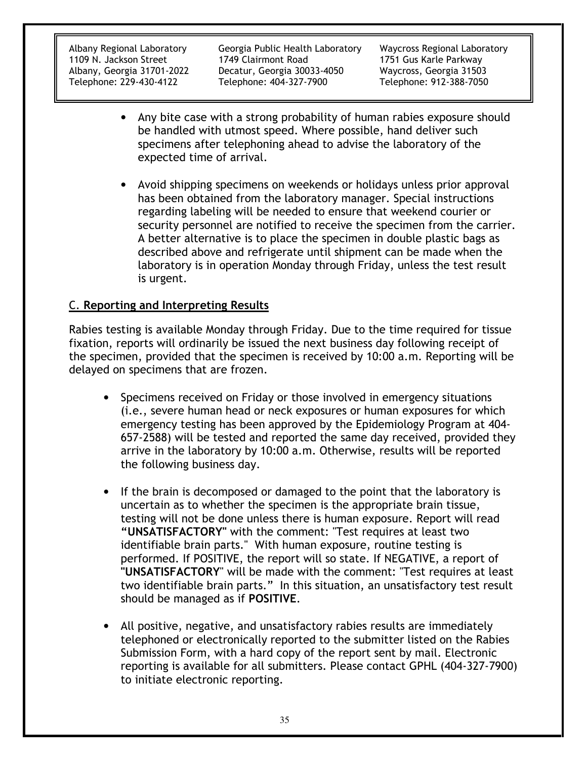- Any bite case with a strong probability of human rabies exposure should be handled with utmost speed. Where possible, hand deliver such specimens after telephoning ahead to advise the laboratory of the expected time of arrival.

- Avoid shipping specimens on weekends or holidays unless prior approval has been obtained from the laboratory manager. Special instructions regarding labeling will be needed to ensure that weekend courier or security personnel are notified to receive the specimen from the carrier. A better alternative is to place the specimen in double plastic bags as described above and refrigerate until shipment can be made when the laboratory is in operation Monday through Friday, unless the test result is urgent.

## C. Reporting and Interpreting Results

Rabies testing is available Monday through Friday. Due to the time required for tissue fixation, reports will ordinarily be issued the next business day following receipt of the specimen, provided that the specimen is received by 10:00 a.m. Reporting will be delayed on specimens that are frozen.

- Specimens received on Friday or those involved in emergency situations (i.e., severe human head or neck exposures or human exposures for which emergency testing has been approved by the Epidemiology Program at 404-657-2588) will be tested and reported the same day received, provided they arrive in the laboratory by 10:00 a.m. Otherwise, results will be reported the following business day.

- If the brain is decomposed or damaged to the point that the laboratory is uncertain as to whether the specimen is the appropriate brain tissue, testing will not be done unless there is human exposure. Report will read **"UNSATISFACTORY"** with the comment: "Test requires at least two identifiable brain parts." With human exposure, routine testing is performed. If POSITIVE, the report will so state. If NEGATIVE, a report of **"UNSATISFACTORY"** will be made with the comment: "Test requires at least two identifiable brain parts." In this situation, an unsatisfactory test result should be managed as if **POSITIVE**.

- All positive, negative, and unsatisfactory rabies results are immediately telephoned or electronically reported to the submitter listed on the Rabies Submission Form, with a hard copy of the report sent by mail. Electronic reporting is available for all submitters. Please contact GPHL (404-327-7900) to initiate electronic reporting.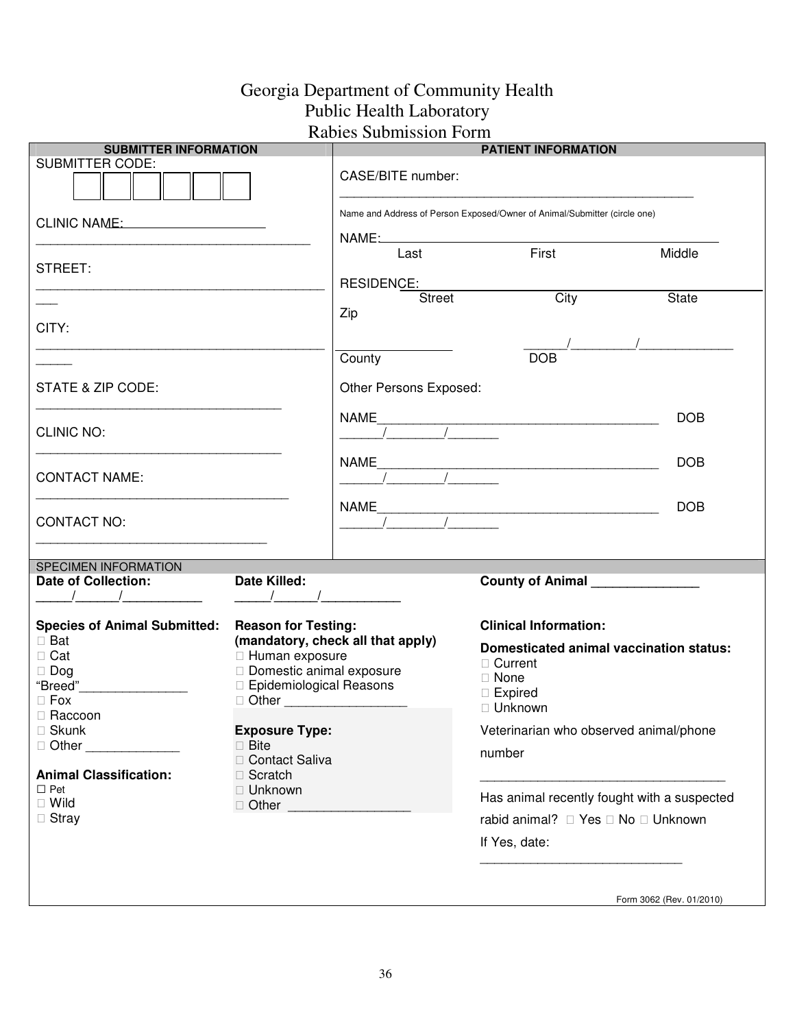# Georgia Department of Community Health
## Public Health Laboratory
## Rabies Submission Form

### SUBMITTER INFORMATION

SUBMITTER CODE: ☐☐☐☐☐☐

CLINIC NAME: ____________________

______________________________________

STREET:

________________________________________

CITY:

________________________________________

STATE & ZIP CODE:

__________________________________

CLINIC NO:

__________________________________

CONTACT NAME:

___________________________________

CONTACT NO:

________________________________

### PATIENT INFORMATION

CASE/BITE number:

_____________________________________________________

Name and Address of Person Exposed/Owner of Animal/Submitter (circle one)

NAME: ________________________________________________
Last First Middle

RESIDENCE: ______________________________________________
Street City State

Zip

_______________ ______/_________/_____________
County DOB

Other Persons Exposed:

NAME_______________________________________ DOB ______/________/_______

NAME_______________________________________ DOB ______/________/_______

NAME_______________________________________ DOB ______/________/_______

### SPECIMEN INFORMATION

**Date of Collection:** _____/______/___________

**Date Killed:** _____/______/___________

**County of Animal** _______________

**Species of Animal Submitted:**

- ☐ Bat
- ☐ Cat
- ☐ Dog "Breed"_______________
- ☐ Fox
- ☐ Raccoon
- ☐ Skunk
- ☐ Other _____________

**Animal Classification:**

- ☐ Pet
- ☐ Wild
- ☐ Stray

**Reason for Testing: (mandatory, check all that apply)**

- ☐ Human exposure
- ☐ Domestic animal exposure
- ☐ Epidemiological Reasons
- ☐ Other _________________

**Exposure Type:**

- ☐ Bite
- ☐ Contact Saliva
- ☐ Scratch
- ☐ Unknown
- ☐ Other _________________

**Clinical Information:**

**Domesticated animal vaccination status:**

- ☐ Current
- ☐ None
- ☐ Expired
- ☐ Unknown

Veterinarian who observed animal/phone number

_________________________________

Has animal recently fought with a suspected rabid animal? ☐ Yes ☐ No ☐ Unknown

If Yes, date: ____________________________

Form 3062 (Rev. 01/2010)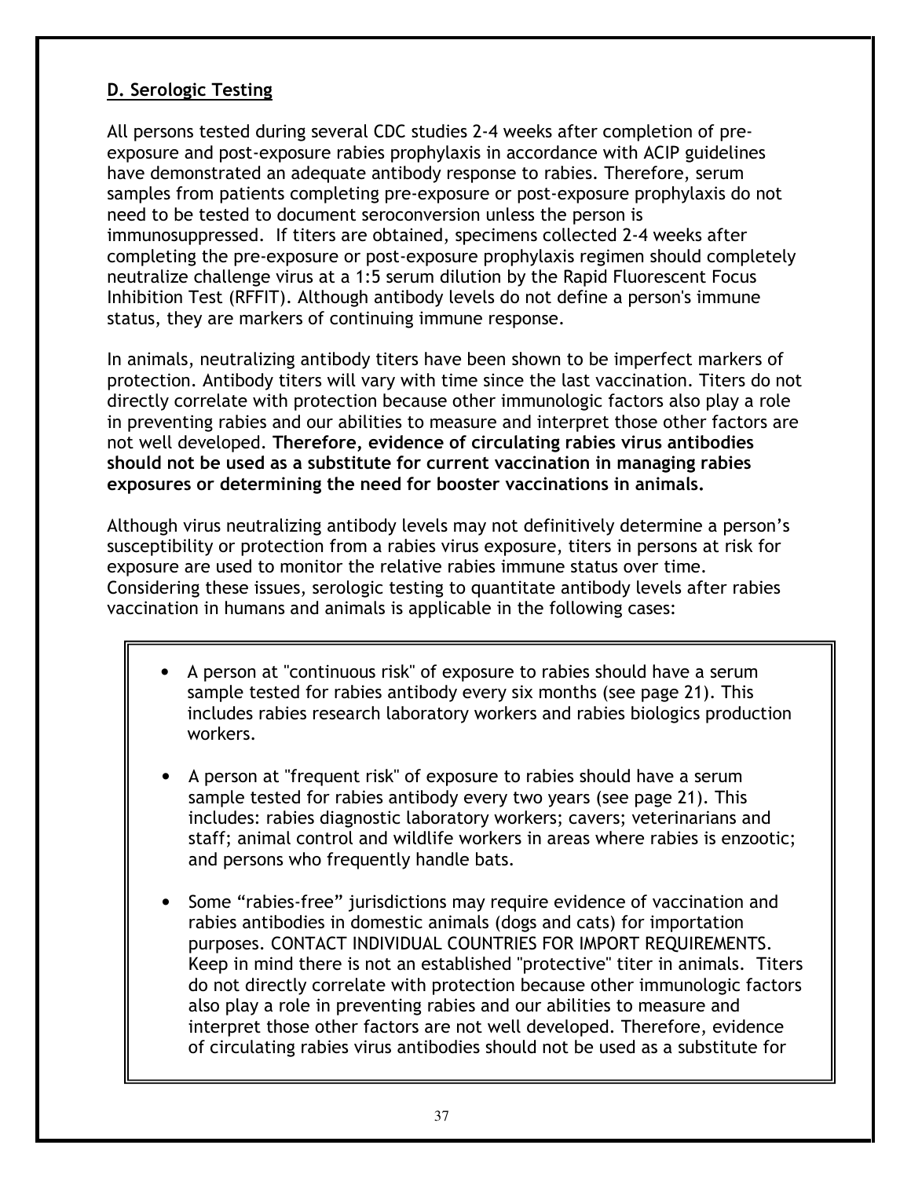## D. Serologic Testing

All persons tested during several CDC studies 2-4 weeks after completion of pre-exposure and post-exposure rabies prophylaxis in accordance with ACIP guidelines have demonstrated an adequate antibody response to rabies. Therefore, serum samples from patients completing pre-exposure or post-exposure prophylaxis do not need to be tested to document seroconversion unless the person is immunosuppressed. If titers are obtained, specimens collected 2-4 weeks after completing the pre-exposure or post-exposure prophylaxis regimen should completely neutralize challenge virus at a 1:5 serum dilution by the Rapid Fluorescent Focus Inhibition Test (RFFIT). Although antibody levels do not define a person's immune status, they are markers of continuing immune response.

In animals, neutralizing antibody titers have been shown to be imperfect markers of protection. Antibody titers will vary with time since the last vaccination. Titers do not directly correlate with protection because other immunologic factors also play a role in preventing rabies and our abilities to measure and interpret those other factors are not well developed. **Therefore, evidence of circulating rabies virus antibodies should not be used as a substitute for current vaccination in managing rabies exposures or determining the need for booster vaccinations in animals.**

Although virus neutralizing antibody levels may not definitively determine a person's susceptibility or protection from a rabies virus exposure, titers in persons at risk for exposure are used to monitor the relative rabies immune status over time. Considering these issues, serologic testing to quantitate antibody levels after rabies vaccination in humans and animals is applicable in the following cases:

- A person at "continuous risk" of exposure to rabies should have a serum sample tested for rabies antibody every six months (see page 21). This includes rabies research laboratory workers and rabies biologics production workers.

- A person at "frequent risk" of exposure to rabies should have a serum sample tested for rabies antibody every two years (see page 21). This includes: rabies diagnostic laboratory workers; cavers; veterinarians and staff; animal control and wildlife workers in areas where rabies is enzootic; and persons who frequently handle bats.

- Some "rabies-free" jurisdictions may require evidence of vaccination and rabies antibodies in domestic animals (dogs and cats) for importation purposes. CONTACT INDIVIDUAL COUNTRIES FOR IMPORT REQUIREMENTS. Keep in mind there is not an established "protective" titer in animals. Titers do not directly correlate with protection because other immunologic factors also play a role in preventing rabies and our abilities to measure and interpret those other factors are not well developed. Therefore, evidence of circulating rabies virus antibodies should not be used as a substitute for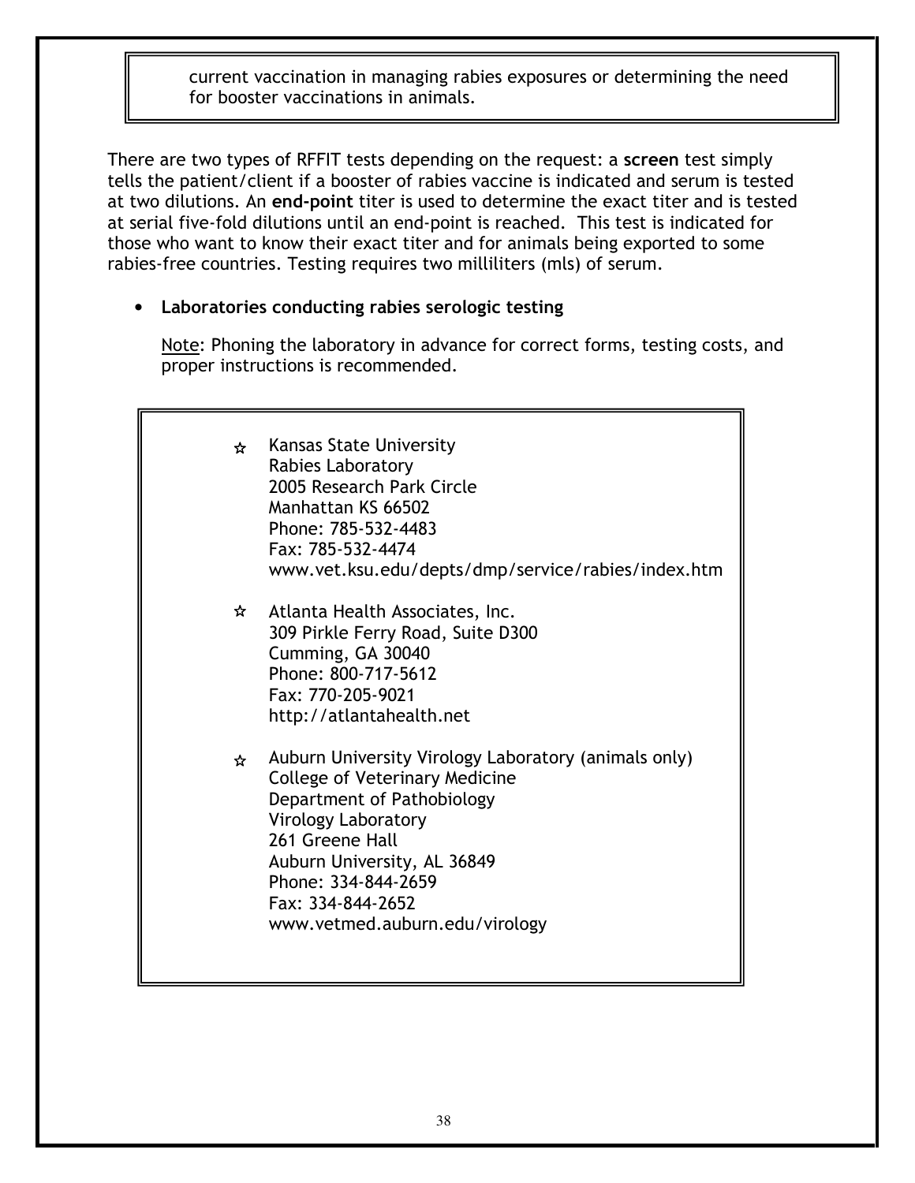current vaccination in managing rabies exposures or determining the need for booster vaccinations in animals.

There are two types of RFFIT tests depending on the request: a **screen** test simply tells the patient/client if a booster of rabies vaccine is indicated and serum is tested at two dilutions. An **end-point** titer is used to determine the exact titer and is tested at serial five-fold dilutions until an end-point is reached. This test is indicated for those who want to know their exact titer and for animals being exported to some rabies-free countries. Testing requires two milliliters (mls) of serum.

- **Laboratories conducting rabies serologic testing**

  Note: Phoning the laboratory in advance for correct forms, testing costs, and proper instructions is recommended.

☆ Kansas State University
Rabies Laboratory
2005 Research Park Circle
Manhattan KS 66502
Phone: 785-532-4483
Fax: 785-532-4474
www.vet.ksu.edu/depts/dmp/service/rabies/index.htm

☆ Atlanta Health Associates, Inc.
309 Pirkle Ferry Road, Suite D300
Cumming, GA 30040
Phone: 800-717-5612
Fax: 770-205-9021
http://atlantahealth.net

☆ Auburn University Virology Laboratory (animals only)
College of Veterinary Medicine
Department of Pathobiology
Virology Laboratory
261 Greene Hall
Auburn University, AL 36849
Phone: 334-844-2659
Fax: 334-844-2652
www.vetmed.auburn.edu/virology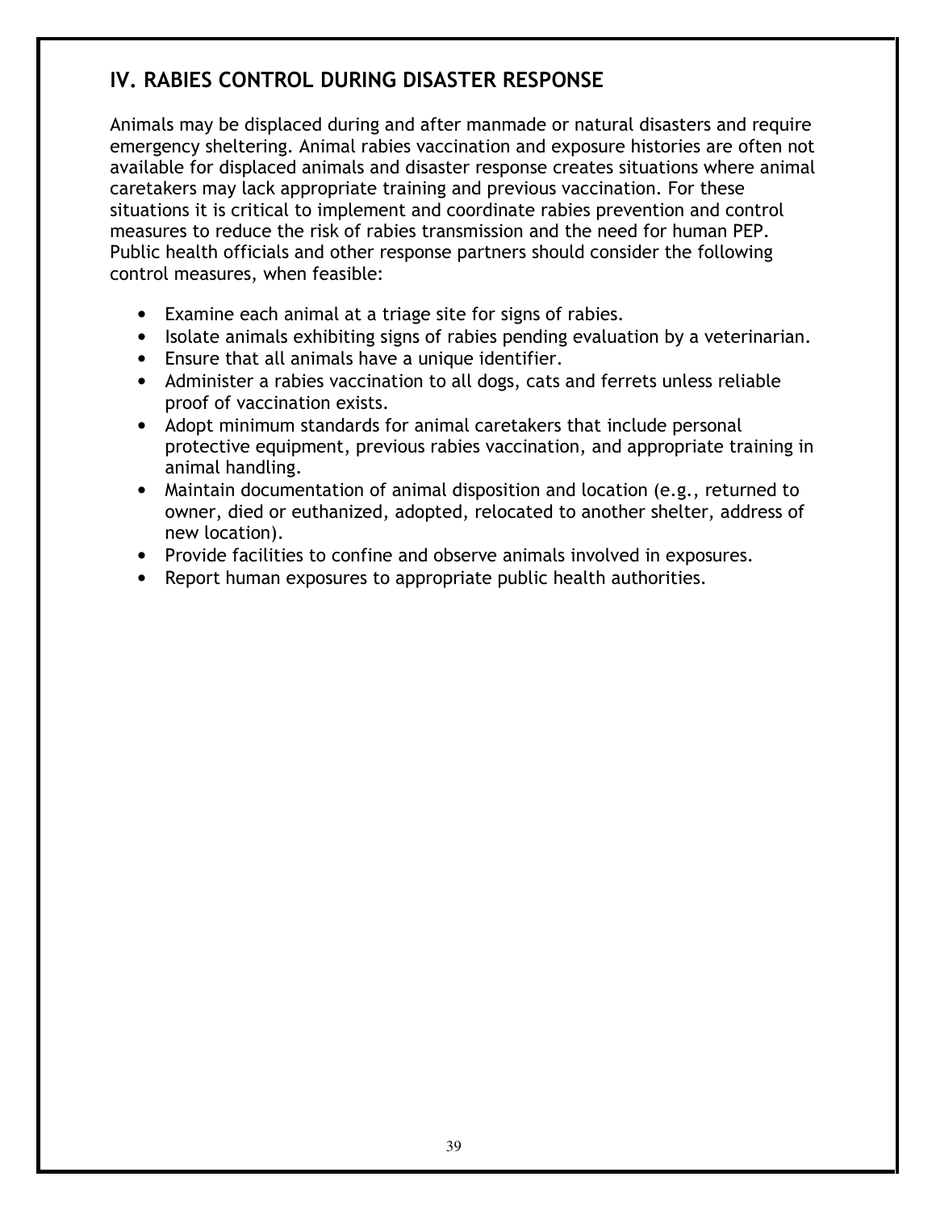## IV. RABIES CONTROL DURING DISASTER RESPONSE

Animals may be displaced during and after manmade or natural disasters and require emergency sheltering. Animal rabies vaccination and exposure histories are often not available for displaced animals and disaster response creates situations where animal caretakers may lack appropriate training and previous vaccination. For these situations it is critical to implement and coordinate rabies prevention and control measures to reduce the risk of rabies transmission and the need for human PEP. Public health officials and other response partners should consider the following control measures, when feasible:

- Examine each animal at a triage site for signs of rabies.
- Isolate animals exhibiting signs of rabies pending evaluation by a veterinarian.
- Ensure that all animals have a unique identifier.
- Administer a rabies vaccination to all dogs, cats and ferrets unless reliable proof of vaccination exists.
- Adopt minimum standards for animal caretakers that include personal protective equipment, previous rabies vaccination, and appropriate training in animal handling.
- Maintain documentation of animal disposition and location (e.g., returned to owner, died or euthanized, adopted, relocated to another shelter, address of new location).
- Provide facilities to confine and observe animals involved in exposures.
- Report human exposures to appropriate public health authorities.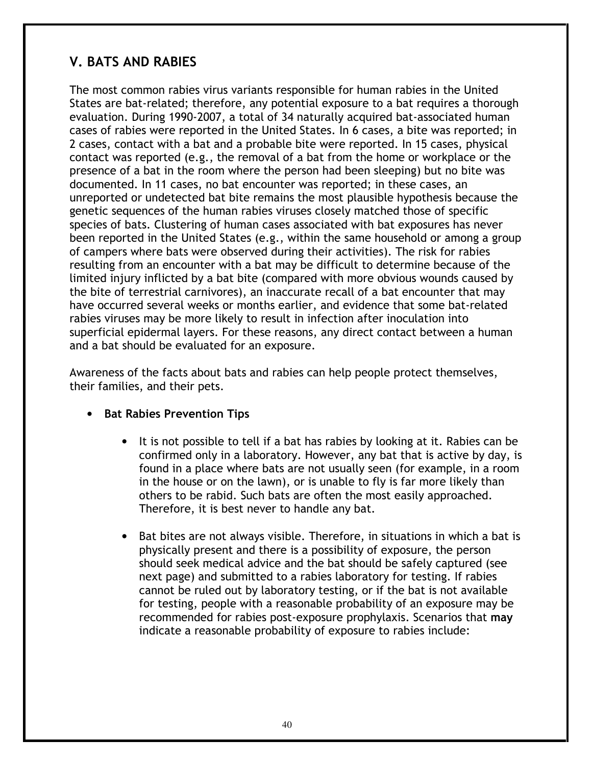## V. BATS AND RABIES

The most common rabies virus variants responsible for human rabies in the United States are bat-related; therefore, any potential exposure to a bat requires a thorough evaluation. During 1990-2007, a total of 34 naturally acquired bat-associated human cases of rabies were reported in the United States. In 6 cases, a bite was reported; in 2 cases, contact with a bat and a probable bite were reported. In 15 cases, physical contact was reported (e.g., the removal of a bat from the home or workplace or the presence of a bat in the room where the person had been sleeping) but no bite was documented. In 11 cases, no bat encounter was reported; in these cases, an unreported or undetected bat bite remains the most plausible hypothesis because the genetic sequences of the human rabies viruses closely matched those of specific species of bats. Clustering of human cases associated with bat exposures has never been reported in the United States (e.g., within the same household or among a group of campers where bats were observed during their activities). The risk for rabies resulting from an encounter with a bat may be difficult to determine because of the limited injury inflicted by a bat bite (compared with more obvious wounds caused by the bite of terrestrial carnivores), an inaccurate recall of a bat encounter that may have occurred several weeks or months earlier, and evidence that some bat-related rabies viruses may be more likely to result in infection after inoculation into superficial epidermal layers. For these reasons, any direct contact between a human and a bat should be evaluated for an exposure.

Awareness of the facts about bats and rabies can help people protect themselves, their families, and their pets.

- **Bat Rabies Prevention Tips**
    - It is not possible to tell if a bat has rabies by looking at it. Rabies can be confirmed only in a laboratory. However, any bat that is active by day, is found in a place where bats are not usually seen (for example, in a room in the house or on the lawn), or is unable to fly is far more likely than others to be rabid. Such bats are often the most easily approached. Therefore, it is best never to handle any bat.
    - Bat bites are not always visible. Therefore, in situations in which a bat is physically present and there is a possibility of exposure, the person should seek medical advice and the bat should be safely captured (see next page) and submitted to a rabies laboratory for testing. If rabies cannot be ruled out by laboratory testing, or if the bat is not available for testing, people with a reasonable probability of an exposure may be recommended for rabies post-exposure prophylaxis. Scenarios that **may** indicate a reasonable probability of exposure to rabies include: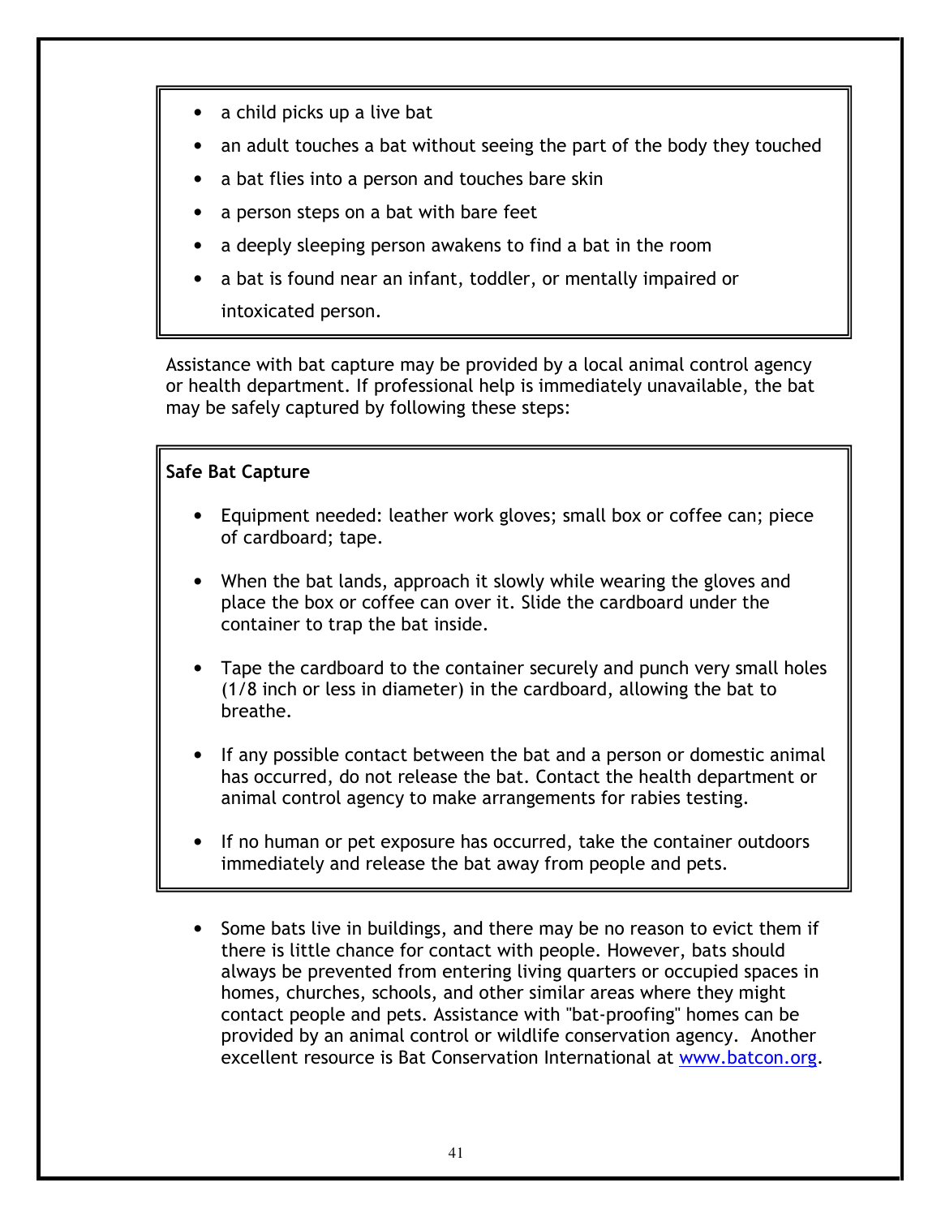- a child picks up a live bat
- an adult touches a bat without seeing the part of the body they touched
- a bat flies into a person and touches bare skin
- a person steps on a bat with bare feet
- a deeply sleeping person awakens to find a bat in the room
- a bat is found near an infant, toddler, or mentally impaired or intoxicated person.

Assistance with bat capture may be provided by a local animal control agency or health department. If professional help is immediately unavailable, the bat may be safely captured by following these steps:

**Safe Bat Capture**

- Equipment needed: leather work gloves; small box or coffee can; piece of cardboard; tape.
- When the bat lands, approach it slowly while wearing the gloves and place the box or coffee can over it. Slide the cardboard under the container to trap the bat inside.
- Tape the cardboard to the container securely and punch very small holes (1/8 inch or less in diameter) in the cardboard, allowing the bat to breathe.
- If any possible contact between the bat and a person or domestic animal has occurred, do not release the bat. Contact the health department or animal control agency to make arrangements for rabies testing.
- If no human or pet exposure has occurred, take the container outdoors immediately and release the bat away from people and pets.

- Some bats live in buildings, and there may be no reason to evict them if there is little chance for contact with people. However, bats should always be prevented from entering living quarters or occupied spaces in homes, churches, schools, and other similar areas where they might contact people and pets. Assistance with "bat-proofing" homes can be provided by an animal control or wildlife conservation agency. Another excellent resource is Bat Conservation International at www.batcon.org.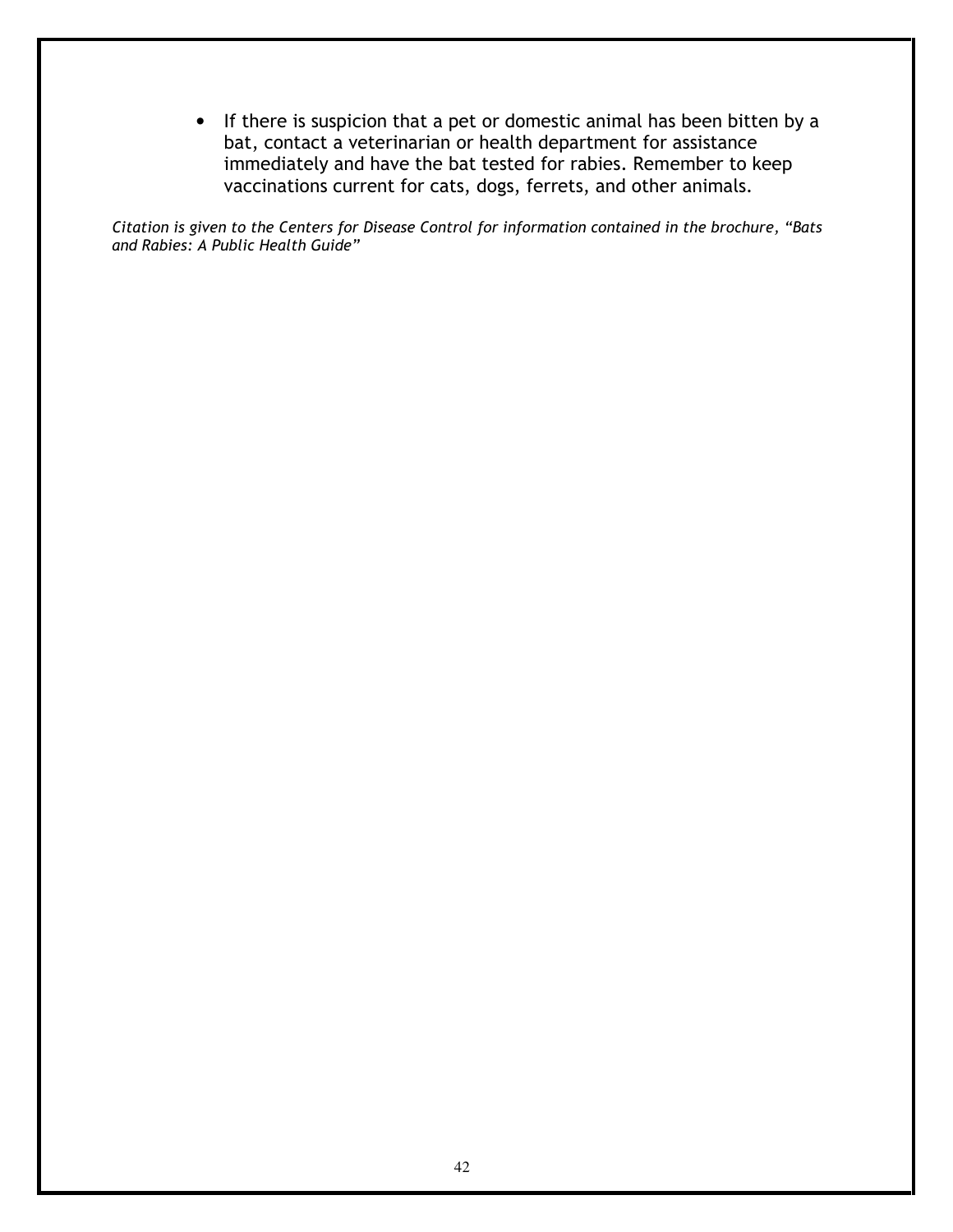- If there is suspicion that a pet or domestic animal has been bitten by a bat, contact a veterinarian or health department for assistance immediately and have the bat tested for rabies. Remember to keep vaccinations current for cats, dogs, ferrets, and other animals.

*Citation is given to the Centers for Disease Control for information contained in the brochure, "Bats and Rabies: A Public Health Guide"*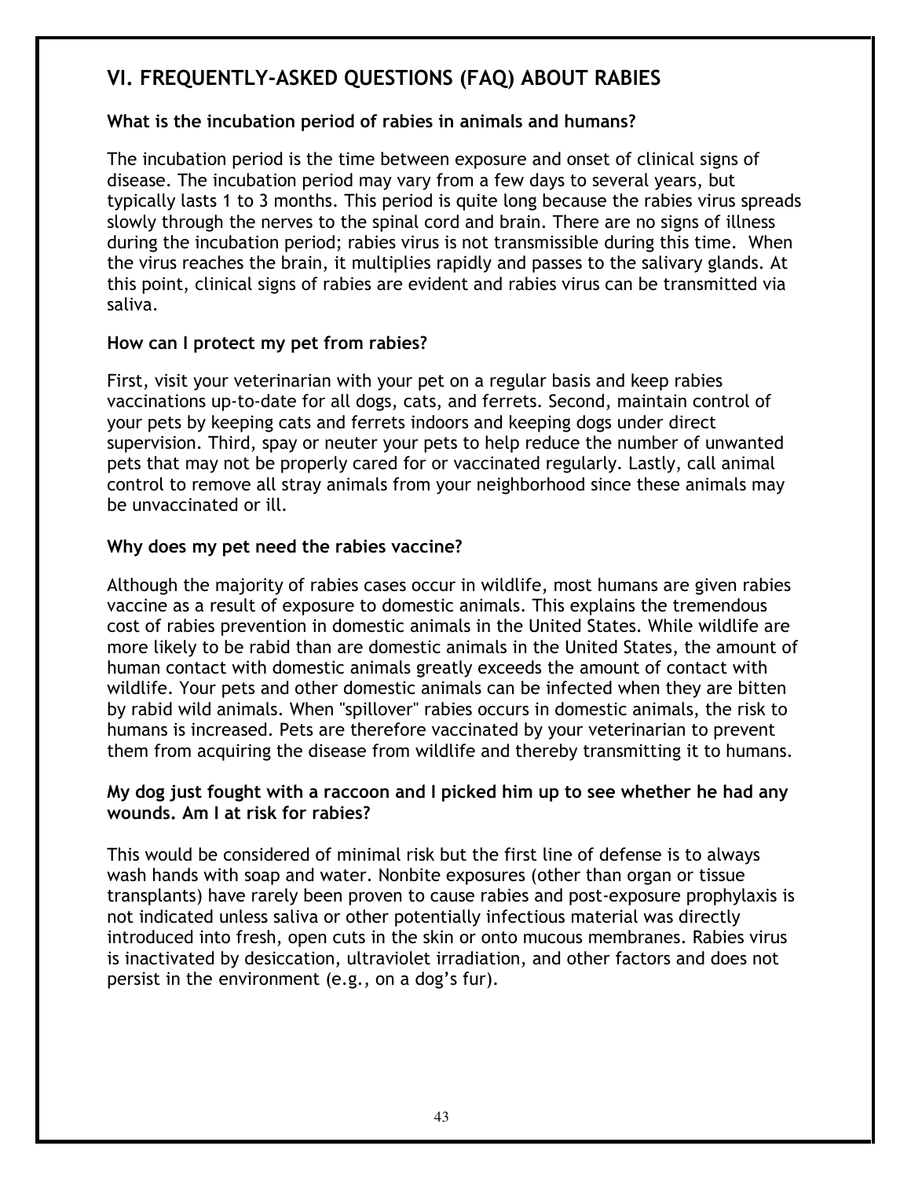## VI. FREQUENTLY-ASKED QUESTIONS (FAQ) ABOUT RABIES

**What is the incubation period of rabies in animals and humans?**

The incubation period is the time between exposure and onset of clinical signs of disease. The incubation period may vary from a few days to several years, but typically lasts 1 to 3 months. This period is quite long because the rabies virus spreads slowly through the nerves to the spinal cord and brain. There are no signs of illness during the incubation period; rabies virus is not transmissible during this time. When the virus reaches the brain, it multiplies rapidly and passes to the salivary glands. At this point, clinical signs of rabies are evident and rabies virus can be transmitted via saliva.

**How can I protect my pet from rabies?**

First, visit your veterinarian with your pet on a regular basis and keep rabies vaccinations up-to-date for all dogs, cats, and ferrets. Second, maintain control of your pets by keeping cats and ferrets indoors and keeping dogs under direct supervision. Third, spay or neuter your pets to help reduce the number of unwanted pets that may not be properly cared for or vaccinated regularly. Lastly, call animal control to remove all stray animals from your neighborhood since these animals may be unvaccinated or ill.

**Why does my pet need the rabies vaccine?**

Although the majority of rabies cases occur in wildlife, most humans are given rabies vaccine as a result of exposure to domestic animals. This explains the tremendous cost of rabies prevention in domestic animals in the United States. While wildlife are more likely to be rabid than are domestic animals in the United States, the amount of human contact with domestic animals greatly exceeds the amount of contact with wildlife. Your pets and other domestic animals can be infected when they are bitten by rabid wild animals. When "spillover" rabies occurs in domestic animals, the risk to humans is increased. Pets are therefore vaccinated by your veterinarian to prevent them from acquiring the disease from wildlife and thereby transmitting it to humans.

**My dog just fought with a raccoon and I picked him up to see whether he had any wounds. Am I at risk for rabies?**

This would be considered of minimal risk but the first line of defense is to always wash hands with soap and water. Nonbite exposures (other than organ or tissue transplants) have rarely been proven to cause rabies and post-exposure prophylaxis is not indicated unless saliva or other potentially infectious material was directly introduced into fresh, open cuts in the skin or onto mucous membranes. Rabies virus is inactivated by desiccation, ultraviolet irradiation, and other factors and does not persist in the environment (e.g., on a dog's fur).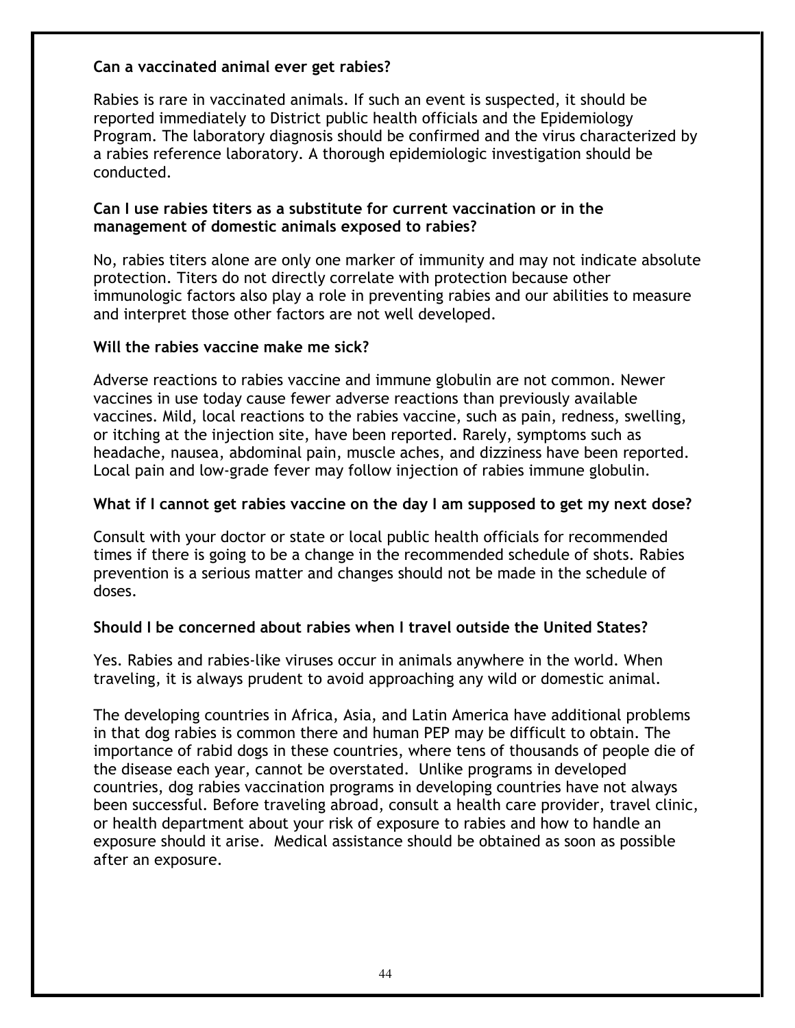**Can a vaccinated animal ever get rabies?**

Rabies is rare in vaccinated animals. If such an event is suspected, it should be reported immediately to District public health officials and the Epidemiology Program. The laboratory diagnosis should be confirmed and the virus characterized by a rabies reference laboratory. A thorough epidemiologic investigation should be conducted.

**Can I use rabies titers as a substitute for current vaccination or in the management of domestic animals exposed to rabies?**

No, rabies titers alone are only one marker of immunity and may not indicate absolute protection. Titers do not directly correlate with protection because other immunologic factors also play a role in preventing rabies and our abilities to measure and interpret those other factors are not well developed.

**Will the rabies vaccine make me sick?**

Adverse reactions to rabies vaccine and immune globulin are not common. Newer vaccines in use today cause fewer adverse reactions than previously available vaccines. Mild, local reactions to the rabies vaccine, such as pain, redness, swelling, or itching at the injection site, have been reported. Rarely, symptoms such as headache, nausea, abdominal pain, muscle aches, and dizziness have been reported. Local pain and low-grade fever may follow injection of rabies immune globulin.

**What if I cannot get rabies vaccine on the day I am supposed to get my next dose?**

Consult with your doctor or state or local public health officials for recommended times if there is going to be a change in the recommended schedule of shots. Rabies prevention is a serious matter and changes should not be made in the schedule of doses.

**Should I be concerned about rabies when I travel outside the United States?**

Yes. Rabies and rabies-like viruses occur in animals anywhere in the world. When traveling, it is always prudent to avoid approaching any wild or domestic animal.

The developing countries in Africa, Asia, and Latin America have additional problems in that dog rabies is common there and human PEP may be difficult to obtain. The importance of rabid dogs in these countries, where tens of thousands of people die of the disease each year, cannot be overstated. Unlike programs in developed countries, dog rabies vaccination programs in developing countries have not always been successful. Before traveling abroad, consult a health care provider, travel clinic, or health department about your risk of exposure to rabies and how to handle an exposure should it arise. Medical assistance should be obtained as soon as possible after an exposure.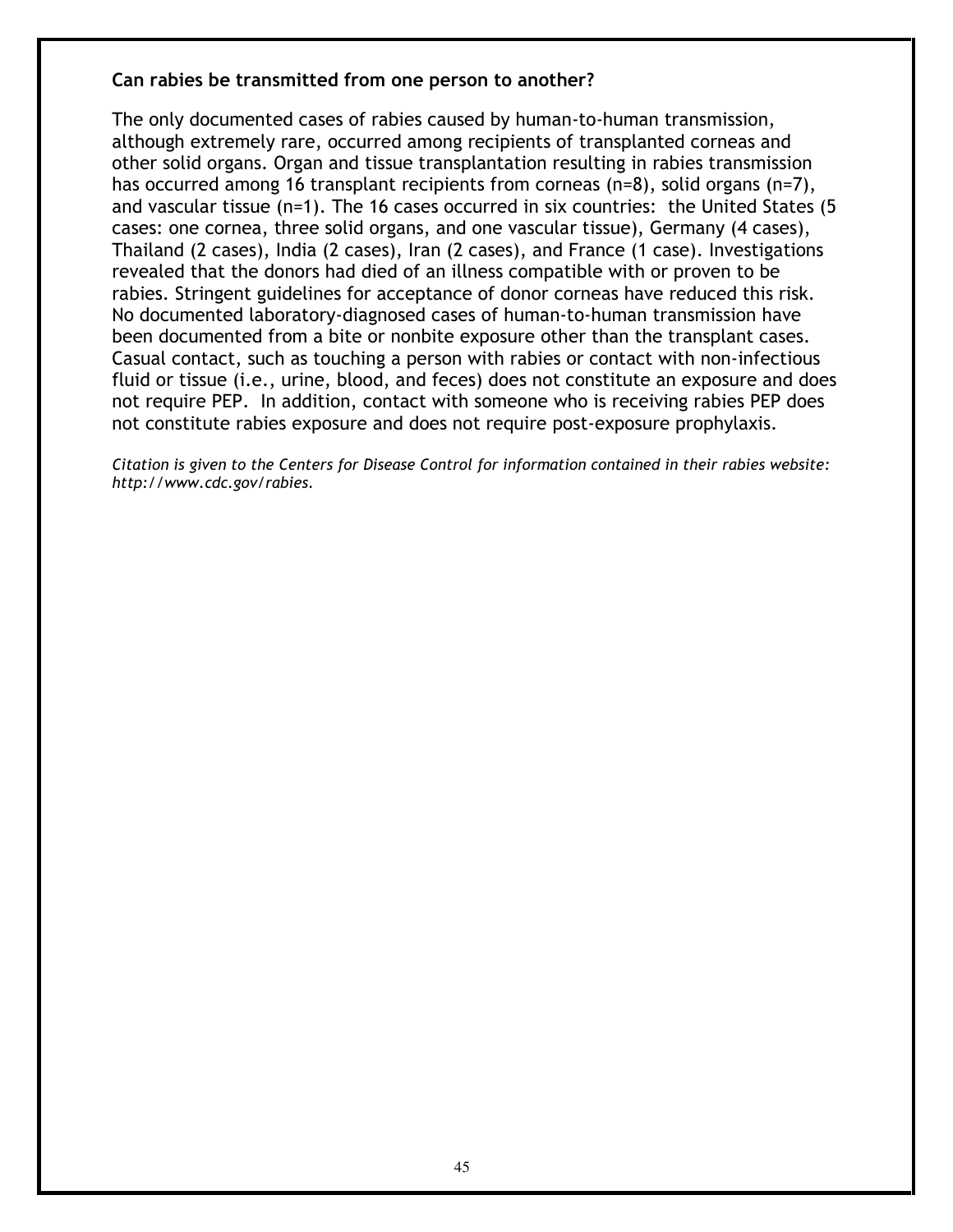**Can rabies be transmitted from one person to another?**

The only documented cases of rabies caused by human-to-human transmission, although extremely rare, occurred among recipients of transplanted corneas and other solid organs. Organ and tissue transplantation resulting in rabies transmission has occurred among 16 transplant recipients from corneas (n=8), solid organs (n=7), and vascular tissue (n=1). The 16 cases occurred in six countries: the United States (5 cases: one cornea, three solid organs, and one vascular tissue), Germany (4 cases), Thailand (2 cases), India (2 cases), Iran (2 cases), and France (1 case). Investigations revealed that the donors had died of an illness compatible with or proven to be rabies. Stringent guidelines for acceptance of donor corneas have reduced this risk. No documented laboratory-diagnosed cases of human-to-human transmission have been documented from a bite or nonbite exposure other than the transplant cases. Casual contact, such as touching a person with rabies or contact with non-infectious fluid or tissue (i.e., urine, blood, and feces) does not constitute an exposure and does not require PEP. In addition, contact with someone who is receiving rabies PEP does not constitute rabies exposure and does not require post-exposure prophylaxis.

*Citation is given to the Centers for Disease Control for information contained in their rabies website: http://www.cdc.gov/rabies.*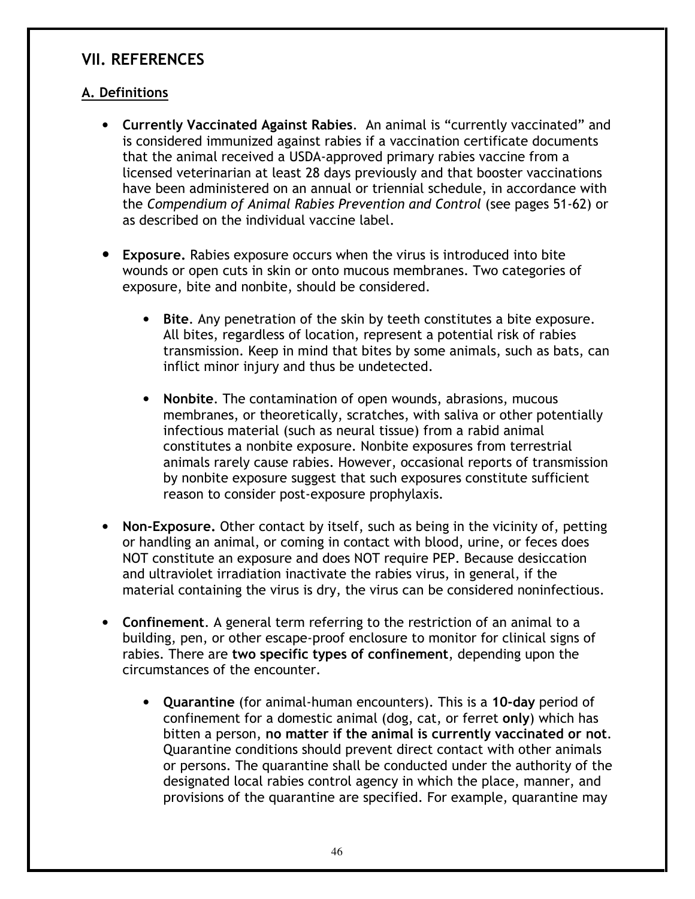## VII. REFERENCES

### A. Definitions

- **Currently Vaccinated Against Rabies**. An animal is "currently vaccinated" and is considered immunized against rabies if a vaccination certificate documents that the animal received a USDA-approved primary rabies vaccine from a licensed veterinarian at least 28 days previously and that booster vaccinations have been administered on an annual or triennial schedule, in accordance with the *Compendium of Animal Rabies Prevention and Control* (see pages 51-62) or as described on the individual vaccine label.

- **Exposure.** Rabies exposure occurs when the virus is introduced into bite wounds or open cuts in skin or onto mucous membranes. Two categories of exposure, bite and nonbite, should be considered.

    - **Bite**. Any penetration of the skin by teeth constitutes a bite exposure. All bites, regardless of location, represent a potential risk of rabies transmission. Keep in mind that bites by some animals, such as bats, can inflict minor injury and thus be undetected.

    - **Nonbite**. The contamination of open wounds, abrasions, mucous membranes, or theoretically, scratches, with saliva or other potentially infectious material (such as neural tissue) from a rabid animal constitutes a nonbite exposure. Nonbite exposures from terrestrial animals rarely cause rabies. However, occasional reports of transmission by nonbite exposure suggest that such exposures constitute sufficient reason to consider post-exposure prophylaxis.

- **Non-Exposure.** Other contact by itself, such as being in the vicinity of, petting or handling an animal, or coming in contact with blood, urine, or feces does NOT constitute an exposure and does NOT require PEP. Because desiccation and ultraviolet irradiation inactivate the rabies virus, in general, if the material containing the virus is dry, the virus can be considered noninfectious.

- **Confinement**. A general term referring to the restriction of an animal to a building, pen, or other escape-proof enclosure to monitor for clinical signs of rabies. There are **two specific types of confinement**, depending upon the circumstances of the encounter.

    - **Quarantine** (for animal-human encounters). This is a **10-day** period of confinement for a domestic animal (dog, cat, or ferret **only**) which has bitten a person, **no matter if the animal is currently vaccinated or not**. Quarantine conditions should prevent direct contact with other animals or persons. The quarantine shall be conducted under the authority of the designated local rabies control agency in which the place, manner, and provisions of the quarantine are specified. For example, quarantine may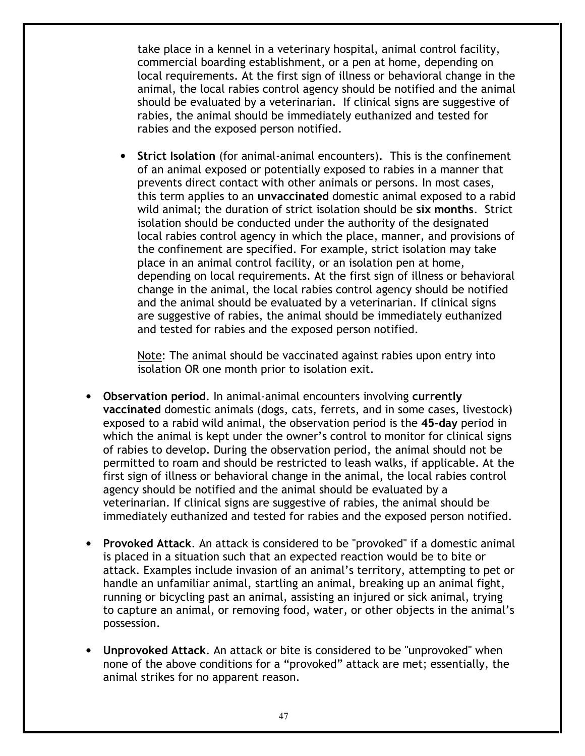take place in a kennel in a veterinary hospital, animal control facility, commercial boarding establishment, or a pen at home, depending on local requirements. At the first sign of illness or behavioral change in the animal, the local rabies control agency should be notified and the animal should be evaluated by a veterinarian. If clinical signs are suggestive of rabies, the animal should be immediately euthanized and tested for rabies and the exposed person notified.

- **Strict Isolation** (for animal-animal encounters). This is the confinement of an animal exposed or potentially exposed to rabies in a manner that prevents direct contact with other animals or persons. In most cases, this term applies to an **unvaccinated** domestic animal exposed to a rabid wild animal; the duration of strict isolation should be **six months**. Strict isolation should be conducted under the authority of the designated local rabies control agency in which the place, manner, and provisions of the confinement are specified. For example, strict isolation may take place in an animal control facility, or an isolation pen at home, depending on local requirements. At the first sign of illness or behavioral change in the animal, the local rabies control agency should be notified and the animal should be evaluated by a veterinarian. If clinical signs are suggestive of rabies, the animal should be immediately euthanized and tested for rabies and the exposed person notified.

  <u>Note</u>: The animal should be vaccinated against rabies upon entry into isolation OR one month prior to isolation exit.

- **Observation period**. In animal-animal encounters involving **currently vaccinated** domestic animals (dogs, cats, ferrets, and in some cases, livestock) exposed to a rabid wild animal, the observation period is the **45-day** period in which the animal is kept under the owner's control to monitor for clinical signs of rabies to develop. During the observation period, the animal should not be permitted to roam and should be restricted to leash walks, if applicable. At the first sign of illness or behavioral change in the animal, the local rabies control agency should be notified and the animal should be evaluated by a veterinarian. If clinical signs are suggestive of rabies, the animal should be immediately euthanized and tested for rabies and the exposed person notified.

- **Provoked Attack**. An attack is considered to be "provoked" if a domestic animal is placed in a situation such that an expected reaction would be to bite or attack. Examples include invasion of an animal's territory, attempting to pet or handle an unfamiliar animal, startling an animal, breaking up an animal fight, running or bicycling past an animal, assisting an injured or sick animal, trying to capture an animal, or removing food, water, or other objects in the animal's possession.

- **Unprovoked Attack**. An attack or bite is considered to be "unprovoked" when none of the above conditions for a "provoked" attack are met; essentially, the animal strikes for no apparent reason.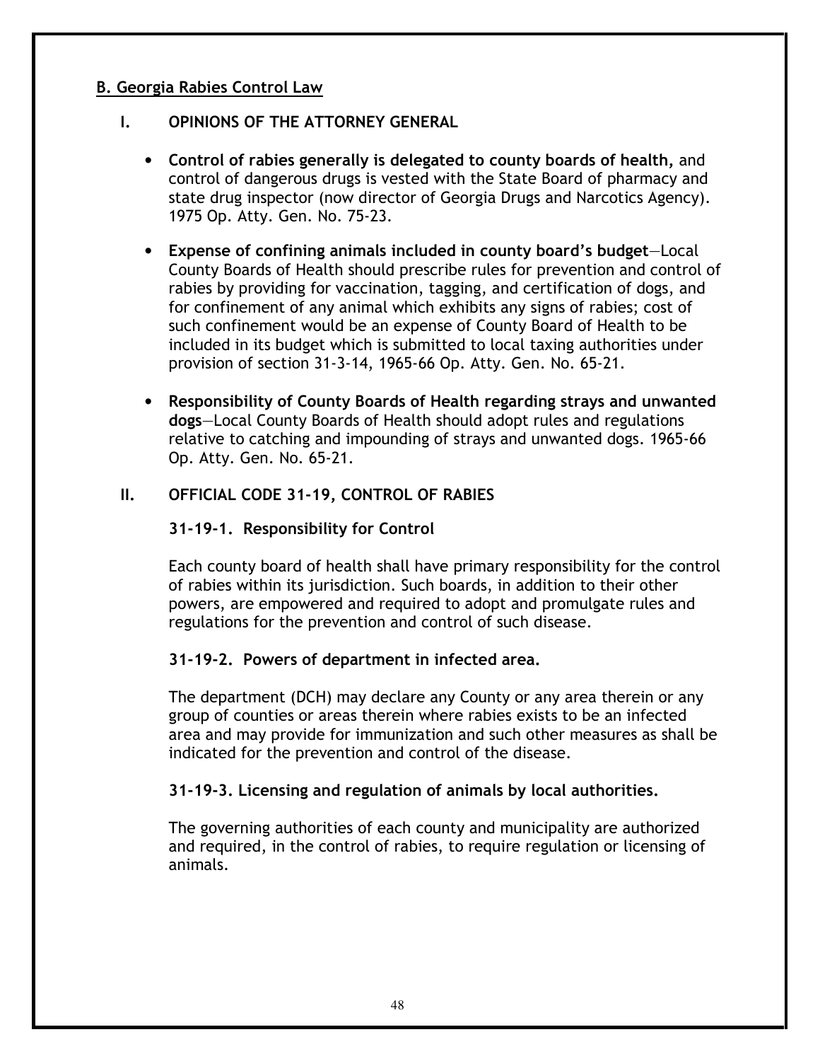## B. Georgia Rabies Control Law

### I. OPINIONS OF THE ATTORNEY GENERAL

- **Control of rabies generally is delegated to county boards of health,** and control of dangerous drugs is vested with the State Board of pharmacy and state drug inspector (now director of Georgia Drugs and Narcotics Agency). 1975 Op. Atty. Gen. No. 75-23.
- **Expense of confining animals included in county board's budget**—Local County Boards of Health should prescribe rules for prevention and control of rabies by providing for vaccination, tagging, and certification of dogs, and for confinement of any animal which exhibits any signs of rabies; cost of such confinement would be an expense of County Board of Health to be included in its budget which is submitted to local taxing authorities under provision of section 31-3-14, 1965-66 Op. Atty. Gen. No. 65-21.
- **Responsibility of County Boards of Health regarding strays and unwanted dogs**—Local County Boards of Health should adopt rules and regulations relative to catching and impounding of strays and unwanted dogs. 1965-66 Op. Atty. Gen. No. 65-21.

### II. OFFICIAL CODE 31-19, CONTROL OF RABIES

#### 31-19-1. Responsibility for Control

Each county board of health shall have primary responsibility for the control of rabies within its jurisdiction. Such boards, in addition to their other powers, are empowered and required to adopt and promulgate rules and regulations for the prevention and control of such disease.

#### 31-19-2. Powers of department in infected area.

The department (DCH) may declare any County or any area therein or any group of counties or areas therein where rabies exists to be an infected area and may provide for immunization and such other measures as shall be indicated for the prevention and control of the disease.

#### 31-19-3. Licensing and regulation of animals by local authorities.

The governing authorities of each county and municipality are authorized and required, in the control of rabies, to require regulation or licensing of animals.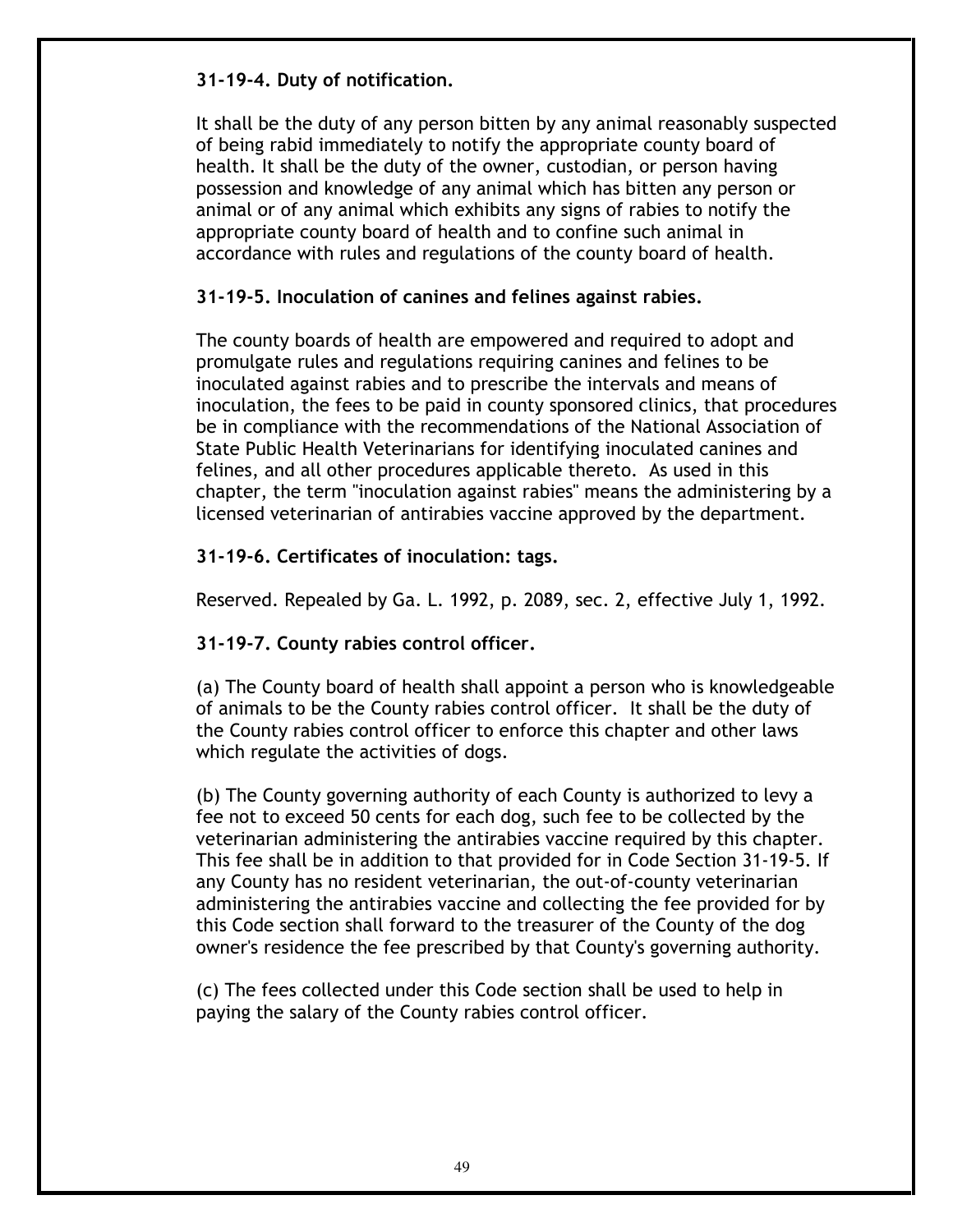### 31-19-4. Duty of notification.

It shall be the duty of any person bitten by any animal reasonably suspected of being rabid immediately to notify the appropriate county board of health. It shall be the duty of the owner, custodian, or person having possession and knowledge of any animal which has bitten any person or animal or of any animal which exhibits any signs of rabies to notify the appropriate county board of health and to confine such animal in accordance with rules and regulations of the county board of health.

### 31-19-5. Inoculation of canines and felines against rabies.

The county boards of health are empowered and required to adopt and promulgate rules and regulations requiring canines and felines to be inoculated against rabies and to prescribe the intervals and means of inoculation, the fees to be paid in county sponsored clinics, that procedures be in compliance with the recommendations of the National Association of State Public Health Veterinarians for identifying inoculated canines and felines, and all other procedures applicable thereto. As used in this chapter, the term "inoculation against rabies" means the administering by a licensed veterinarian of antirabies vaccine approved by the department.

### 31-19-6. Certificates of inoculation: tags.

Reserved. Repealed by Ga. L. 1992, p. 2089, sec. 2, effective July 1, 1992.

### 31-19-7. County rabies control officer.

(a) The County board of health shall appoint a person who is knowledgeable of animals to be the County rabies control officer. It shall be the duty of the County rabies control officer to enforce this chapter and other laws which regulate the activities of dogs.

(b) The County governing authority of each County is authorized to levy a fee not to exceed 50 cents for each dog, such fee to be collected by the veterinarian administering the antirabies vaccine required by this chapter. This fee shall be in addition to that provided for in Code Section 31-19-5. If any County has no resident veterinarian, the out-of-county veterinarian administering the antirabies vaccine and collecting the fee provided for by this Code section shall forward to the treasurer of the County of the dog owner's residence the fee prescribed by that County's governing authority.

(c) The fees collected under this Code section shall be used to help in paying the salary of the County rabies control officer.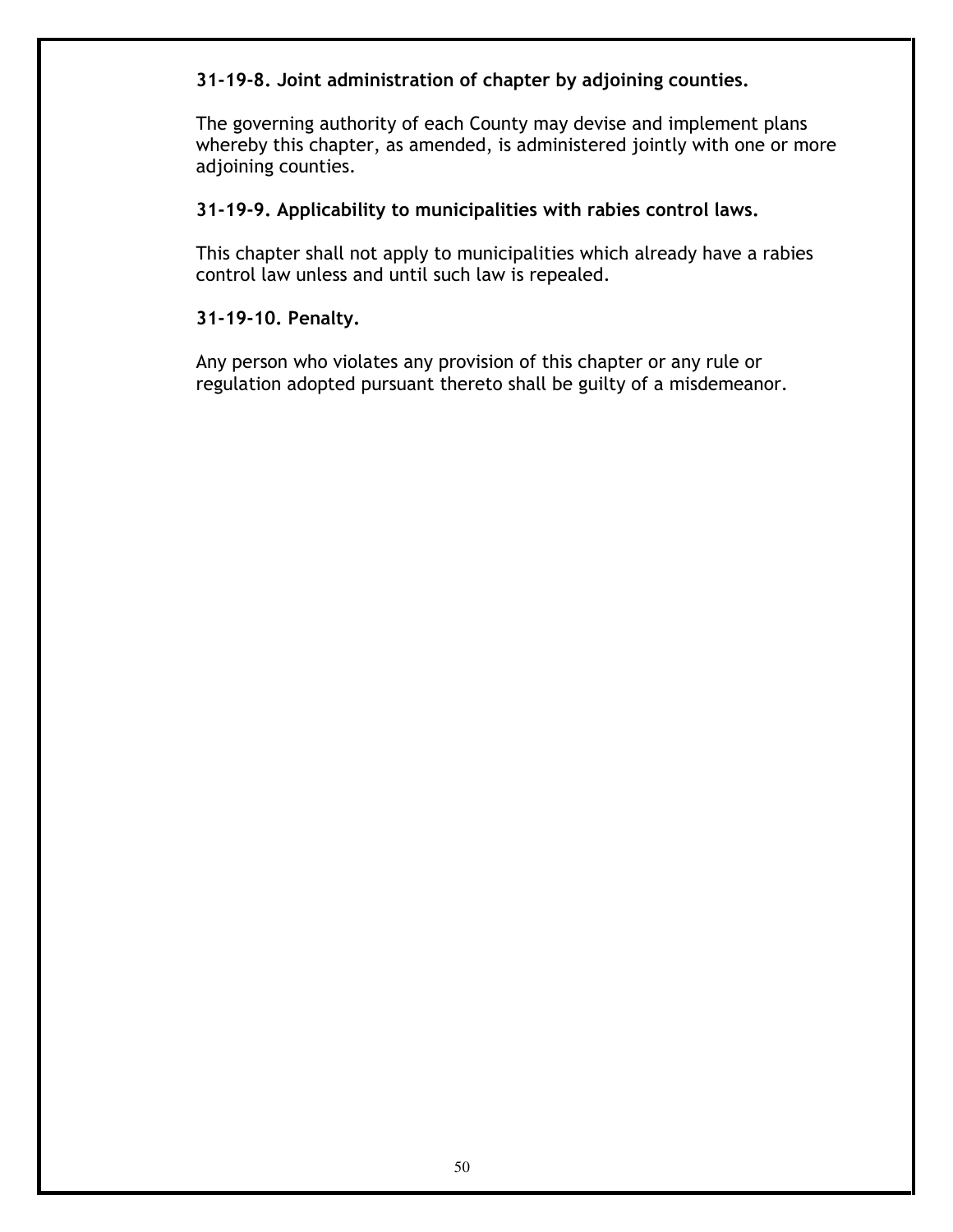### 31-19-8. Joint administration of chapter by adjoining counties.

The governing authority of each County may devise and implement plans whereby this chapter, as amended, is administered jointly with one or more adjoining counties.

### 31-19-9. Applicability to municipalities with rabies control laws.

This chapter shall not apply to municipalities which already have a rabies control law unless and until such law is repealed.

### 31-19-10. Penalty.

Any person who violates any provision of this chapter or any rule or regulation adopted pursuant thereto shall be guilty of a misdemeanor.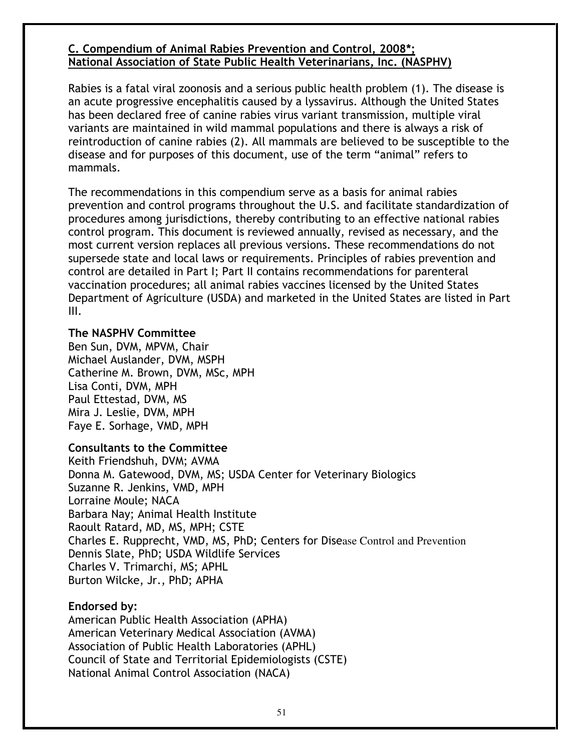## C. Compendium of Animal Rabies Prevention and Control, 2008*; National Association of State Public Health Veterinarians, Inc. (NASPHV)

Rabies is a fatal viral zoonosis and a serious public health problem (1). The disease is an acute progressive encephalitis caused by a lyssavirus. Although the United States has been declared free of canine rabies virus variant transmission, multiple viral variants are maintained in wild mammal populations and there is always a risk of reintroduction of canine rabies (2). All mammals are believed to be susceptible to the disease and for purposes of this document, use of the term "animal" refers to mammals.

The recommendations in this compendium serve as a basis for animal rabies prevention and control programs throughout the U.S. and facilitate standardization of procedures among jurisdictions, thereby contributing to an effective national rabies control program. This document is reviewed annually, revised as necessary, and the most current version replaces all previous versions. These recommendations do not supersede state and local laws or requirements. Principles of rabies prevention and control are detailed in Part I; Part II contains recommendations for parenteral vaccination procedures; all animal rabies vaccines licensed by the United States Department of Agriculture (USDA) and marketed in the United States are listed in Part III.

**The NASPHV Committee**
Ben Sun, DVM, MPVM, Chair
Michael Auslander, DVM, MSPH
Catherine M. Brown, DVM, MSc, MPH
Lisa Conti, DVM, MPH
Paul Ettestad, DVM, MS
Mira J. Leslie, DVM, MPH
Faye E. Sorhage, VMD, MPH

**Consultants to the Committee**
Keith Friendshuh, DVM; AVMA
Donna M. Gatewood, DVM, MS; USDA Center for Veterinary Biologics
Suzanne R. Jenkins, VMD, MPH
Lorraine Moule; NACA
Barbara Nay; Animal Health Institute
Raoult Ratard, MD, MS, MPH; CSTE
Charles E. Rupprecht, VMD, MS, PhD; Centers for Disease Control and Prevention
Dennis Slate, PhD; USDA Wildlife Services
Charles V. Trimarchi, MS; APHL
Burton Wilcke, Jr., PhD; APHA

**Endorsed by:**
American Public Health Association (APHA)
American Veterinary Medical Association (AVMA)
Association of Public Health Laboratories (APHL)
Council of State and Territorial Epidemiologists (CSTE)
National Animal Control Association (NACA)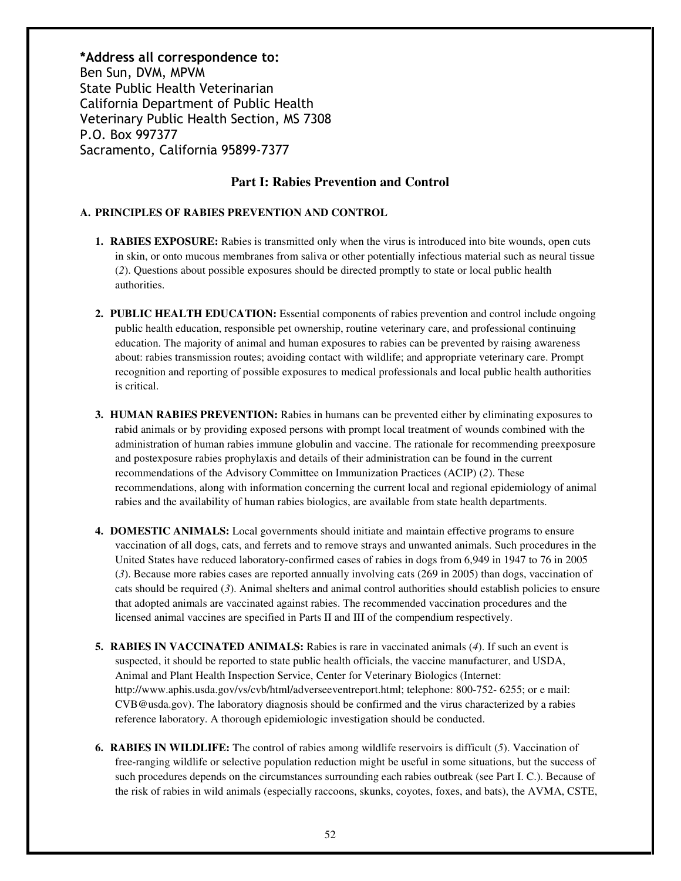**\*Address all correspondence to:**
Ben Sun, DVM, MPVM
State Public Health Veterinarian
California Department of Public Health
Veterinary Public Health Section, MS 7308
P.O. Box 997377
Sacramento, California 95899-7377

## Part I: Rabies Prevention and Control

### A. PRINCIPLES OF RABIES PREVENTION AND CONTROL

1. **RABIES EXPOSURE:** Rabies is transmitted only when the virus is introduced into bite wounds, open cuts in skin, or onto mucous membranes from saliva or other potentially infectious material such as neural tissue (*2*). Questions about possible exposures should be directed promptly to state or local public health authorities.

2. **PUBLIC HEALTH EDUCATION:** Essential components of rabies prevention and control include ongoing public health education, responsible pet ownership, routine veterinary care, and professional continuing education. The majority of animal and human exposures to rabies can be prevented by raising awareness about: rabies transmission routes; avoiding contact with wildlife; and appropriate veterinary care. Prompt recognition and reporting of possible exposures to medical professionals and local public health authorities is critical.

3. **HUMAN RABIES PREVENTION:** Rabies in humans can be prevented either by eliminating exposures to rabid animals or by providing exposed persons with prompt local treatment of wounds combined with the administration of human rabies immune globulin and vaccine. The rationale for recommending preexposure and postexposure rabies prophylaxis and details of their administration can be found in the current recommendations of the Advisory Committee on Immunization Practices (ACIP) (*2*). These recommendations, along with information concerning the current local and regional epidemiology of animal rabies and the availability of human rabies biologics, are available from state health departments.

4. **DOMESTIC ANIMALS:** Local governments should initiate and maintain effective programs to ensure vaccination of all dogs, cats, and ferrets and to remove strays and unwanted animals. Such procedures in the United States have reduced laboratory-confirmed cases of rabies in dogs from 6,949 in 1947 to 76 in 2005 (*3*). Because more rabies cases are reported annually involving cats (269 in 2005) than dogs, vaccination of cats should be required (*3*). Animal shelters and animal control authorities should establish policies to ensure that adopted animals are vaccinated against rabies. The recommended vaccination procedures and the licensed animal vaccines are specified in Parts II and III of the compendium respectively.

5. **RABIES IN VACCINATED ANIMALS:** Rabies is rare in vaccinated animals (*4*). If such an event is suspected, it should be reported to state public health officials, the vaccine manufacturer, and USDA, Animal and Plant Health Inspection Service, Center for Veterinary Biologics (Internet: http://www.aphis.usda.gov/vs/cvb/html/adverseeventreport.html; telephone: 800-752- 6255; or e mail: CVB@usda.gov). The laboratory diagnosis should be confirmed and the virus characterized by a rabies reference laboratory. A thorough epidemiologic investigation should be conducted.

6. **RABIES IN WILDLIFE:** The control of rabies among wildlife reservoirs is difficult (*5*). Vaccination of free-ranging wildlife or selective population reduction might be useful in some situations, but the success of such procedures depends on the circumstances surrounding each rabies outbreak (see Part I. C.). Because of the risk of rabies in wild animals (especially raccoons, skunks, coyotes, foxes, and bats), the AVMA, CSTE,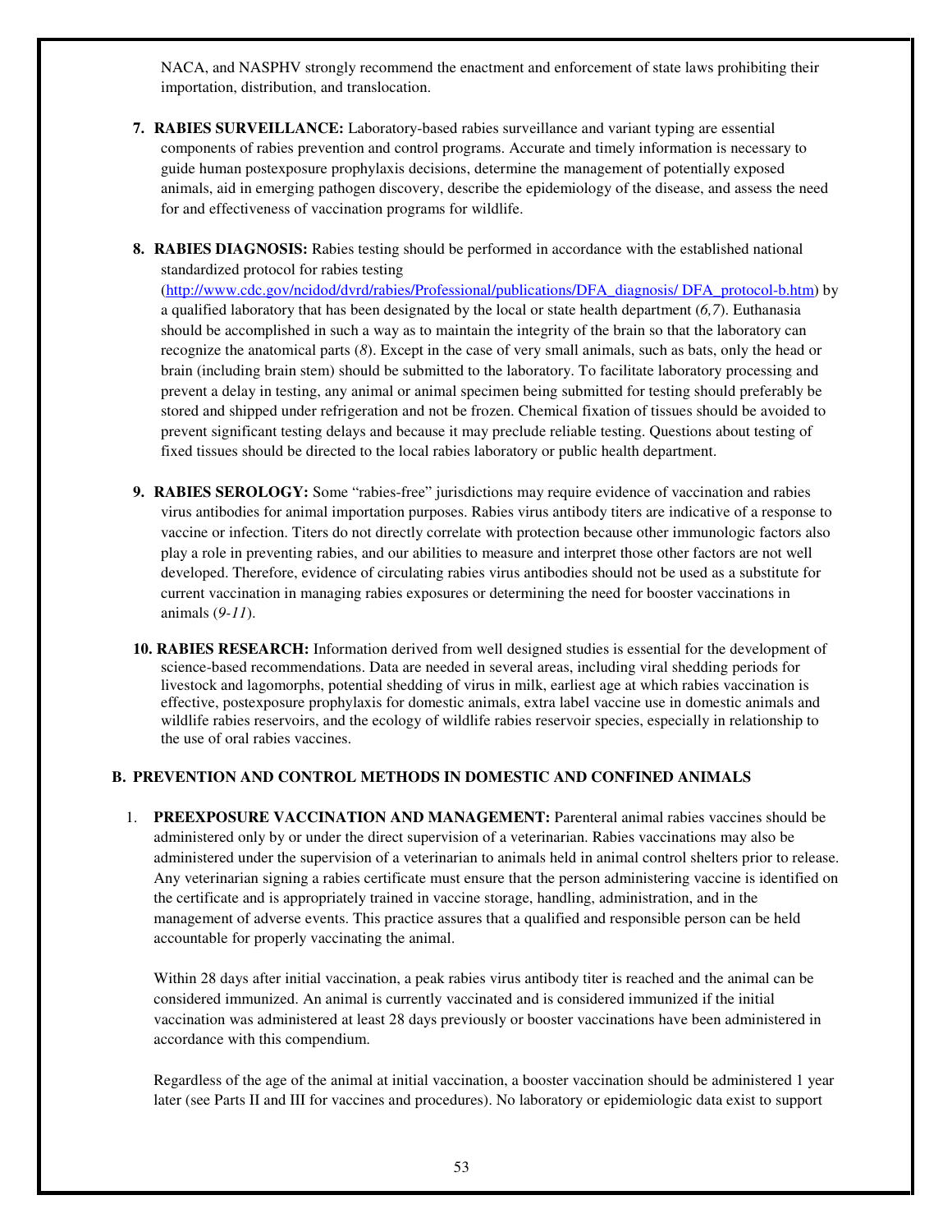NACA, and NASPHV strongly recommend the enactment and enforcement of state laws prohibiting their importation, distribution, and translocation.

7. **RABIES SURVEILLANCE:** Laboratory-based rabies surveillance and variant typing are essential components of rabies prevention and control programs. Accurate and timely information is necessary to guide human postexposure prophylaxis decisions, determine the management of potentially exposed animals, aid in emerging pathogen discovery, describe the epidemiology of the disease, and assess the need for and effectiveness of vaccination programs for wildlife.

8. **RABIES DIAGNOSIS:** Rabies testing should be performed in accordance with the established national standardized protocol for rabies testing (http://www.cdc.gov/ncidod/dvrd/rabies/Professional/publications/DFA_diagnosis/ DFA_protocol-b.htm) by a qualified laboratory that has been designated by the local or state health department (*6,7*). Euthanasia should be accomplished in such a way as to maintain the integrity of the brain so that the laboratory can recognize the anatomical parts (*8*). Except in the case of very small animals, such as bats, only the head or brain (including brain stem) should be submitted to the laboratory. To facilitate laboratory processing and prevent a delay in testing, any animal or animal specimen being submitted for testing should preferably be stored and shipped under refrigeration and not be frozen. Chemical fixation of tissues should be avoided to prevent significant testing delays and because it may preclude reliable testing. Questions about testing of fixed tissues should be directed to the local rabies laboratory or public health department.

9. **RABIES SEROLOGY:** Some "rabies-free" jurisdictions may require evidence of vaccination and rabies virus antibodies for animal importation purposes. Rabies virus antibody titers are indicative of a response to vaccine or infection. Titers do not directly correlate with protection because other immunologic factors also play a role in preventing rabies, and our abilities to measure and interpret those other factors are not well developed. Therefore, evidence of circulating rabies virus antibodies should not be used as a substitute for current vaccination in managing rabies exposures or determining the need for booster vaccinations in animals (*9-11*).

10. **RABIES RESEARCH:** Information derived from well designed studies is essential for the development of science-based recommendations. Data are needed in several areas, including viral shedding periods for livestock and lagomorphs, potential shedding of virus in milk, earliest age at which rabies vaccination is effective, postexposure prophylaxis for domestic animals, extra label vaccine use in domestic animals and wildlife rabies reservoirs, and the ecology of wildlife rabies reservoir species, especially in relationship to the use of oral rabies vaccines.

## B. PREVENTION AND CONTROL METHODS IN DOMESTIC AND CONFINED ANIMALS

1. **PREEXPOSURE VACCINATION AND MANAGEMENT:** Parenteral animal rabies vaccines should be administered only by or under the direct supervision of a veterinarian. Rabies vaccinations may also be administered under the supervision of a veterinarian to animals held in animal control shelters prior to release. Any veterinarian signing a rabies certificate must ensure that the person administering vaccine is identified on the certificate and is appropriately trained in vaccine storage, handling, administration, and in the management of adverse events. This practice assures that a qualified and responsible person can be held accountable for properly vaccinating the animal.

   Within 28 days after initial vaccination, a peak rabies virus antibody titer is reached and the animal can be considered immunized. An animal is currently vaccinated and is considered immunized if the initial vaccination was administered at least 28 days previously or booster vaccinations have been administered in accordance with this compendium.

   Regardless of the age of the animal at initial vaccination, a booster vaccination should be administered 1 year later (see Parts II and III for vaccines and procedures). No laboratory or epidemiologic data exist to support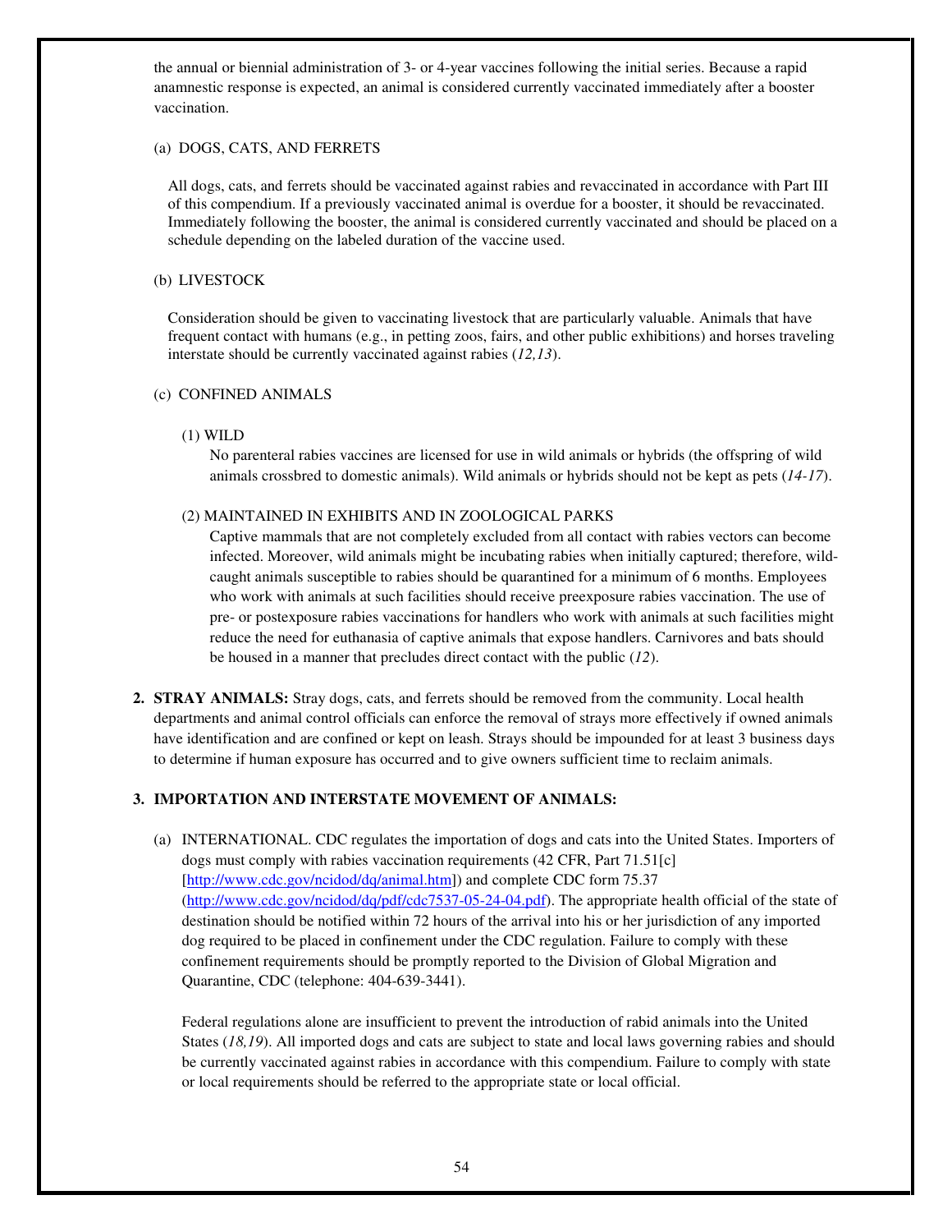the annual or biennial administration of 3- or 4-year vaccines following the initial series. Because a rapid anamnestic response is expected, an animal is considered currently vaccinated immediately after a booster vaccination.

(a) DOGS, CATS, AND FERRETS

All dogs, cats, and ferrets should be vaccinated against rabies and revaccinated in accordance with Part III of this compendium. If a previously vaccinated animal is overdue for a booster, it should be revaccinated. Immediately following the booster, the animal is considered currently vaccinated and should be placed on a schedule depending on the labeled duration of the vaccine used.

(b) LIVESTOCK

Consideration should be given to vaccinating livestock that are particularly valuable. Animals that have frequent contact with humans (e.g., in petting zoos, fairs, and other public exhibitions) and horses traveling interstate should be currently vaccinated against rabies (*12,13*).

(c) CONFINED ANIMALS

(1) WILD

No parenteral rabies vaccines are licensed for use in wild animals or hybrids (the offspring of wild animals crossbred to domestic animals). Wild animals or hybrids should not be kept as pets (*14-17*).

(2) MAINTAINED IN EXHIBITS AND IN ZOOLOGICAL PARKS

Captive mammals that are not completely excluded from all contact with rabies vectors can become infected. Moreover, wild animals might be incubating rabies when initially captured; therefore, wild-caught animals susceptible to rabies should be quarantined for a minimum of 6 months. Employees who work with animals at such facilities should receive preexposure rabies vaccination. The use of pre- or postexposure rabies vaccinations for handlers who work with animals at such facilities might reduce the need for euthanasia of captive animals that expose handlers. Carnivores and bats should be housed in a manner that precludes direct contact with the public (*12*).

2. **STRAY ANIMALS:** Stray dogs, cats, and ferrets should be removed from the community. Local health departments and animal control officials can enforce the removal of strays more effectively if owned animals have identification and are confined or kept on leash. Strays should be impounded for at least 3 business days to determine if human exposure has occurred and to give owners sufficient time to reclaim animals.

3. **IMPORTATION AND INTERSTATE MOVEMENT OF ANIMALS:**

(a) INTERNATIONAL. CDC regulates the importation of dogs and cats into the United States. Importers of dogs must comply with rabies vaccination requirements (42 CFR, Part 71.51[c] [http://www.cdc.gov/ncidod/dq/animal.htm]) and complete CDC form 75.37 (http://www.cdc.gov/ncidod/dq/pdf/cdc7537-05-24-04.pdf). The appropriate health official of the state of destination should be notified within 72 hours of the arrival into his or her jurisdiction of any imported dog required to be placed in confinement under the CDC regulation. Failure to comply with these confinement requirements should be promptly reported to the Division of Global Migration and Quarantine, CDC (telephone: 404-639-3441).

Federal regulations alone are insufficient to prevent the introduction of rabid animals into the United States (*18,19*). All imported dogs and cats are subject to state and local laws governing rabies and should be currently vaccinated against rabies in accordance with this compendium. Failure to comply with state or local requirements should be referred to the appropriate state or local official.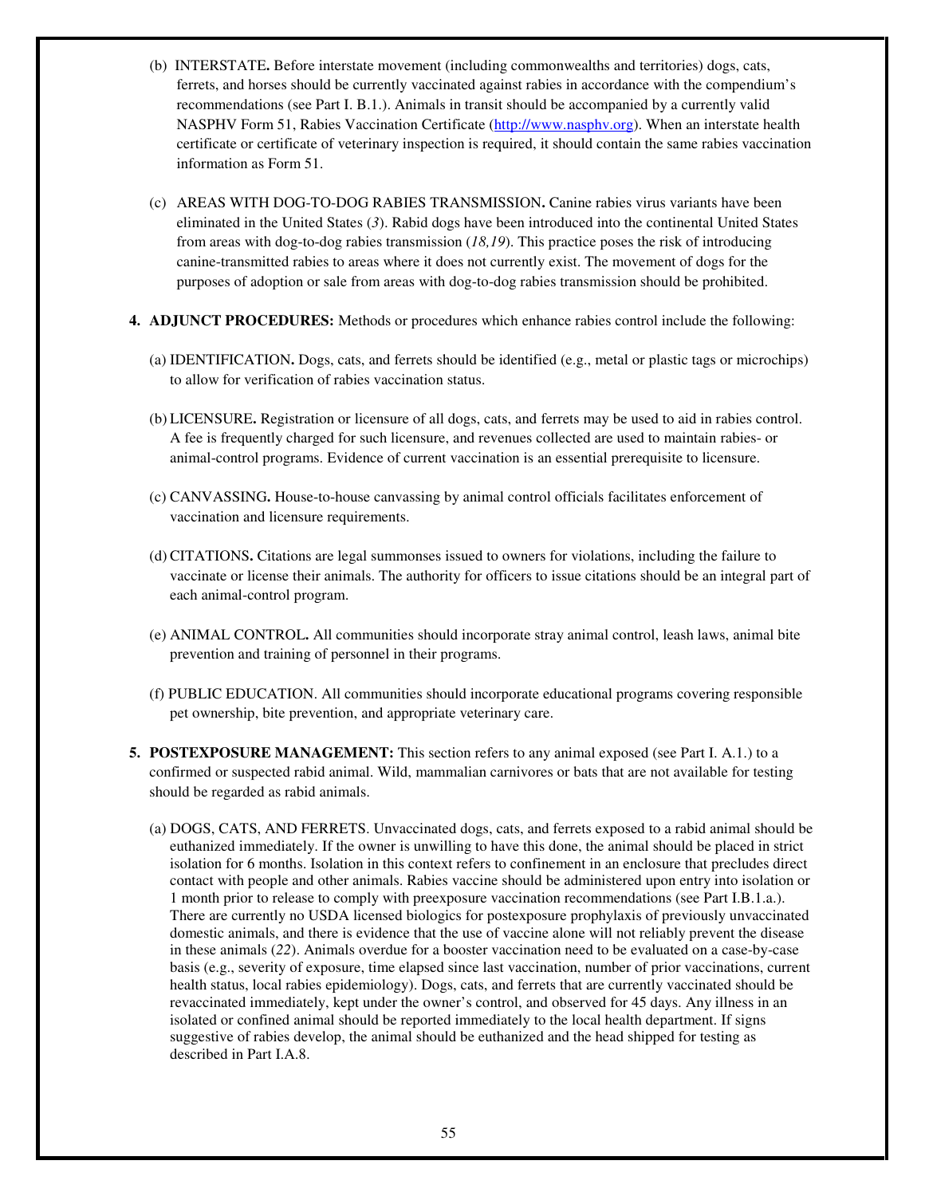(b) INTERSTATE**.** Before interstate movement (including commonwealths and territories) dogs, cats, ferrets, and horses should be currently vaccinated against rabies in accordance with the compendium's recommendations (see Part I. B.1.). Animals in transit should be accompanied by a currently valid NASPHV Form 51, Rabies Vaccination Certificate (http://www.nasphv.org). When an interstate health certificate or certificate of veterinary inspection is required, it should contain the same rabies vaccination information as Form 51.

(c) AREAS WITH DOG-TO-DOG RABIES TRANSMISSION**.** Canine rabies virus variants have been eliminated in the United States (*3*). Rabid dogs have been introduced into the continental United States from areas with dog-to-dog rabies transmission (*18,19*). This practice poses the risk of introducing canine-transmitted rabies to areas where it does not currently exist. The movement of dogs for the purposes of adoption or sale from areas with dog-to-dog rabies transmission should be prohibited.

**4. ADJUNCT PROCEDURES:** Methods or procedures which enhance rabies control include the following:

(a) IDENTIFICATION**.** Dogs, cats, and ferrets should be identified (e.g., metal or plastic tags or microchips) to allow for verification of rabies vaccination status.

(b) LICENSURE**.** Registration or licensure of all dogs, cats, and ferrets may be used to aid in rabies control. A fee is frequently charged for such licensure, and revenues collected are used to maintain rabies- or animal-control programs. Evidence of current vaccination is an essential prerequisite to licensure.

(c) CANVASSING**.** House-to-house canvassing by animal control officials facilitates enforcement of vaccination and licensure requirements.

(d) CITATIONS**.** Citations are legal summonses issued to owners for violations, including the failure to vaccinate or license their animals. The authority for officers to issue citations should be an integral part of each animal-control program.

(e) ANIMAL CONTROL**.** All communities should incorporate stray animal control, leash laws, animal bite prevention and training of personnel in their programs.

(f) PUBLIC EDUCATION. All communities should incorporate educational programs covering responsible pet ownership, bite prevention, and appropriate veterinary care.

**5. POSTEXPOSURE MANAGEMENT:** This section refers to any animal exposed (see Part I. A.1.) to a confirmed or suspected rabid animal. Wild, mammalian carnivores or bats that are not available for testing should be regarded as rabid animals.

(a) DOGS, CATS, AND FERRETS. Unvaccinated dogs, cats, and ferrets exposed to a rabid animal should be euthanized immediately. If the owner is unwilling to have this done, the animal should be placed in strict isolation for 6 months. Isolation in this context refers to confinement in an enclosure that precludes direct contact with people and other animals. Rabies vaccine should be administered upon entry into isolation or 1 month prior to release to comply with preexposure vaccination recommendations (see Part I.B.1.a.). There are currently no USDA licensed biologics for postexposure prophylaxis of previously unvaccinated domestic animals, and there is evidence that the use of vaccine alone will not reliably prevent the disease in these animals (*22*). Animals overdue for a booster vaccination need to be evaluated on a case-by-case basis (e.g., severity of exposure, time elapsed since last vaccination, number of prior vaccinations, current health status, local rabies epidemiology). Dogs, cats, and ferrets that are currently vaccinated should be revaccinated immediately, kept under the owner's control, and observed for 45 days. Any illness in an isolated or confined animal should be reported immediately to the local health department. If signs suggestive of rabies develop, the animal should be euthanized and the head shipped for testing as described in Part I.A.8.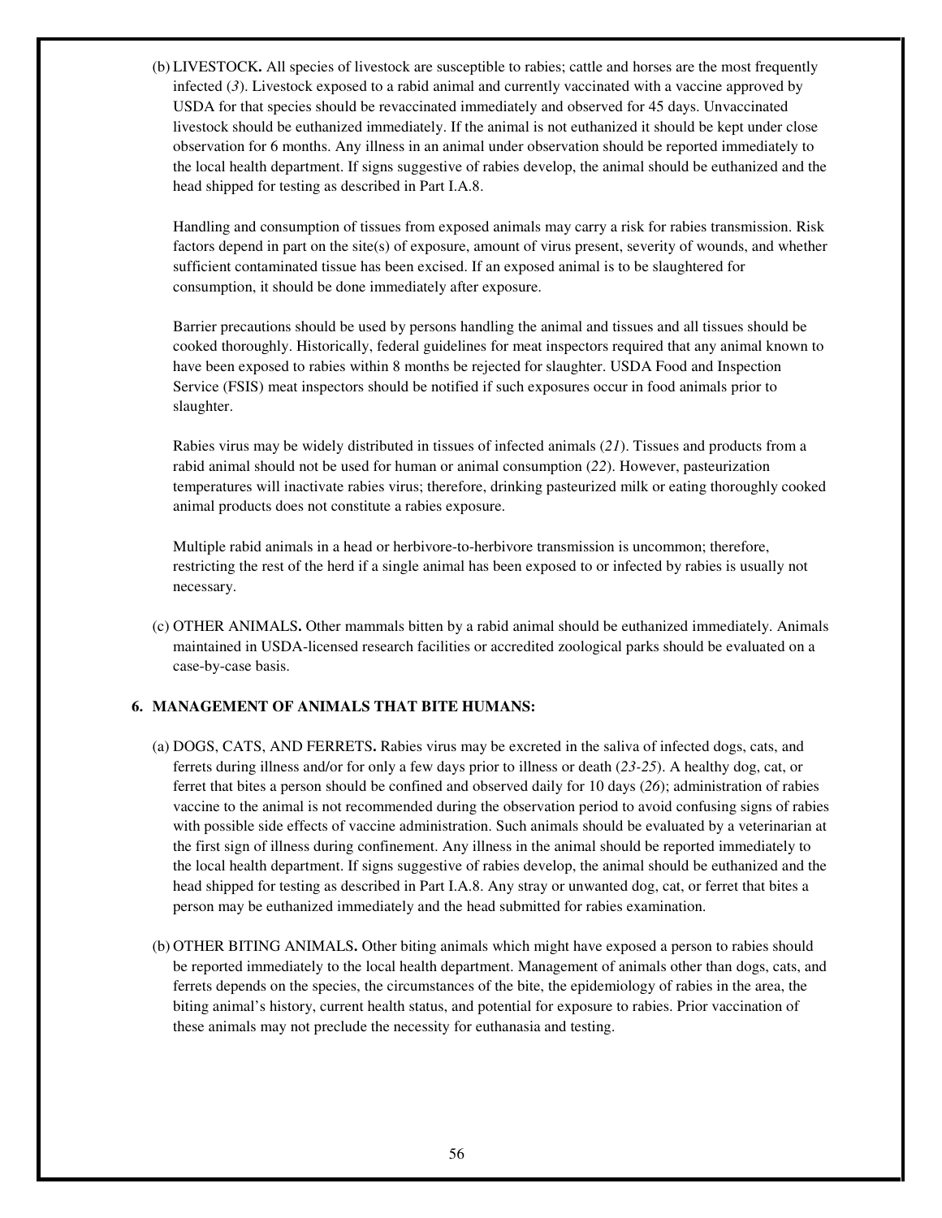(b) **LIVESTOCK.** All species of livestock are susceptible to rabies; cattle and horses are the most frequently infected (*3*). Livestock exposed to a rabid animal and currently vaccinated with a vaccine approved by USDA for that species should be revaccinated immediately and observed for 45 days. Unvaccinated livestock should be euthanized immediately. If the animal is not euthanized it should be kept under close observation for 6 months. Any illness in an animal under observation should be reported immediately to the local health department. If signs suggestive of rabies develop, the animal should be euthanized and the head shipped for testing as described in Part I.A.8.

Handling and consumption of tissues from exposed animals may carry a risk for rabies transmission. Risk factors depend in part on the site(s) of exposure, amount of virus present, severity of wounds, and whether sufficient contaminated tissue has been excised. If an exposed animal is to be slaughtered for consumption, it should be done immediately after exposure.

Barrier precautions should be used by persons handling the animal and tissues and all tissues should be cooked thoroughly. Historically, federal guidelines for meat inspectors required that any animal known to have been exposed to rabies within 8 months be rejected for slaughter. USDA Food and Inspection Service (FSIS) meat inspectors should be notified if such exposures occur in food animals prior to slaughter.

Rabies virus may be widely distributed in tissues of infected animals (*21*). Tissues and products from a rabid animal should not be used for human or animal consumption (*22*). However, pasteurization temperatures will inactivate rabies virus; therefore, drinking pasteurized milk or eating thoroughly cooked animal products does not constitute a rabies exposure.

Multiple rabid animals in a head or herbivore-to-herbivore transmission is uncommon; therefore, restricting the rest of the herd if a single animal has been exposed to or infected by rabies is usually not necessary.

(c) **OTHER ANIMALS.** Other mammals bitten by a rabid animal should be euthanized immediately. Animals maintained in USDA-licensed research facilities or accredited zoological parks should be evaluated on a case-by-case basis.

### 6. MANAGEMENT OF ANIMALS THAT BITE HUMANS:

(a) **DOGS, CATS, AND FERRETS.** Rabies virus may be excreted in the saliva of infected dogs, cats, and ferrets during illness and/or for only a few days prior to illness or death (*23-25*). A healthy dog, cat, or ferret that bites a person should be confined and observed daily for 10 days (*26*); administration of rabies vaccine to the animal is not recommended during the observation period to avoid confusing signs of rabies with possible side effects of vaccine administration. Such animals should be evaluated by a veterinarian at the first sign of illness during confinement. Any illness in the animal should be reported immediately to the local health department. If signs suggestive of rabies develop, the animal should be euthanized and the head shipped for testing as described in Part I.A.8. Any stray or unwanted dog, cat, or ferret that bites a person may be euthanized immediately and the head submitted for rabies examination.

(b) **OTHER BITING ANIMALS.** Other biting animals which might have exposed a person to rabies should be reported immediately to the local health department. Management of animals other than dogs, cats, and ferrets depends on the species, the circumstances of the bite, the epidemiology of rabies in the area, the biting animal's history, current health status, and potential for exposure to rabies. Prior vaccination of these animals may not preclude the necessity for euthanasia and testing.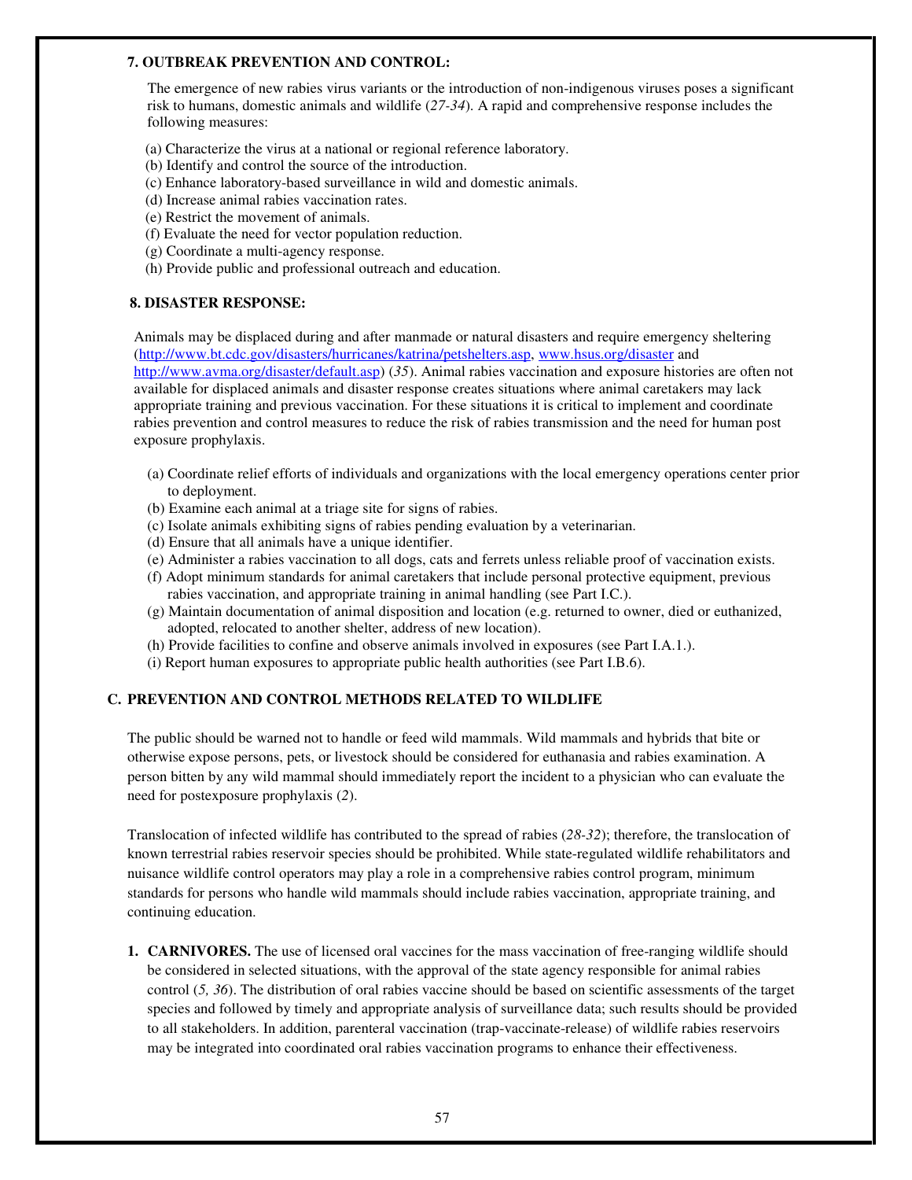### 7. OUTBREAK PREVENTION AND CONTROL:

The emergence of new rabies virus variants or the introduction of non-indigenous viruses poses a significant risk to humans, domestic animals and wildlife (*27-34*). A rapid and comprehensive response includes the following measures:

(a) Characterize the virus at a national or regional reference laboratory.
(b) Identify and control the source of the introduction.
(c) Enhance laboratory-based surveillance in wild and domestic animals.
(d) Increase animal rabies vaccination rates.
(e) Restrict the movement of animals.
(f) Evaluate the need for vector population reduction.
(g) Coordinate a multi-agency response.
(h) Provide public and professional outreach and education.

### 8. DISASTER RESPONSE:

Animals may be displaced during and after manmade or natural disasters and require emergency sheltering (http://www.bt.cdc.gov/disasters/hurricanes/katrina/petshelters.asp, www.hsus.org/disaster and http://www.avma.org/disaster/default.asp) (*35*). Animal rabies vaccination and exposure histories are often not available for displaced animals and disaster response creates situations where animal caretakers may lack appropriate training and previous vaccination. For these situations it is critical to implement and coordinate rabies prevention and control measures to reduce the risk of rabies transmission and the need for human post exposure prophylaxis.

(a) Coordinate relief efforts of individuals and organizations with the local emergency operations center prior to deployment.
(b) Examine each animal at a triage site for signs of rabies.
(c) Isolate animals exhibiting signs of rabies pending evaluation by a veterinarian.
(d) Ensure that all animals have a unique identifier.
(e) Administer a rabies vaccination to all dogs, cats and ferrets unless reliable proof of vaccination exists.
(f) Adopt minimum standards for animal caretakers that include personal protective equipment, previous rabies vaccination, and appropriate training in animal handling (see Part I.C.).
(g) Maintain documentation of animal disposition and location (e.g. returned to owner, died or euthanized, adopted, relocated to another shelter, address of new location).
(h) Provide facilities to confine and observe animals involved in exposures (see Part I.A.1.).
(i) Report human exposures to appropriate public health authorities (see Part I.B.6).

## C. PREVENTION AND CONTROL METHODS RELATED TO WILDLIFE

The public should be warned not to handle or feed wild mammals. Wild mammals and hybrids that bite or otherwise expose persons, pets, or livestock should be considered for euthanasia and rabies examination. A person bitten by any wild mammal should immediately report the incident to a physician who can evaluate the need for postexposure prophylaxis (*2*).

Translocation of infected wildlife has contributed to the spread of rabies (*28-32*); therefore, the translocation of known terrestrial rabies reservoir species should be prohibited. While state-regulated wildlife rehabilitators and nuisance wildlife control operators may play a role in a comprehensive rabies control program, minimum standards for persons who handle wild mammals should include rabies vaccination, appropriate training, and continuing education.

1. **CARNIVORES.** The use of licensed oral vaccines for the mass vaccination of free-ranging wildlife should be considered in selected situations, with the approval of the state agency responsible for animal rabies control (*5, 36*). The distribution of oral rabies vaccine should be based on scientific assessments of the target species and followed by timely and appropriate analysis of surveillance data; such results should be provided to all stakeholders. In addition, parenteral vaccination (trap-vaccinate-release) of wildlife rabies reservoirs may be integrated into coordinated oral rabies vaccination programs to enhance their effectiveness.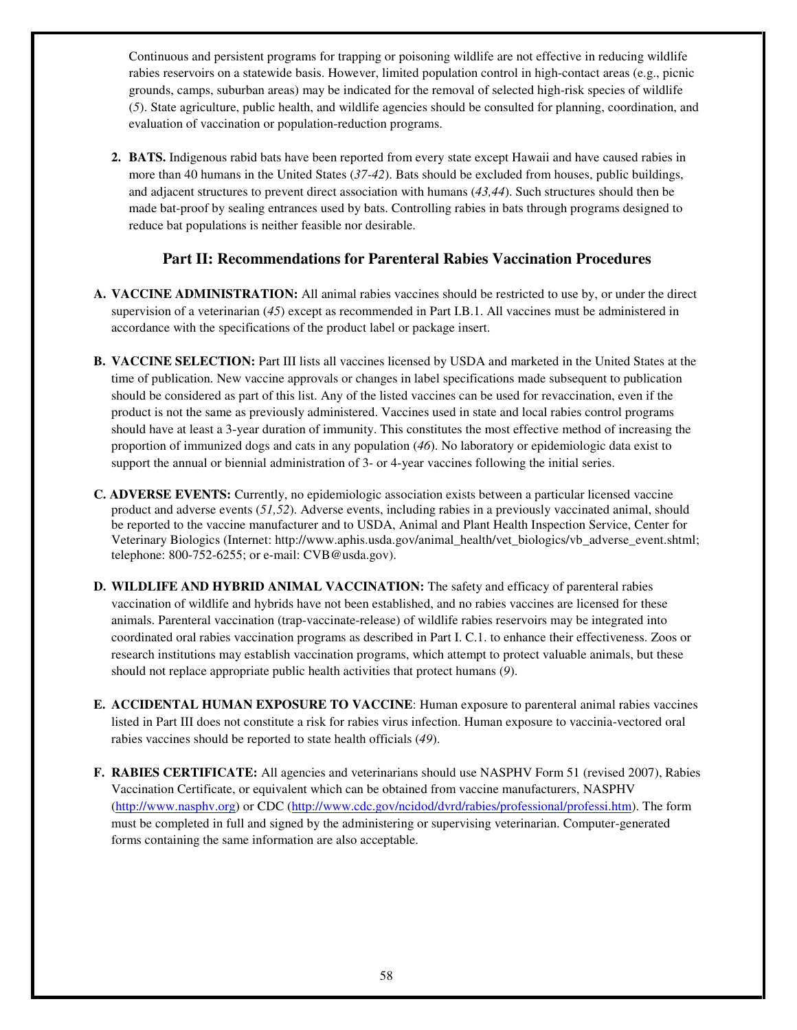Continuous and persistent programs for trapping or poisoning wildlife are not effective in reducing wildlife rabies reservoirs on a statewide basis. However, limited population control in high-contact areas (e.g., picnic grounds, camps, suburban areas) may be indicated for the removal of selected high-risk species of wildlife (*5*). State agriculture, public health, and wildlife agencies should be consulted for planning, coordination, and evaluation of vaccination or population-reduction programs.

2. **BATS.** Indigenous rabid bats have been reported from every state except Hawaii and have caused rabies in more than 40 humans in the United States (*37-42*). Bats should be excluded from houses, public buildings, and adjacent structures to prevent direct association with humans (*43,44*). Such structures should then be made bat-proof by sealing entrances used by bats. Controlling rabies in bats through programs designed to reduce bat populations is neither feasible nor desirable.

## Part II: Recommendations for Parenteral Rabies Vaccination Procedures

**A. VACCINE ADMINISTRATION:** All animal rabies vaccines should be restricted to use by, or under the direct supervision of a veterinarian (*45*) except as recommended in Part I.B.1. All vaccines must be administered in accordance with the specifications of the product label or package insert.

**B. VACCINE SELECTION:** Part III lists all vaccines licensed by USDA and marketed in the United States at the time of publication. New vaccine approvals or changes in label specifications made subsequent to publication should be considered as part of this list. Any of the listed vaccines can be used for revaccination, even if the product is not the same as previously administered. Vaccines used in state and local rabies control programs should have at least a 3-year duration of immunity. This constitutes the most effective method of increasing the proportion of immunized dogs and cats in any population (*46*). No laboratory or epidemiologic data exist to support the annual or biennial administration of 3- or 4-year vaccines following the initial series.

**C. ADVERSE EVENTS:** Currently, no epidemiologic association exists between a particular licensed vaccine product and adverse events (*51,52*). Adverse events, including rabies in a previously vaccinated animal, should be reported to the vaccine manufacturer and to USDA, Animal and Plant Health Inspection Service, Center for Veterinary Biologics (Internet: http://www.aphis.usda.gov/animal_health/vet_biologics/vb_adverse_event.shtml; telephone: 800-752-6255; or e-mail: CVB@usda.gov).

**D. WILDLIFE AND HYBRID ANIMAL VACCINATION:** The safety and efficacy of parenteral rabies vaccination of wildlife and hybrids have not been established, and no rabies vaccines are licensed for these animals. Parenteral vaccination (trap-vaccinate-release) of wildlife rabies reservoirs may be integrated into coordinated oral rabies vaccination programs as described in Part I. C.1. to enhance their effectiveness. Zoos or research institutions may establish vaccination programs, which attempt to protect valuable animals, but these should not replace appropriate public health activities that protect humans (*9*).

**E. ACCIDENTAL HUMAN EXPOSURE TO VACCINE**: Human exposure to parenteral animal rabies vaccines listed in Part III does not constitute a risk for rabies virus infection. Human exposure to vaccinia-vectored oral rabies vaccines should be reported to state health officials (*49*).

**F. RABIES CERTIFICATE:** All agencies and veterinarians should use NASPHV Form 51 (revised 2007), Rabies Vaccination Certificate, or equivalent which can be obtained from vaccine manufacturers, NASPHV (http://www.nasphv.org) or CDC (http://www.cdc.gov/ncidod/dvrd/rabies/professional/professi.htm). The form must be completed in full and signed by the administering or supervising veterinarian. Computer-generated forms containing the same information are also acceptable.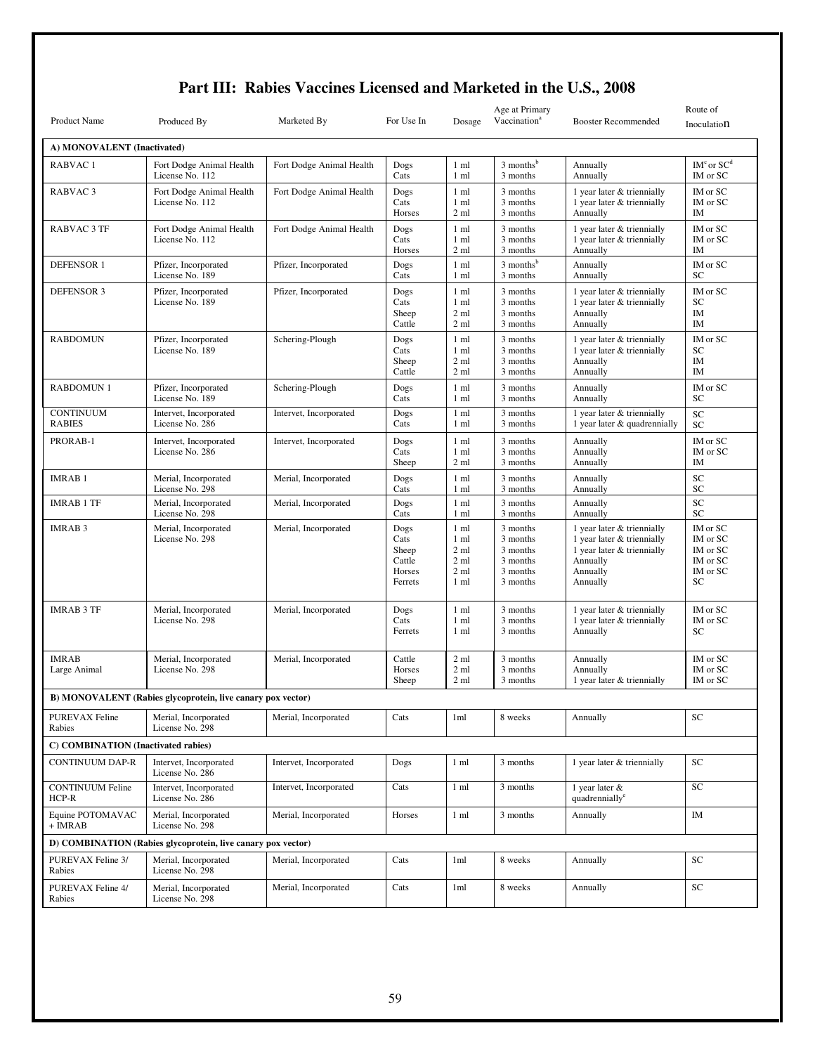# Part III: Rabies Vaccines Licensed and Marketed in the U.S., 2008

| Product Name | Produced By | Marketed By | For Use In | Dosage | Age at Primary Vaccination[a] | Booster Recommended | Route of Inoculation |
|---|---|---|---|---|---|---|---|
| **A) MONOVALENT (Inactivated)** | | | | | | | |
| RABVAC 1 | Fort Dodge Animal Health License No. 112 | Fort Dodge Animal Health | Dogs<br>Cats | 1 ml<br>1 ml | 3 months[b]<br>3 months | Annually<br>Annually | IM[c] or SC[d]<br>IM or SC |
| RABVAC 3 | Fort Dodge Animal Health License No. 112 | Fort Dodge Animal Health | Dogs<br>Cats<br>Horses | 1 ml<br>1 ml<br>2 ml | 3 months<br>3 months<br>3 months | 1 year later & triennially<br>1 year later & triennially<br>Annually | IM or SC<br>IM or SC<br>IM |
| RABVAC 3 TF | Fort Dodge Animal Health License No. 112 | Fort Dodge Animal Health | Dogs<br>Cats<br>Horses | 1 ml<br>1 ml<br>2 ml | 3 months<br>3 months<br>3 months | 1 year later & triennially<br>1 year later & triennially<br>Annually | IM or SC<br>IM or SC<br>IM |
| DEFENSOR 1 | Pfizer, Incorporated License No. 189 | Pfizer, Incorporated | Dogs<br>Cats | 1 ml<br>1 ml | 3 months[b]<br>3 months | Annually<br>Annually | IM or SC<br>SC |
| DEFENSOR 3 | Pfizer, Incorporated License No. 189 | Pfizer, Incorporated | Dogs<br>Cats<br>Sheep<br>Cattle | 1 ml<br>1 ml<br>2 ml<br>2 ml | 3 months<br>3 months<br>3 months<br>3 months | 1 year later & triennially<br>1 year later & triennially<br>Annually<br>Annually | IM or SC<br>SC<br>IM<br>IM |
| RABDOMUN | Pfizer, Incorporated License No. 189 | Schering-Plough | Dogs<br>Cats<br>Sheep<br>Cattle | 1 ml<br>1 ml<br>2 ml<br>2 ml | 3 months<br>3 months<br>3 months<br>3 months | 1 year later & triennially<br>1 year later & triennially<br>Annually<br>Annually | IM or SC<br>SC<br>IM<br>IM |
| RABDOMUN 1 | Pfizer, Incorporated License No. 189 | Schering-Plough | Dogs<br>Cats | 1 ml<br>1 ml | 3 months<br>3 months | Annually<br>Annually | IM or SC<br>SC |
| CONTINUUM RABIES | Intervet, Incorporated License No. 286 | Intervet, Incorporated | Dogs<br>Cats | 1 ml<br>1 ml | 3 months<br>3 months | 1 year later & triennially<br>1 year later & quadrennially | SC<br>SC |
| PRORAB-1 | Intervet, Incorporated License No. 286 | Intervet, Incorporated | Dogs<br>Cats<br>Sheep | 1 ml<br>1 ml<br>2 ml | 3 months<br>3 months<br>3 months | Annually<br>Annually<br>Annually | IM or SC<br>IM or SC<br>IM |
| IMRAB 1 | Merial, Incorporated License No. 298 | Merial, Incorporated | Dogs<br>Cats | 1 ml<br>1 ml | 3 months<br>3 months | Annually<br>Annually | SC<br>SC |
| IMRAB 1 TF | Merial, Incorporated License No. 298 | Merial, Incorporated | Dogs<br>Cats | 1 ml<br>1 ml | 3 months<br>3 months | Annually<br>Annually | SC<br>SC |
| IMRAB 3 | Merial, Incorporated License No. 298 | Merial, Incorporated | Dogs<br>Cats<br>Sheep<br>Cattle<br>Horses<br>Ferrets | 1 ml<br>1 ml<br>2 ml<br>2 ml<br>2 ml<br>1 ml | 3 months<br>3 months<br>3 months<br>3 months<br>3 months<br>3 months | 1 year later & triennially<br>1 year later & triennially<br>1 year later & triennially<br>Annually<br>Annually<br>Annually | IM or SC<br>IM or SC<br>IM or SC<br>IM or SC<br>IM or SC<br>SC |
| IMRAB 3 TF | Merial, Incorporated License No. 298 | Merial, Incorporated | Dogs<br>Cats<br>Ferrets | 1 ml<br>1 ml<br>1 ml | 3 months<br>3 months<br>3 months | 1 year later & triennially<br>1 year later & triennially<br>Annually | IM or SC<br>IM or SC<br>SC |
| IMRAB Large Animal | Merial, Incorporated License No. 298 | Merial, Incorporated | Cattle<br>Horses<br>Sheep | 2 ml<br>2 ml<br>2 ml | 3 months<br>3 months<br>3 months | Annually<br>Annually<br>1 year later & triennially | IM or SC<br>IM or SC<br>IM or SC |
| **B) MONOVALENT (Rabies glycoprotein, live canary pox vector)** | | | | | | | |
| PUREVAX Feline Rabies | Merial, Incorporated License No. 298 | Merial, Incorporated | Cats | 1ml | 8 weeks | Annually | SC |
| **C) COMBINATION (Inactivated rabies)** | | | | | | | |
| CONTINUUM DAP-R | Intervet, Incorporated License No. 286 | Intervet, Incorporated | Dogs | 1 ml | 3 months | 1 year later & triennially | SC |
| CONTINUUM Feline HCP-R | Intervet, Incorporated License No. 286 | Intervet, Incorporated | Cats | 1 ml | 3 months | 1 year later & quadrennially[e] | SC |
| Equine POTOMAVAC + IMRAB | Merial, Incorporated License No. 298 | Merial, Incorporated | Horses | 1 ml | 3 months | Annually | IM |
| **D) COMBINATION (Rabies glycoprotein, live canary pox vector)** | | | | | | | |
| PUREVAX Feline 3/ Rabies | Merial, Incorporated License No. 298 | Merial, Incorporated | Cats | 1ml | 8 weeks | Annually | SC |
| PUREVAX Feline 4/ Rabies | Merial, Incorporated License No. 298 | Merial, Incorporated | Cats | 1ml | 8 weeks | Annually | SC |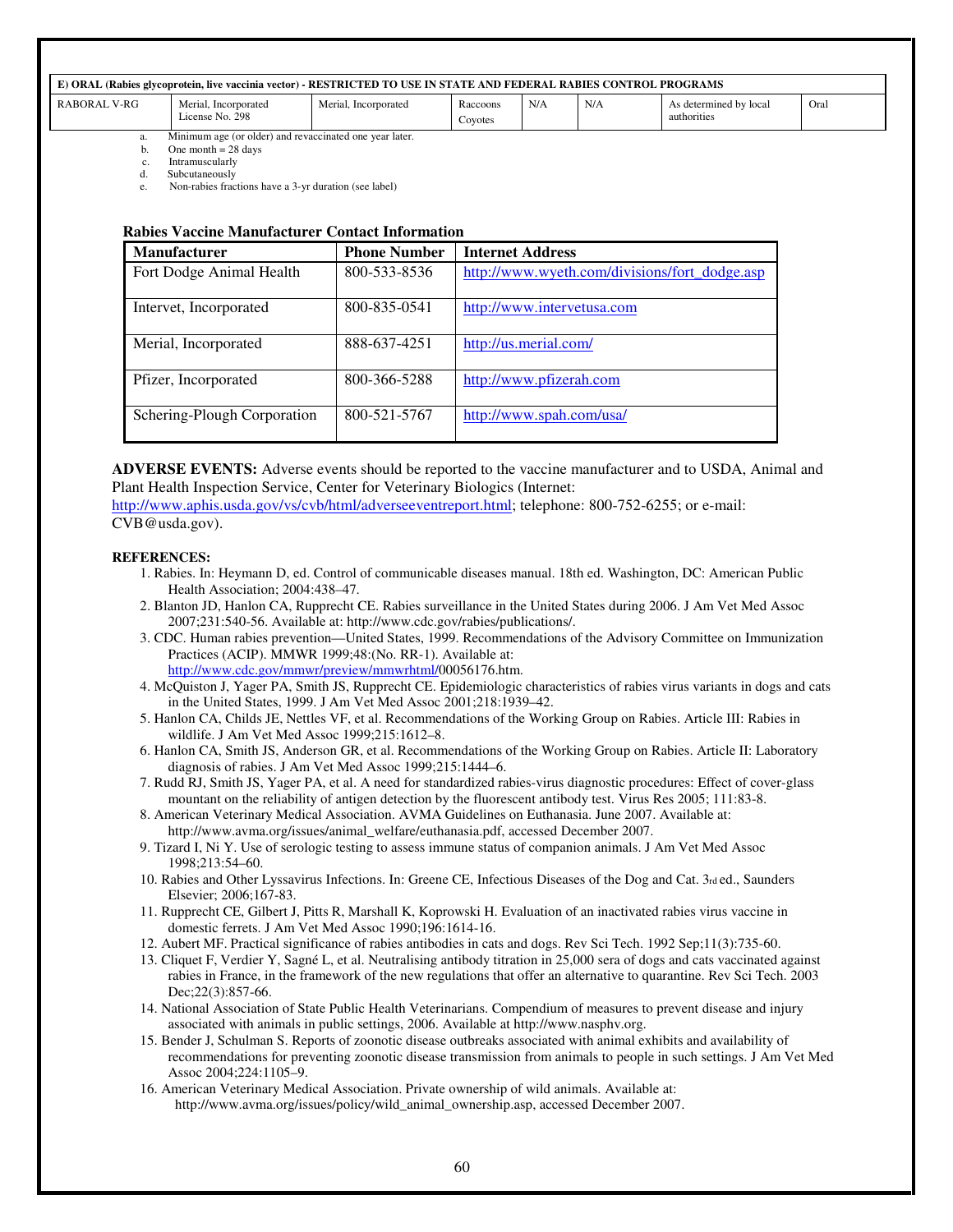| E) ORAL (Rabies glycoprotein, live vaccinia vector) - RESTRICTED TO USE IN STATE AND FEDERAL RABIES CONTROL PROGRAMS | | | | | | | |
|---|---|---|---|---|---|---|---|
| RABORAL V-RG | Merial, Incorporated License No. 298 | Merial, Incorporated | Raccoons Coyotes | N/A | N/A | As determined by local authorities | Oral |

a. Minimum age (or older) and revaccinated one year later.
b. One month = 28 days
c. Intramuscularly
d. Subcutaneously
e. Non-rabies fractions have a 3-yr duration (see label)

**Rabies Vaccine Manufacturer Contact Information**

| Manufacturer | Phone Number | Internet Address |
|---|---|---|
| Fort Dodge Animal Health | 800-533-8536 | http://www.wyeth.com/divisions/fort_dodge.asp |
| Intervet, Incorporated | 800-835-0541 | http://www.intervetusa.com |
| Merial, Incorporated | 888-637-4251 | http://us.merial.com/ |
| Pfizer, Incorporated | 800-366-5288 | http://www.pfizerah.com |
| Schering-Plough Corporation | 800-521-5767 | http://www.spah.com/usa/ |

**ADVERSE EVENTS:** Adverse events should be reported to the vaccine manufacturer and to USDA, Animal and Plant Health Inspection Service, Center for Veterinary Biologics (Internet: http://www.aphis.usda.gov/vs/cvb/html/adverseeventreport.html; telephone: 800-752-6255; or e-mail: CVB@usda.gov).

**REFERENCES:**

1. Rabies. In: Heymann D, ed. Control of communicable diseases manual. 18th ed. Washington, DC: American Public Health Association; 2004:438–47.
2. Blanton JD, Hanlon CA, Rupprecht CE. Rabies surveillance in the United States during 2006. J Am Vet Med Assoc 2007;231:540-56. Available at: http://www.cdc.gov/rabies/publications/.
3. CDC. Human rabies prevention—United States, 1999. Recommendations of the Advisory Committee on Immunization Practices (ACIP). MMWR 1999;48:(No. RR-1). Available at: http://www.cdc.gov/mmwr/preview/mmwrhtml/00056176.htm.
4. McQuiston J, Yager PA, Smith JS, Rupprecht CE. Epidemiologic characteristics of rabies virus variants in dogs and cats in the United States, 1999. J Am Vet Med Assoc 2001;218:1939–42.
5. Hanlon CA, Childs JE, Nettles VF, et al. Recommendations of the Working Group on Rabies. Article III: Rabies in wildlife. J Am Vet Med Assoc 1999;215:1612–8.
6. Hanlon CA, Smith JS, Anderson GR, et al. Recommendations of the Working Group on Rabies. Article II: Laboratory diagnosis of rabies. J Am Vet Med Assoc 1999;215:1444–6.
7. Rudd RJ, Smith JS, Yager PA, et al. A need for standardized rabies-virus diagnostic procedures: Effect of cover-glass mountant on the reliability of antigen detection by the fluorescent antibody test. Virus Res 2005; 111:83-8.
8. American Veterinary Medical Association. AVMA Guidelines on Euthanasia. June 2007. Available at: http://www.avma.org/issues/animal_welfare/euthanasia.pdf, accessed December 2007.
9. Tizard I, Ni Y. Use of serologic testing to assess immune status of companion animals. J Am Vet Med Assoc 1998;213:54–60.
10. Rabies and Other Lyssavirus Infections. In: Greene CE, Infectious Diseases of the Dog and Cat. 3rd ed., Saunders Elsevier; 2006;167-83.
11. Rupprecht CE, Gilbert J, Pitts R, Marshall K, Koprowski H. Evaluation of an inactivated rabies virus vaccine in domestic ferrets. J Am Vet Med Assoc 1990;196:1614-16.
12. Aubert MF. Practical significance of rabies antibodies in cats and dogs. Rev Sci Tech. 1992 Sep;11(3):735-60.
13. Cliquet F, Verdier Y, Sagné L, et al. Neutralising antibody titration in 25,000 sera of dogs and cats vaccinated against rabies in France, in the framework of the new regulations that offer an alternative to quarantine. Rev Sci Tech. 2003 Dec;22(3):857-66.
14. National Association of State Public Health Veterinarians. Compendium of measures to prevent disease and injury associated with animals in public settings, 2006. Available at http://www.nasphv.org.
15. Bender J, Schulman S. Reports of zoonotic disease outbreaks associated with animal exhibits and availability of recommendations for preventing zoonotic disease transmission from animals to people in such settings. J Am Vet Med Assoc 2004;224:1105–9.
16. American Veterinary Medical Association. Private ownership of wild animals. Available at: http://www.avma.org/issues/policy/wild_animal_ownership.asp, accessed December 2007.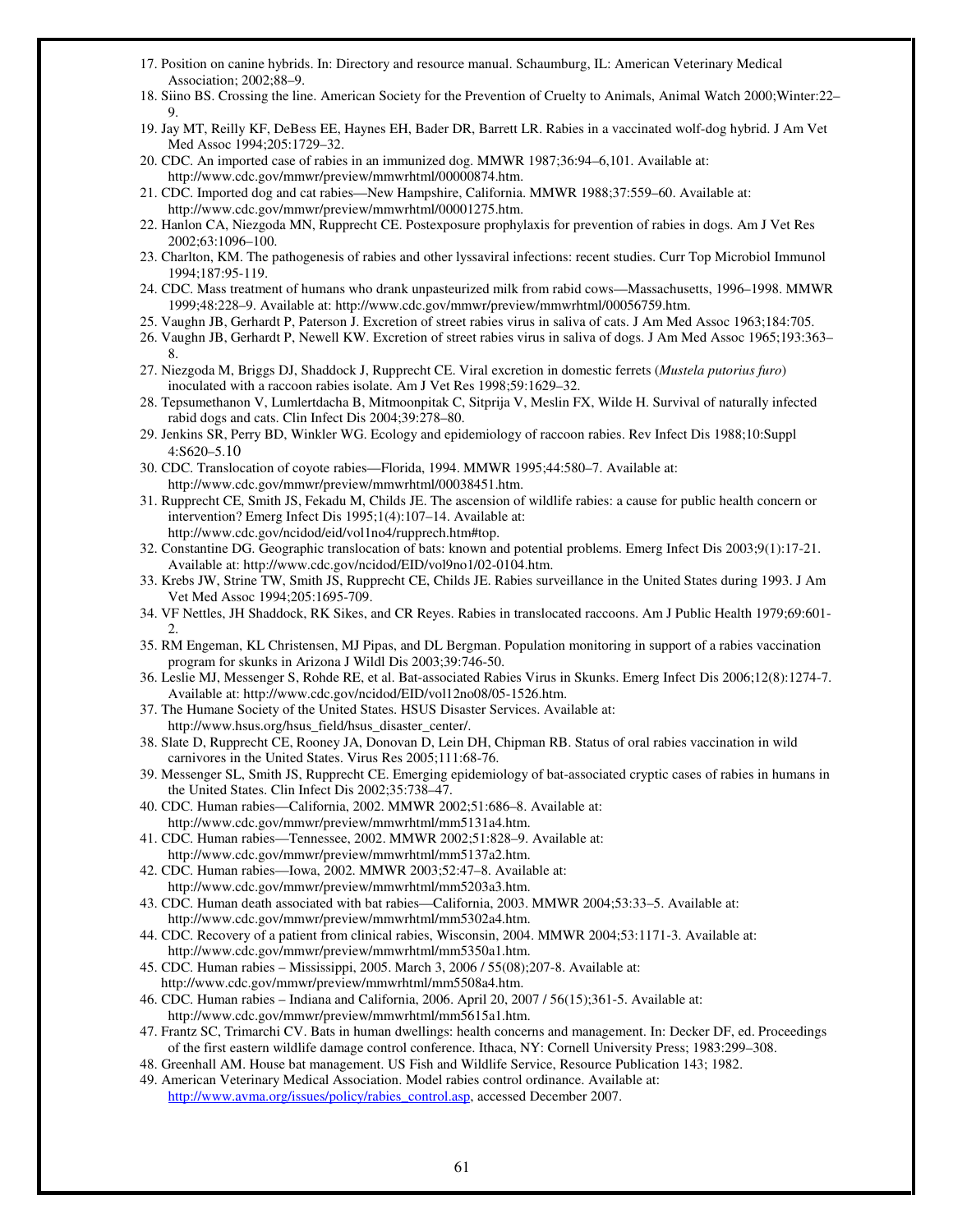17. Position on canine hybrids. In: Directory and resource manual. Schaumburg, IL: American Veterinary Medical Association; 2002;88–9.
18. Siino BS. Crossing the line. American Society for the Prevention of Cruelty to Animals, Animal Watch 2000;Winter:22–9.
19. Jay MT, Reilly KF, DeBess EE, Haynes EH, Bader DR, Barrett LR. Rabies in a vaccinated wolf-dog hybrid. J Am Vet Med Assoc 1994;205:1729–32.
20. CDC. An imported case of rabies in an immunized dog. MMWR 1987;36:94–6,101. Available at: http://www.cdc.gov/mmwr/preview/mmwrhtml/00000874.htm.
21. CDC. Imported dog and cat rabies—New Hampshire, California. MMWR 1988;37:559–60. Available at: http://www.cdc.gov/mmwr/preview/mmwrhtml/00001275.htm.
22. Hanlon CA, Niezgoda MN, Rupprecht CE. Postexposure prophylaxis for prevention of rabies in dogs. Am J Vet Res 2002;63:1096–100.
23. Charlton, KM. The pathogenesis of rabies and other lyssaviral infections: recent studies. Curr Top Microbiol Immunol 1994;187:95-119.
24. CDC. Mass treatment of humans who drank unpasteurized milk from rabid cows—Massachusetts, 1996–1998. MMWR 1999;48:228–9. Available at: http://www.cdc.gov/mmwr/preview/mmwrhtml/00056759.htm.
25. Vaughn JB, Gerhardt P, Paterson J. Excretion of street rabies virus in saliva of cats. J Am Med Assoc 1963;184:705.
26. Vaughn JB, Gerhardt P, Newell KW. Excretion of street rabies virus in saliva of dogs. J Am Med Assoc 1965;193:363–8.
27. Niezgoda M, Briggs DJ, Shaddock J, Rupprecht CE. Viral excretion in domestic ferrets (*Mustela putorius furo*) inoculated with a raccoon rabies isolate. Am J Vet Res 1998;59:1629–32.
28. Tepsumethanon V, Lumlertdacha B, Mitmoonpitak C, Sitprija V, Meslin FX, Wilde H. Survival of naturally infected rabid dogs and cats. Clin Infect Dis 2004;39:278–80.
29. Jenkins SR, Perry BD, Winkler WG. Ecology and epidemiology of raccoon rabies. Rev Infect Dis 1988;10:Suppl 4:S620–5.10
30. CDC. Translocation of coyote rabies—Florida, 1994. MMWR 1995;44:580–7. Available at: http://www.cdc.gov/mmwr/preview/mmwrhtml/00038451.htm.
31. Rupprecht CE, Smith JS, Fekadu M, Childs JE. The ascension of wildlife rabies: a cause for public health concern or intervention? Emerg Infect Dis 1995;1(4):107–14. Available at: http://www.cdc.gov/ncidod/eid/vol1no4/rupprech.htm#top.
32. Constantine DG. Geographic translocation of bats: known and potential problems. Emerg Infect Dis 2003;9(1):17-21. Available at: http://www.cdc.gov/ncidod/EID/vol9no1/02-0104.htm.
33. Krebs JW, Strine TW, Smith JS, Rupprecht CE, Childs JE. Rabies surveillance in the United States during 1993. J Am Vet Med Assoc 1994;205:1695-709.
34. VF Nettles, JH Shaddock, RK Sikes, and CR Reyes. Rabies in translocated raccoons. Am J Public Health 1979;69:601-2.
35. RM Engeman, KL Christensen, MJ Pipas, and DL Bergman. Population monitoring in support of a rabies vaccination program for skunks in Arizona J Wildl Dis 2003;39:746-50.
36. Leslie MJ, Messenger S, Rohde RE, et al. Bat-associated Rabies Virus in Skunks. Emerg Infect Dis 2006;12(8):1274-7. Available at: http://www.cdc.gov/ncidod/EID/vol12no08/05-1526.htm.
37. The Humane Society of the United States. HSUS Disaster Services. Available at: http://www.hsus.org/hsus_field/hsus_disaster_center/.
38. Slate D, Rupprecht CE, Rooney JA, Donovan D, Lein DH, Chipman RB. Status of oral rabies vaccination in wild carnivores in the United States. Virus Res 2005;111:68-76.
39. Messenger SL, Smith JS, Rupprecht CE. Emerging epidemiology of bat-associated cryptic cases of rabies in humans in the United States. Clin Infect Dis 2002;35:738–47.
40. CDC. Human rabies—California, 2002. MMWR 2002;51:686–8. Available at: http://www.cdc.gov/mmwr/preview/mmwrhtml/mm5131a4.htm.
41. CDC. Human rabies—Tennessee, 2002. MMWR 2002;51:828–9. Available at: http://www.cdc.gov/mmwr/preview/mmwrhtml/mm5137a2.htm.
42. CDC. Human rabies—Iowa, 2002. MMWR 2003;52:47–8. Available at: http://www.cdc.gov/mmwr/preview/mmwrhtml/mm5203a3.htm.
43. CDC. Human death associated with bat rabies—California, 2003. MMWR 2004;53:33–5. Available at: http://www.cdc.gov/mmwr/preview/mmwrhtml/mm5302a4.htm.
44. CDC. Recovery of a patient from clinical rabies, Wisconsin, 2004. MMWR 2004;53:1171-3. Available at: http://www.cdc.gov/mmwr/preview/mmwrhtml/mm5350a1.htm.
45. CDC. Human rabies – Mississippi, 2005. March 3, 2006 / 55(08);207-8. Available at: http://www.cdc.gov/mmwr/preview/mmwrhtml/mm5508a4.htm.
46. CDC. Human rabies – Indiana and California, 2006. April 20, 2007 / 56(15);361-5. Available at: http://www.cdc.gov/mmwr/preview/mmwrhtml/mm5615a1.htm.
47. Frantz SC, Trimarchi CV. Bats in human dwellings: health concerns and management. In: Decker DF, ed. Proceedings of the first eastern wildlife damage control conference. Ithaca, NY: Cornell University Press; 1983:299–308.
48. Greenhall AM. House bat management. US Fish and Wildlife Service, Resource Publication 143; 1982.
49. American Veterinary Medical Association. Model rabies control ordinance. Available at: http://www.avma.org/issues/policy/rabies_control.asp, accessed December 2007.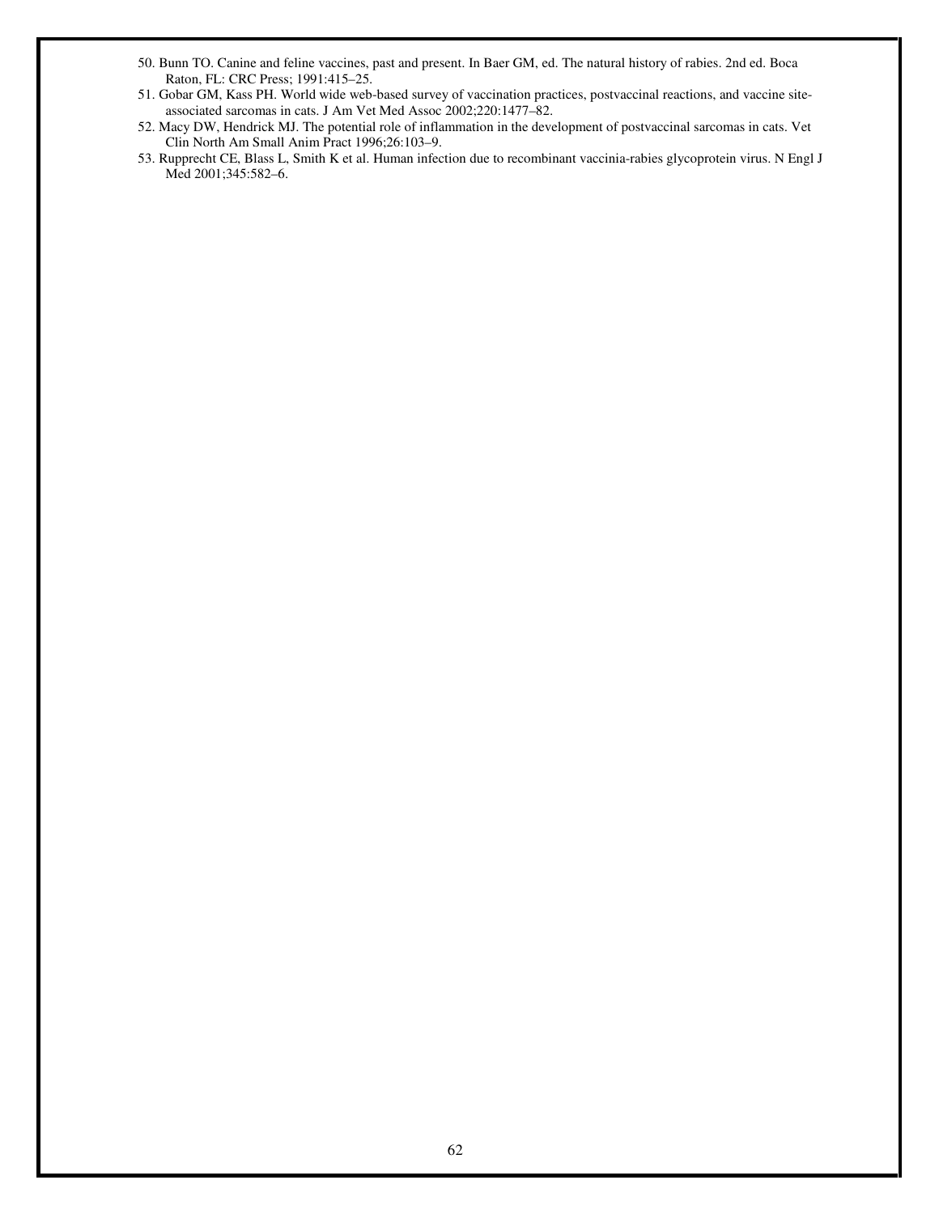50. Bunn TO. Canine and feline vaccines, past and present. In Baer GM, ed. The natural history of rabies. 2nd ed. Boca Raton, FL: CRC Press; 1991:415–25.
51. Gobar GM, Kass PH. World wide web-based survey of vaccination practices, postvaccinal reactions, and vaccine site-associated sarcomas in cats. J Am Vet Med Assoc 2002;220:1477–82.
52. Macy DW, Hendrick MJ. The potential role of inflammation in the development of postvaccinal sarcomas in cats. Vet Clin North Am Small Anim Pract 1996;26:103–9.
53. Rupprecht CE, Blass L, Smith K et al. Human infection due to recombinant vaccinia-rabies glycoprotein virus. N Engl J Med 2001;345:582–6.